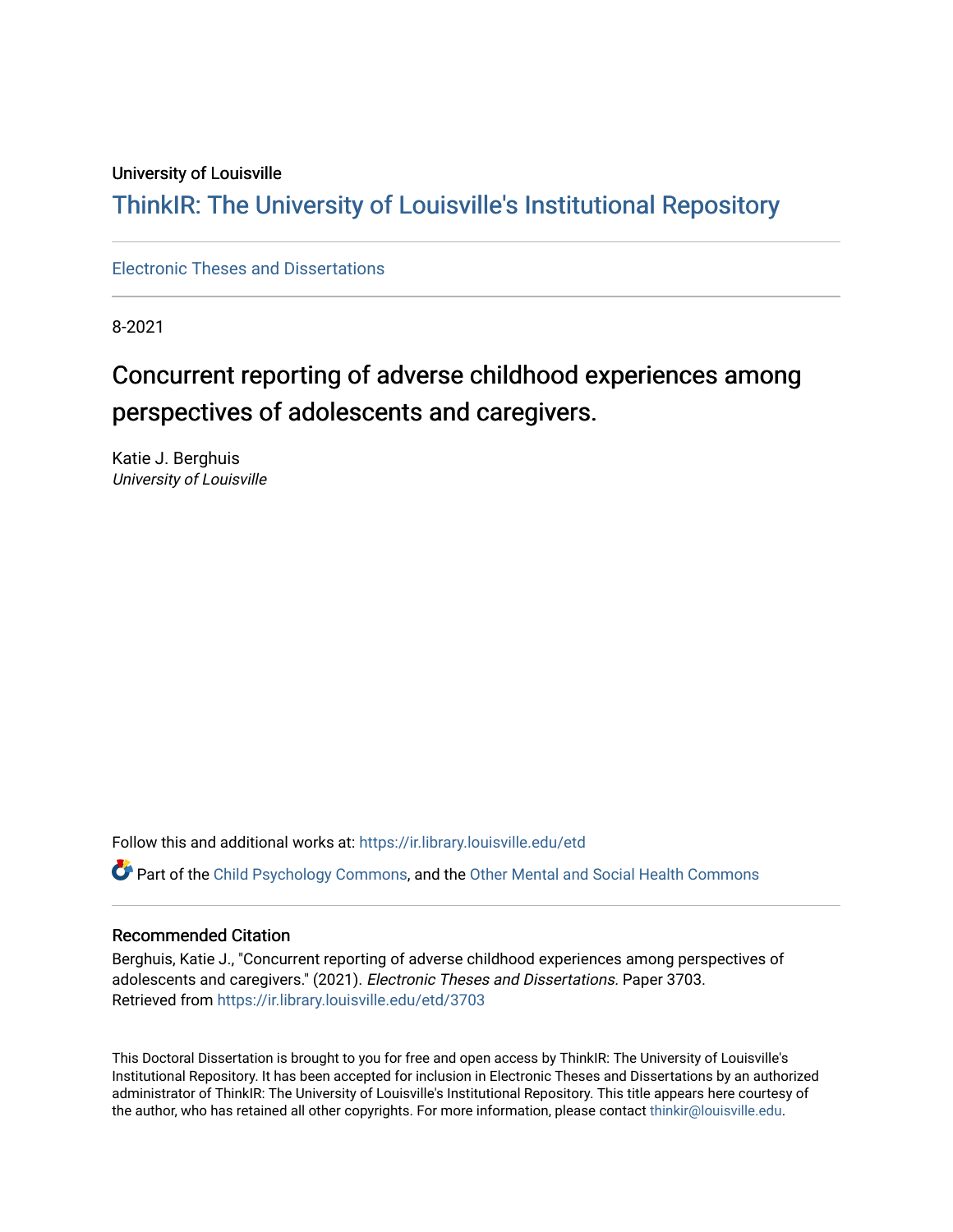University of Louisville

# ThinkIR: The University of Louisville's Institutional Repository

Electronic Theses and Dissertations

8-2021

# Concurrent reporting of adverse childhood experiences among perspectives of adolescents and caregivers.

Katie J. Berghuis
*University of Louisville*

Follow this and additional works at: https://ir.library.louisville.edu/etd

Part of the Child Psychology Commons, and the Other Mental and Social Health Commons

## Recommended Citation

Berghuis, Katie J., "Concurrent reporting of adverse childhood experiences among perspectives of adolescents and caregivers." (2021). *Electronic Theses and Dissertations.* Paper 3703.
Retrieved from https://ir.library.louisville.edu/etd/3703

This Doctoral Dissertation is brought to you for free and open access by ThinkIR: The University of Louisville's Institutional Repository. It has been accepted for inclusion in Electronic Theses and Dissertations by an authorized administrator of ThinkIR: The University of Louisville's Institutional Repository. This title appears here courtesy of the author, who has retained all other copyrights. For more information, please contact thinkir@louisville.edu.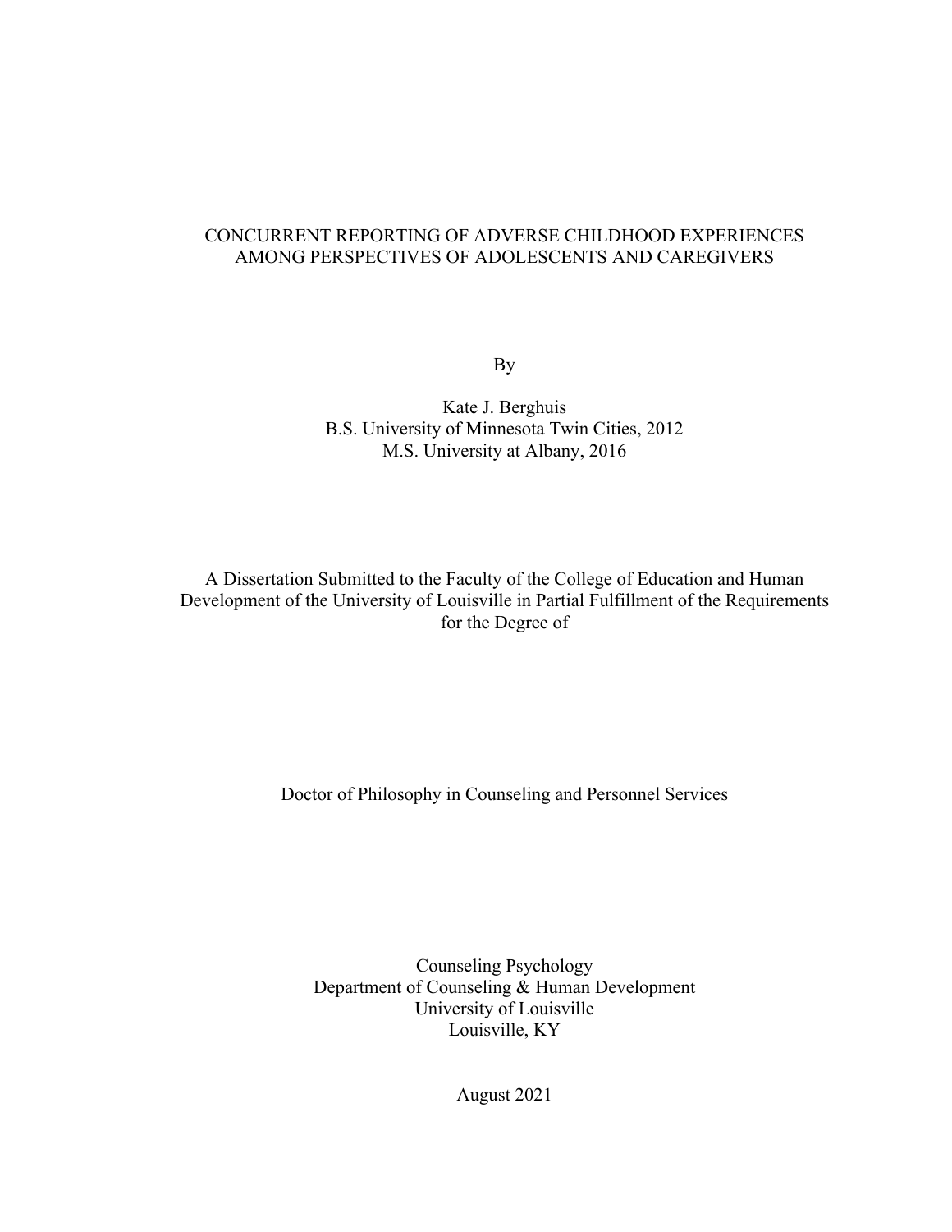# CONCURRENT REPORTING OF ADVERSE CHILDHOOD EXPERIENCES AMONG PERSPECTIVES OF ADOLESCENTS AND CAREGIVERS

By

Kate J. Berghuis
B.S. University of Minnesota Twin Cities, 2012
M.S. University at Albany, 2016

A Dissertation Submitted to the Faculty of the College of Education and Human Development of the University of Louisville in Partial Fulfillment of the Requirements for the Degree of

Doctor of Philosophy in Counseling and Personnel Services

Counseling Psychology
Department of Counseling & Human Development
University of Louisville
Louisville, KY

August 2021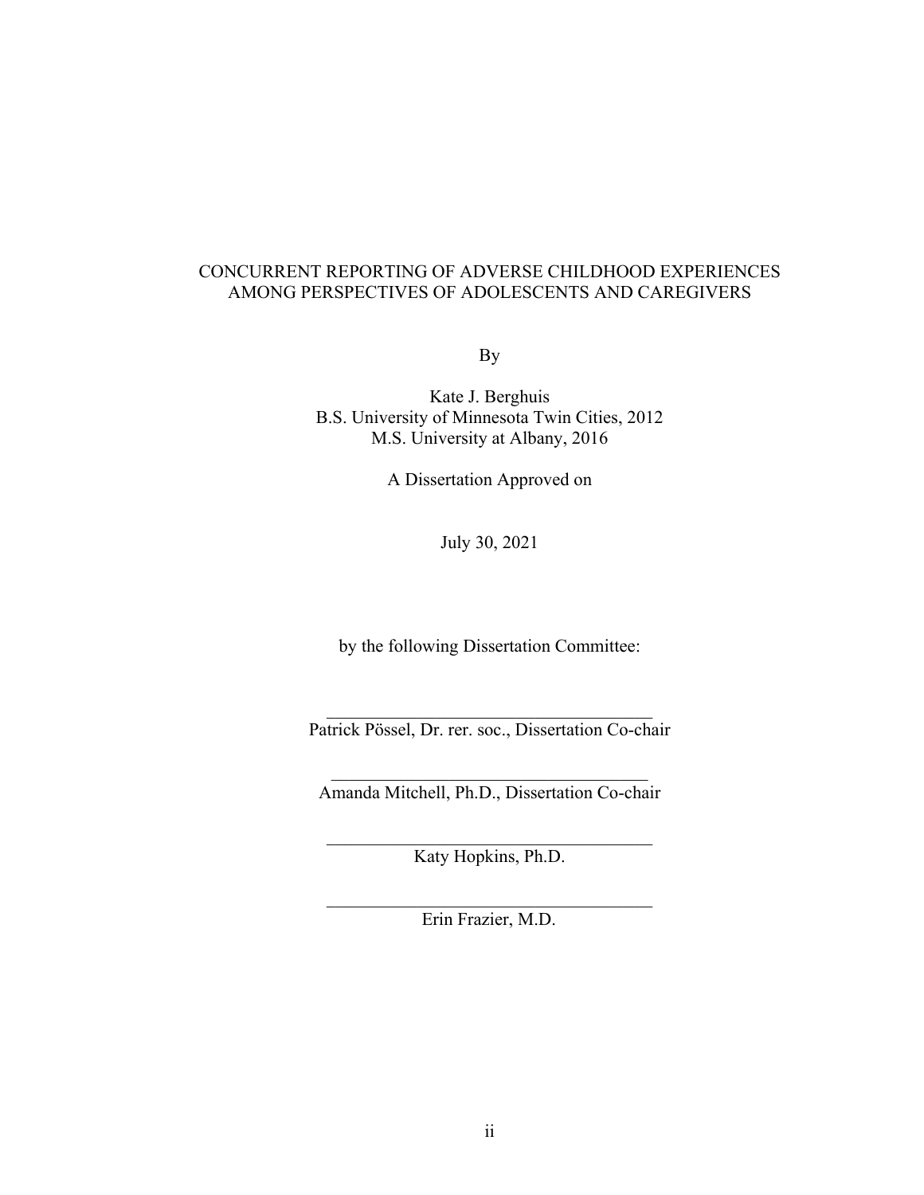CONCURRENT REPORTING OF ADVERSE CHILDHOOD EXPERIENCES AMONG PERSPECTIVES OF ADOLESCENTS AND CAREGIVERS

By

Kate J. Berghuis
B.S. University of Minnesota Twin Cities, 2012
M.S. University at Albany, 2016

A Dissertation Approved on

July 30, 2021

by the following Dissertation Committee:

\_\_\_\_\_\_\_\_\_\_\_\_\_\_\_\_\_\_\_\_\_\_\_\_\_\_\_\_\_\_\_\_\_\_\_\_
Patrick Pössel, Dr. rer. soc., Dissertation Co-chair

\_\_\_\_\_\_\_\_\_\_\_\_\_\_\_\_\_\_\_\_\_\_\_\_\_\_\_\_\_\_\_\_\_\_\_\_
Amanda Mitchell, Ph.D., Dissertation Co-chair

\_\_\_\_\_\_\_\_\_\_\_\_\_\_\_\_\_\_\_\_\_\_\_\_\_\_\_\_\_\_\_\_\_\_\_\_
Katy Hopkins, Ph.D.

\_\_\_\_\_\_\_\_\_\_\_\_\_\_\_\_\_\_\_\_\_\_\_\_\_\_\_\_\_\_\_\_\_\_\_\_
Erin Frazier, M.D.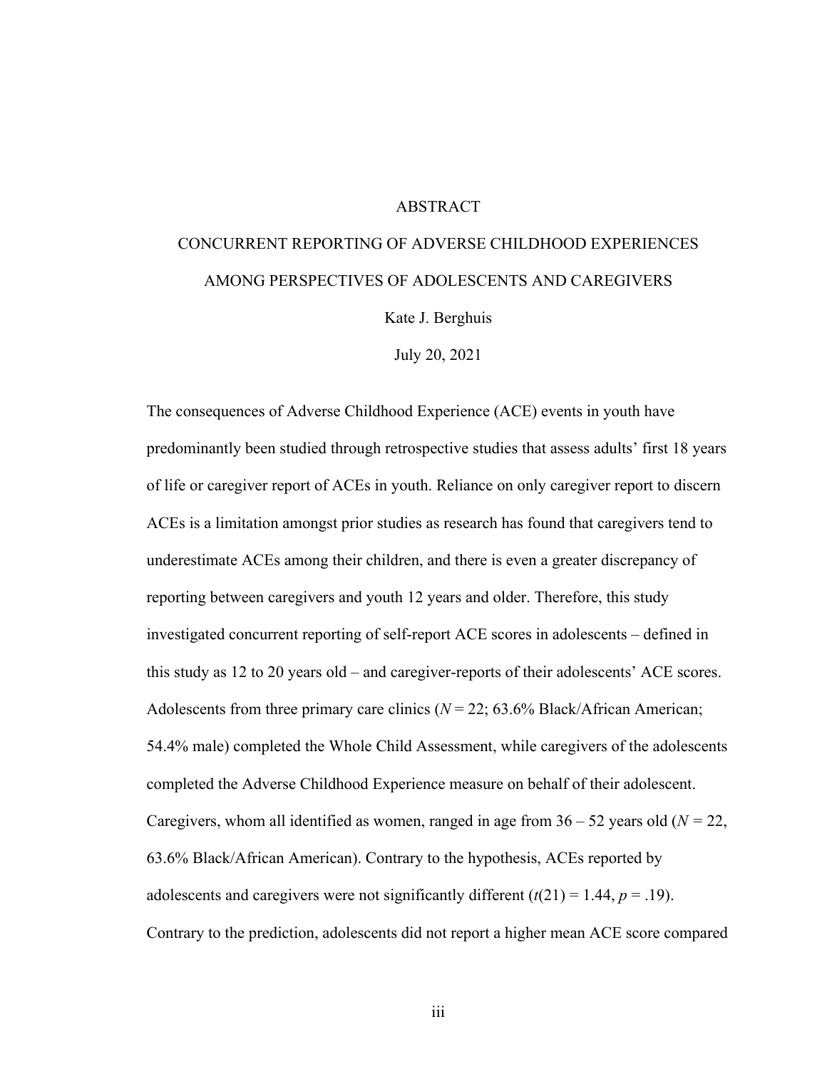# ABSTRACT

## CONCURRENT REPORTING OF ADVERSE CHILDHOOD EXPERIENCES AMONG PERSPECTIVES OF ADOLESCENTS AND CAREGIVERS

Kate J. Berghuis

July 20, 2021

The consequences of Adverse Childhood Experience (ACE) events in youth have predominantly been studied through retrospective studies that assess adults' first 18 years of life or caregiver report of ACEs in youth. Reliance on only caregiver report to discern ACEs is a limitation amongst prior studies as research has found that caregivers tend to underestimate ACEs among their children, and there is even a greater discrepancy of reporting between caregivers and youth 12 years and older. Therefore, this study investigated concurrent reporting of self-report ACE scores in adolescents – defined in this study as 12 to 20 years old – and caregiver-reports of their adolescents' ACE scores. Adolescents from three primary care clinics ($N$ = 22; 63.6% Black/African American; 54.4% male) completed the Whole Child Assessment, while caregivers of the adolescents completed the Adverse Childhood Experience measure on behalf of their adolescent. Caregivers, whom all identified as women, ranged in age from 36 – 52 years old ($N$ = 22, 63.6% Black/African American). Contrary to the hypothesis, ACEs reported by adolescents and caregivers were not significantly different ($t(21) = 1.44$, $p = .19$). Contrary to the prediction, adolescents did not report a higher mean ACE score compared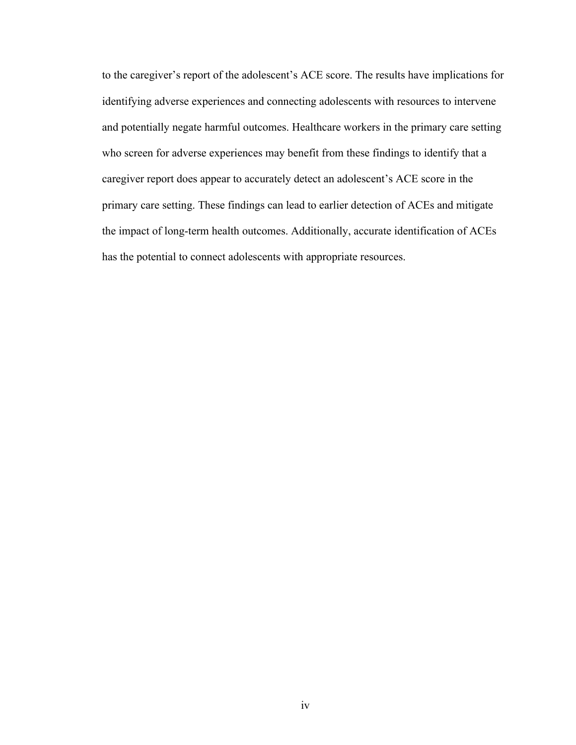to the caregiver's report of the adolescent's ACE score. The results have implications for identifying adverse experiences and connecting adolescents with resources to intervene and potentially negate harmful outcomes. Healthcare workers in the primary care setting who screen for adverse experiences may benefit from these findings to identify that a caregiver report does appear to accurately detect an adolescent's ACE score in the primary care setting. These findings can lead to earlier detection of ACEs and mitigate the impact of long-term health outcomes. Additionally, accurate identification of ACEs has the potential to connect adolescents with appropriate resources.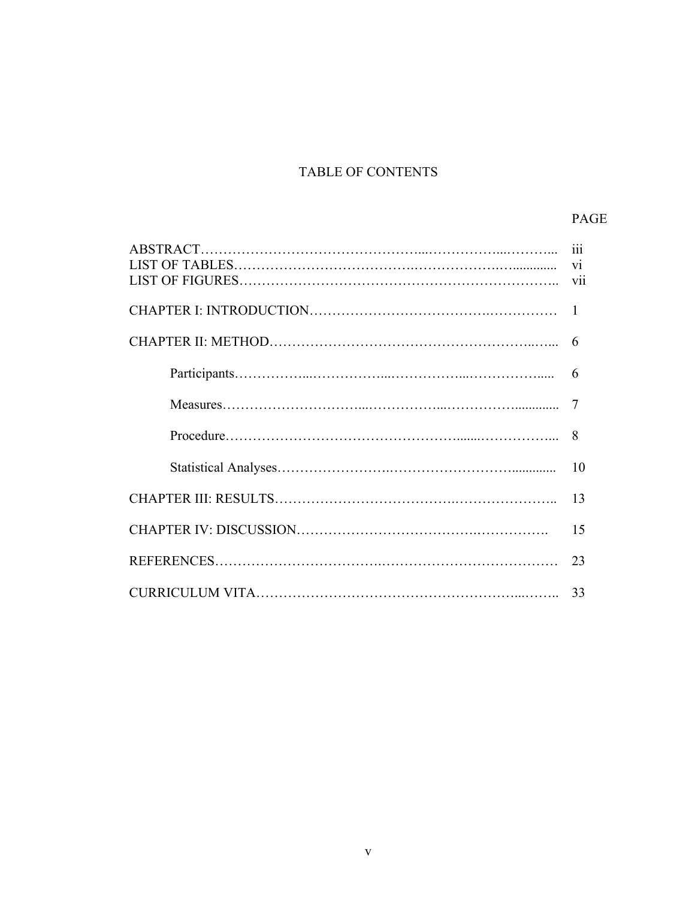# TABLE OF CONTENTS

| | PAGE |
|---|---|
| ABSTRACT | iii |
| LIST OF TABLES | vi |
| LIST OF FIGURES | vii |
| CHAPTER I: INTRODUCTION | 1 |
| CHAPTER II: METHOD | 6 |
| Participants | 6 |
| Measures | 7 |
| Procedure | 8 |
| Statistical Analyses | 10 |
| CHAPTER III: RESULTS | 13 |
| CHAPTER IV: DISCUSSION | 15 |
| REFERENCES | 23 |
| CURRICULUM VITA | 33 |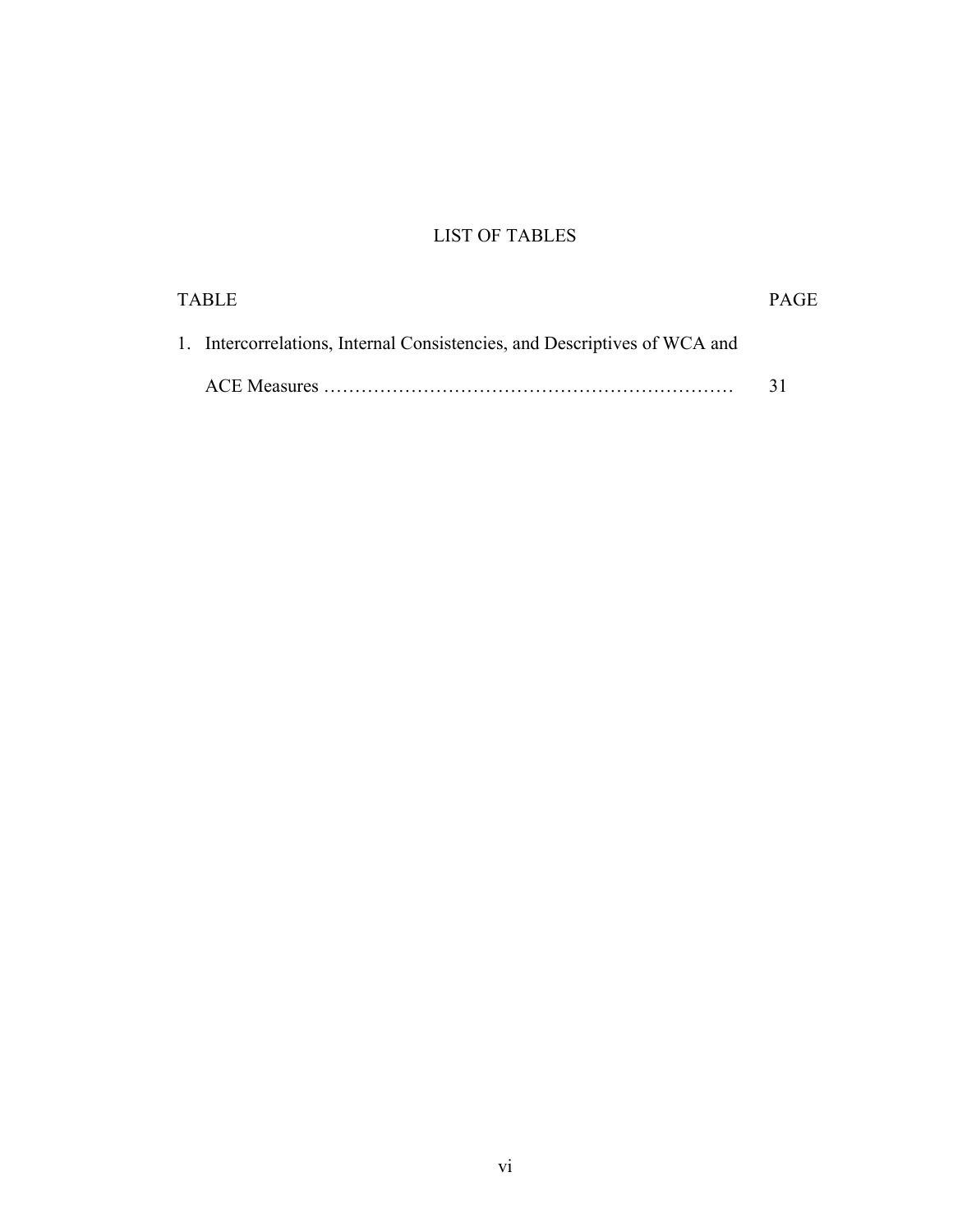# LIST OF TABLES

| TABLE | PAGE |
|---|---|
| 1. Intercorrelations, Internal Consistencies, and Descriptives of WCA and ACE Measures ………………………………………………………… | 31 |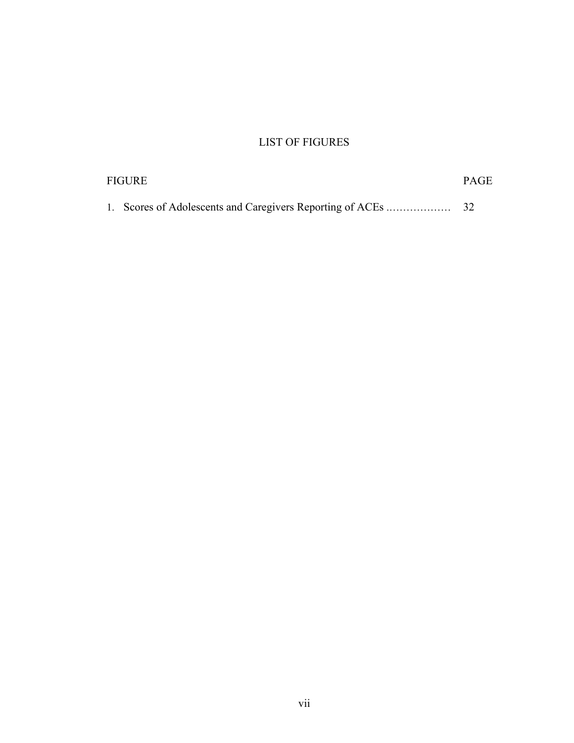# LIST OF FIGURES

| FIGURE | PAGE |
| --- | --- |
| 1. Scores of Adolescents and Caregivers Reporting of ACEs .................. | 32 |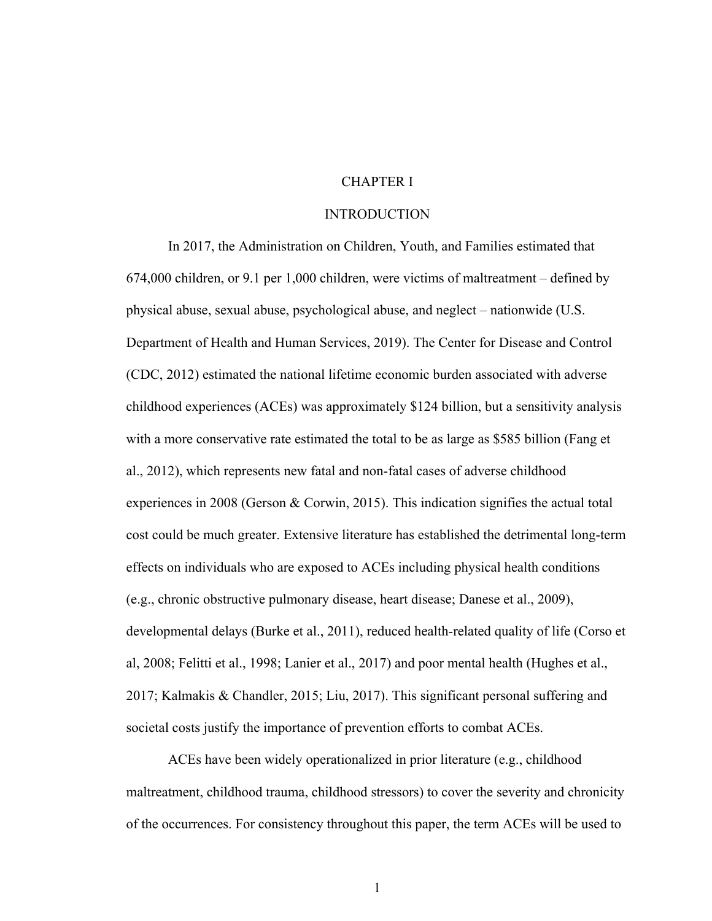# CHAPTER I

# INTRODUCTION

In 2017, the Administration on Children, Youth, and Families estimated that 674,000 children, or 9.1 per 1,000 children, were victims of maltreatment – defined by physical abuse, sexual abuse, psychological abuse, and neglect – nationwide (U.S. Department of Health and Human Services, 2019). The Center for Disease and Control (CDC, 2012) estimated the national lifetime economic burden associated with adverse childhood experiences (ACEs) was approximately $124 billion, but a sensitivity analysis with a more conservative rate estimated the total to be as large as $585 billion (Fang et al., 2012), which represents new fatal and non-fatal cases of adverse childhood experiences in 2008 (Gerson & Corwin, 2015). This indication signifies the actual total cost could be much greater. Extensive literature has established the detrimental long-term effects on individuals who are exposed to ACEs including physical health conditions (e.g., chronic obstructive pulmonary disease, heart disease; Danese et al., 2009), developmental delays (Burke et al., 2011), reduced health-related quality of life (Corso et al, 2008; Felitti et al., 1998; Lanier et al., 2017) and poor mental health (Hughes et al., 2017; Kalmakis & Chandler, 2015; Liu, 2017). This significant personal suffering and societal costs justify the importance of prevention efforts to combat ACEs.

ACEs have been widely operationalized in prior literature (e.g., childhood maltreatment, childhood trauma, childhood stressors) to cover the severity and chronicity of the occurrences. For consistency throughout this paper, the term ACEs will be used to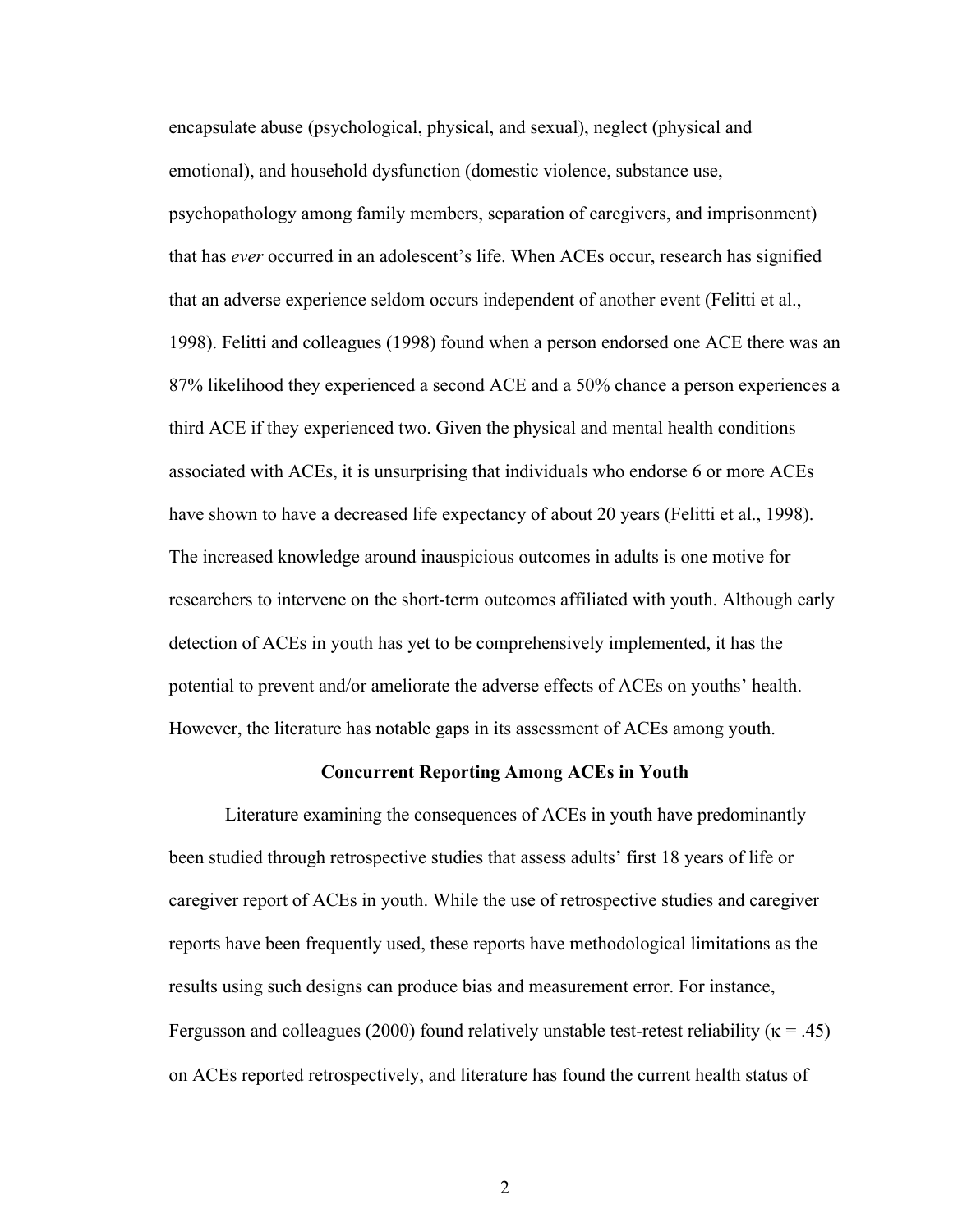encapsulate abuse (psychological, physical, and sexual), neglect (physical and emotional), and household dysfunction (domestic violence, substance use, psychopathology among family members, separation of caregivers, and imprisonment) that has *ever* occurred in an adolescent's life. When ACEs occur, research has signified that an adverse experience seldom occurs independent of another event (Felitti et al., 1998). Felitti and colleagues (1998) found when a person endorsed one ACE there was an 87% likelihood they experienced a second ACE and a 50% chance a person experiences a third ACE if they experienced two. Given the physical and mental health conditions associated with ACEs, it is unsurprising that individuals who endorse 6 or more ACEs have shown to have a decreased life expectancy of about 20 years (Felitti et al., 1998). The increased knowledge around inauspicious outcomes in adults is one motive for researchers to intervene on the short-term outcomes affiliated with youth. Although early detection of ACEs in youth has yet to be comprehensively implemented, it has the potential to prevent and/or ameliorate the adverse effects of ACEs on youths' health. However, the literature has notable gaps in its assessment of ACEs among youth.

## Concurrent Reporting Among ACEs in Youth

Literature examining the consequences of ACEs in youth have predominantly been studied through retrospective studies that assess adults' first 18 years of life or caregiver report of ACEs in youth. While the use of retrospective studies and caregiver reports have been frequently used, these reports have methodological limitations as the results using such designs can produce bias and measurement error. For instance, Fergusson and colleagues (2000) found relatively unstable test-retest reliability ($\kappa = .45$) on ACEs reported retrospectively, and literature has found the current health status of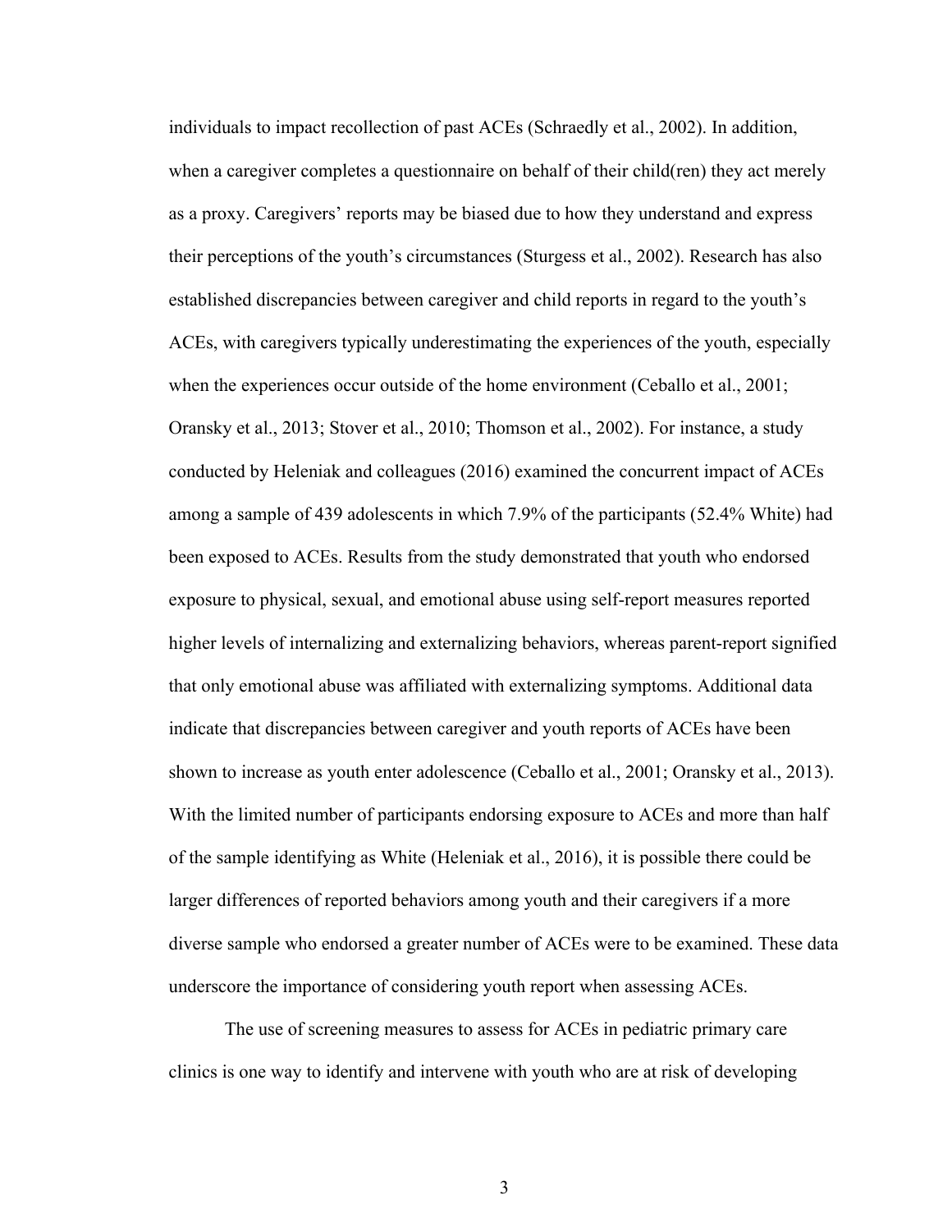individuals to impact recollection of past ACEs (Schraedly et al., 2002). In addition, when a caregiver completes a questionnaire on behalf of their child(ren) they act merely as a proxy. Caregivers' reports may be biased due to how they understand and express their perceptions of the youth's circumstances (Sturgess et al., 2002). Research has also established discrepancies between caregiver and child reports in regard to the youth's ACEs, with caregivers typically underestimating the experiences of the youth, especially when the experiences occur outside of the home environment (Ceballo et al., 2001; Oransky et al., 2013; Stover et al., 2010; Thomson et al., 2002). For instance, a study conducted by Heleniak and colleagues (2016) examined the concurrent impact of ACEs among a sample of 439 adolescents in which 7.9% of the participants (52.4% White) had been exposed to ACEs. Results from the study demonstrated that youth who endorsed exposure to physical, sexual, and emotional abuse using self-report measures reported higher levels of internalizing and externalizing behaviors, whereas parent-report signified that only emotional abuse was affiliated with externalizing symptoms. Additional data indicate that discrepancies between caregiver and youth reports of ACEs have been shown to increase as youth enter adolescence (Ceballo et al., 2001; Oransky et al., 2013). With the limited number of participants endorsing exposure to ACEs and more than half of the sample identifying as White (Heleniak et al., 2016), it is possible there could be larger differences of reported behaviors among youth and their caregivers if a more diverse sample who endorsed a greater number of ACEs were to be examined. These data underscore the importance of considering youth report when assessing ACEs.

The use of screening measures to assess for ACEs in pediatric primary care clinics is one way to identify and intervene with youth who are at risk of developing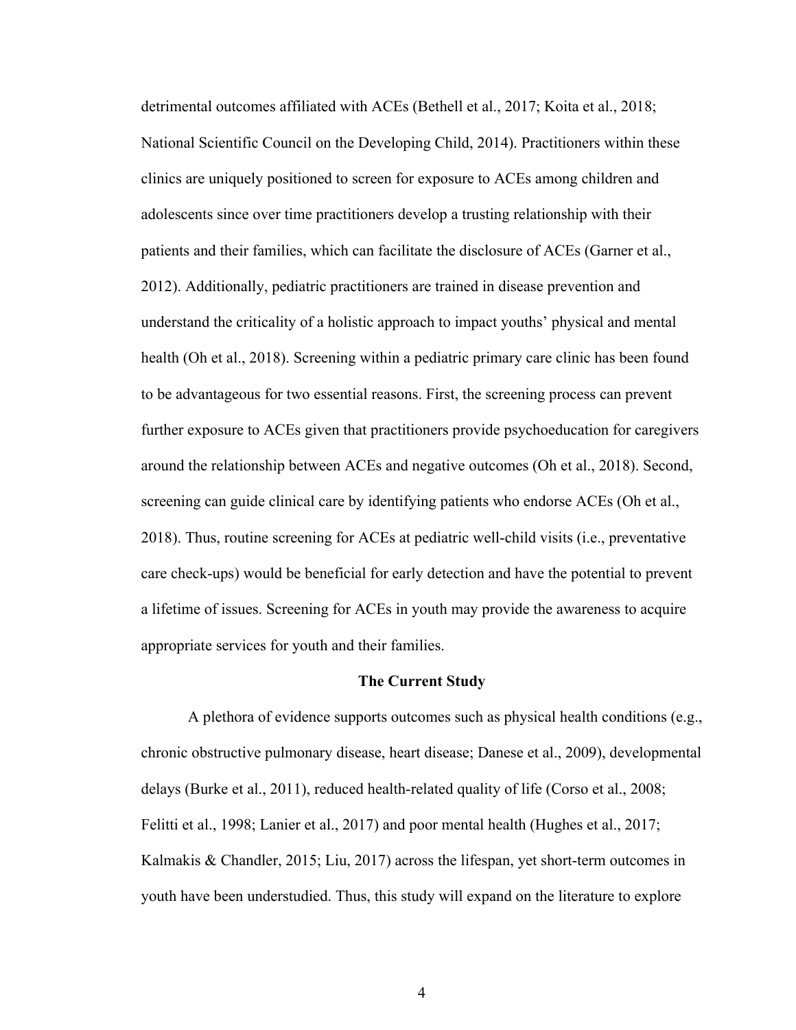detrimental outcomes affiliated with ACEs (Bethell et al., 2017; Koita et al., 2018; National Scientific Council on the Developing Child, 2014). Practitioners within these clinics are uniquely positioned to screen for exposure to ACEs among children and adolescents since over time practitioners develop a trusting relationship with their patients and their families, which can facilitate the disclosure of ACEs (Garner et al., 2012). Additionally, pediatric practitioners are trained in disease prevention and understand the criticality of a holistic approach to impact youths' physical and mental health (Oh et al., 2018). Screening within a pediatric primary care clinic has been found to be advantageous for two essential reasons. First, the screening process can prevent further exposure to ACEs given that practitioners provide psychoeducation for caregivers around the relationship between ACEs and negative outcomes (Oh et al., 2018). Second, screening can guide clinical care by identifying patients who endorse ACEs (Oh et al., 2018). Thus, routine screening for ACEs at pediatric well-child visits (i.e., preventative care check-ups) would be beneficial for early detection and have the potential to prevent a lifetime of issues. Screening for ACEs in youth may provide the awareness to acquire appropriate services for youth and their families.

## The Current Study

A plethora of evidence supports outcomes such as physical health conditions (e.g., chronic obstructive pulmonary disease, heart disease; Danese et al., 2009), developmental delays (Burke et al., 2011), reduced health-related quality of life (Corso et al., 2008; Felitti et al., 1998; Lanier et al., 2017) and poor mental health (Hughes et al., 2017; Kalmakis & Chandler, 2015; Liu, 2017) across the lifespan, yet short-term outcomes in youth have been understudied. Thus, this study will expand on the literature to explore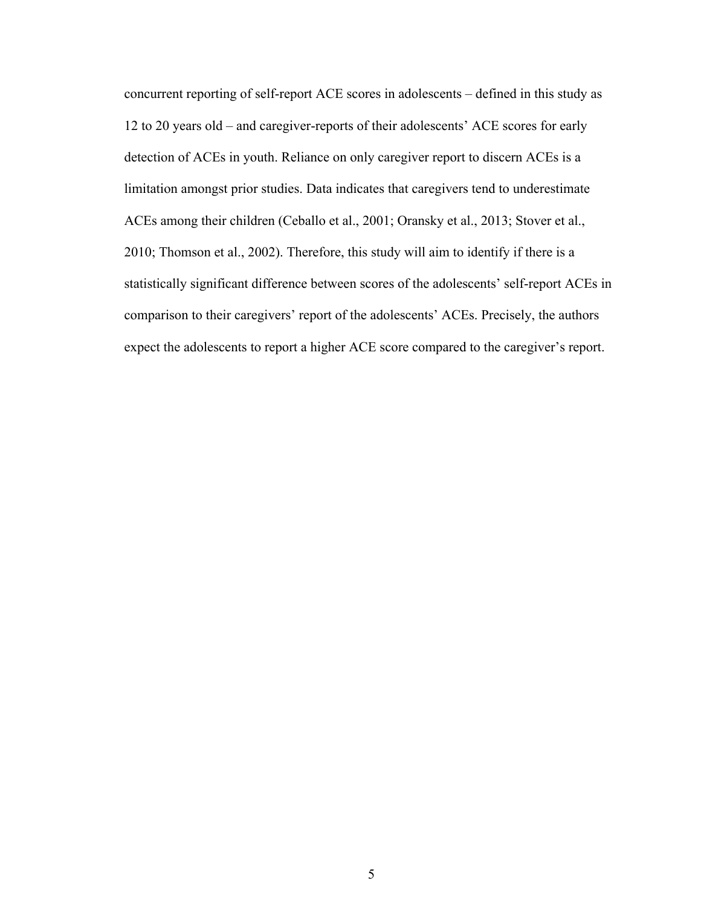concurrent reporting of self-report ACE scores in adolescents – defined in this study as 12 to 20 years old – and caregiver-reports of their adolescents' ACE scores for early detection of ACEs in youth. Reliance on only caregiver report to discern ACEs is a limitation amongst prior studies. Data indicates that caregivers tend to underestimate ACEs among their children (Ceballo et al., 2001; Oransky et al., 2013; Stover et al., 2010; Thomson et al., 2002). Therefore, this study will aim to identify if there is a statistically significant difference between scores of the adolescents' self-report ACEs in comparison to their caregivers' report of the adolescents' ACEs. Precisely, the authors expect the adolescents to report a higher ACE score compared to the caregiver's report.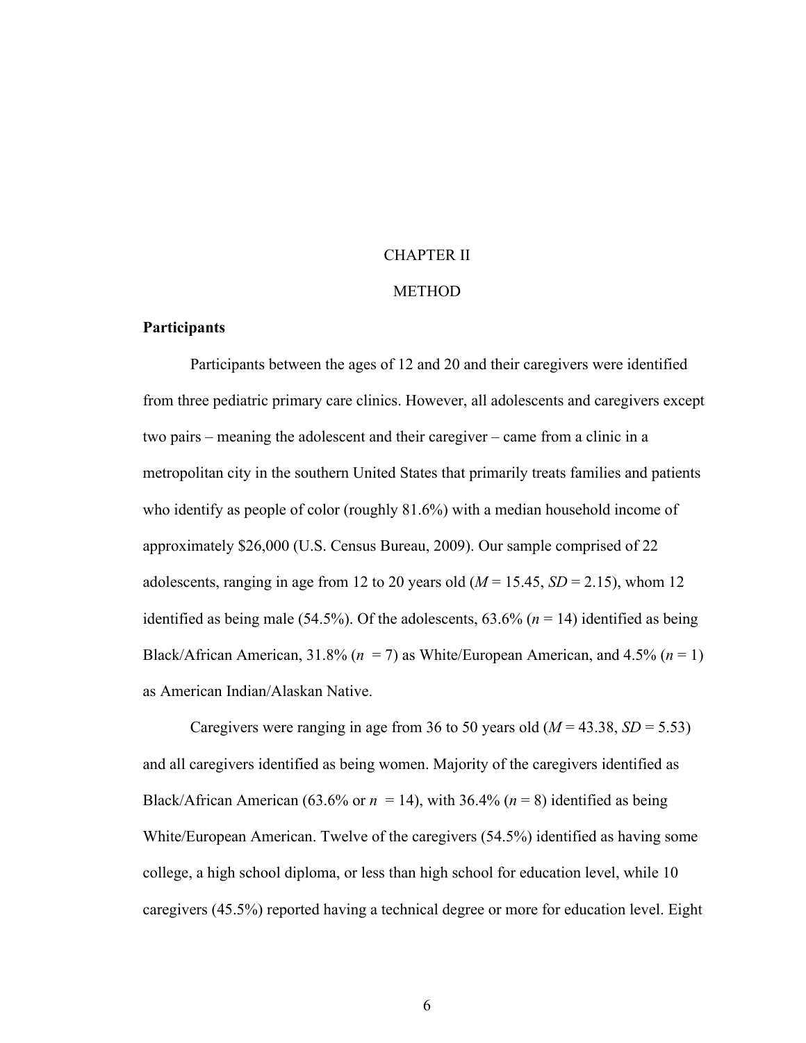# CHAPTER II

# METHOD

## Participants

Participants between the ages of 12 and 20 and their caregivers were identified from three pediatric primary care clinics. However, all adolescents and caregivers except two pairs – meaning the adolescent and their caregiver – came from a clinic in a metropolitan city in the southern United States that primarily treats families and patients who identify as people of color (roughly 81.6%) with a median household income of approximately $26,000 (U.S. Census Bureau, 2009). Our sample comprised of 22 adolescents, ranging in age from 12 to 20 years old ($M$ = 15.45, $SD$ = 2.15), whom 12 identified as being male (54.5%). Of the adolescents, 63.6% ($n$ = 14) identified as being Black/African American, 31.8% ($n$ = 7) as White/European American, and 4.5% ($n$ = 1) as American Indian/Alaskan Native.

Caregivers were ranging in age from 36 to 50 years old ($M$ = 43.38, $SD$ = 5.53) and all caregivers identified as being women. Majority of the caregivers identified as Black/African American (63.6% or $n$ = 14), with 36.4% ($n$ = 8) identified as being White/European American. Twelve of the caregivers (54.5%) identified as having some college, a high school diploma, or less than high school for education level, while 10 caregivers (45.5%) reported having a technical degree or more for education level. Eight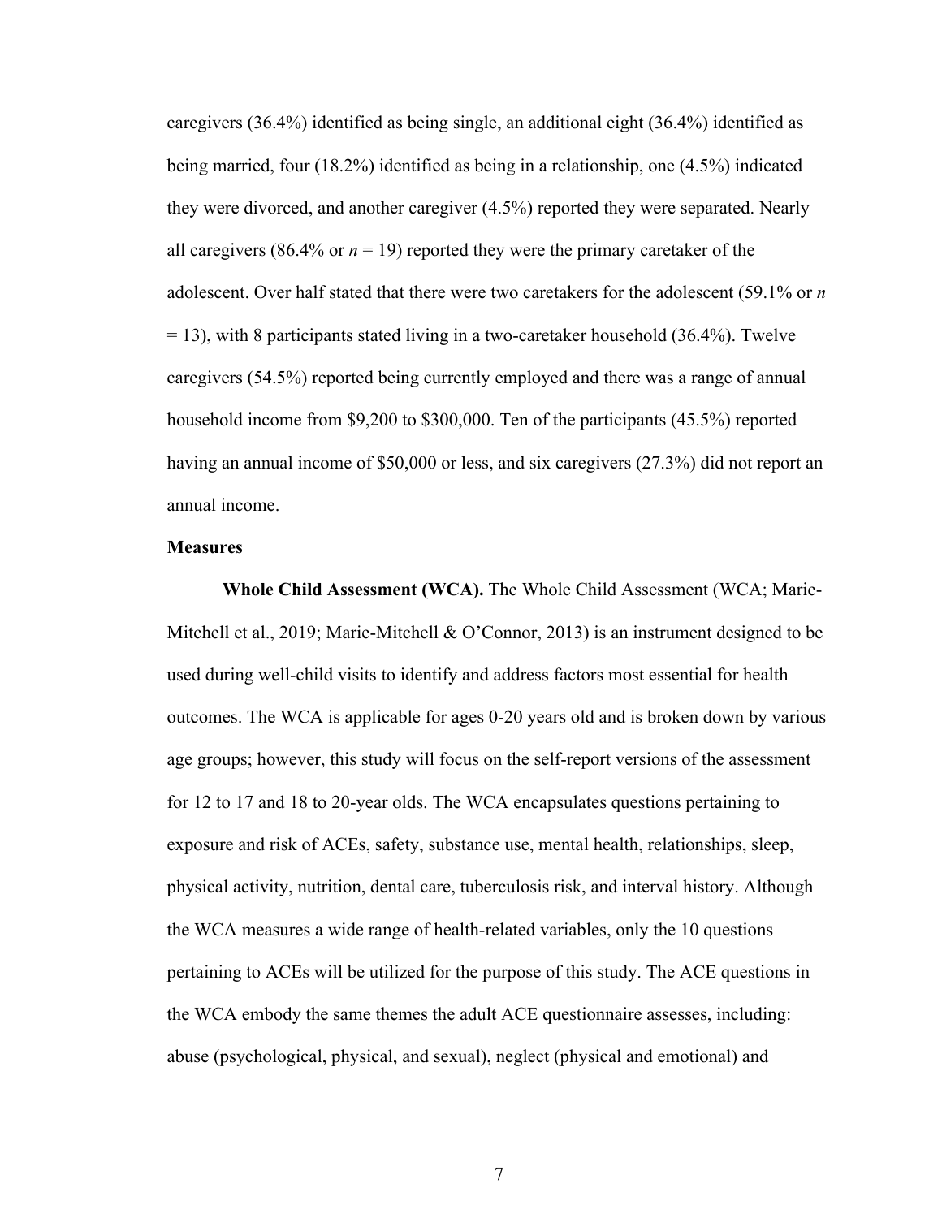caregivers (36.4%) identified as being single, an additional eight (36.4%) identified as being married, four (18.2%) identified as being in a relationship, one (4.5%) indicated they were divorced, and another caregiver (4.5%) reported they were separated. Nearly all caregivers (86.4% or $n$ = 19) reported they were the primary caretaker of the adolescent. Over half stated that there were two caretakers for the adolescent (59.1% or $n$ = 13), with 8 participants stated living in a two-caretaker household (36.4%). Twelve caregivers (54.5%) reported being currently employed and there was a range of annual household income from $9,200 to $300,000. Ten of the participants (45.5%) reported having an annual income of $50,000 or less, and six caregivers (27.3%) did not report an annual income.

### Measures

**Whole Child Assessment (WCA).** The Whole Child Assessment (WCA; Marie-Mitchell et al., 2019; Marie-Mitchell & O'Connor, 2013) is an instrument designed to be used during well-child visits to identify and address factors most essential for health outcomes. The WCA is applicable for ages 0-20 years old and is broken down by various age groups; however, this study will focus on the self-report versions of the assessment for 12 to 17 and 18 to 20-year olds. The WCA encapsulates questions pertaining to exposure and risk of ACEs, safety, substance use, mental health, relationships, sleep, physical activity, nutrition, dental care, tuberculosis risk, and interval history. Although the WCA measures a wide range of health-related variables, only the 10 questions pertaining to ACEs will be utilized for the purpose of this study. The ACE questions in the WCA embody the same themes the adult ACE questionnaire assesses, including: abuse (psychological, physical, and sexual), neglect (physical and emotional) and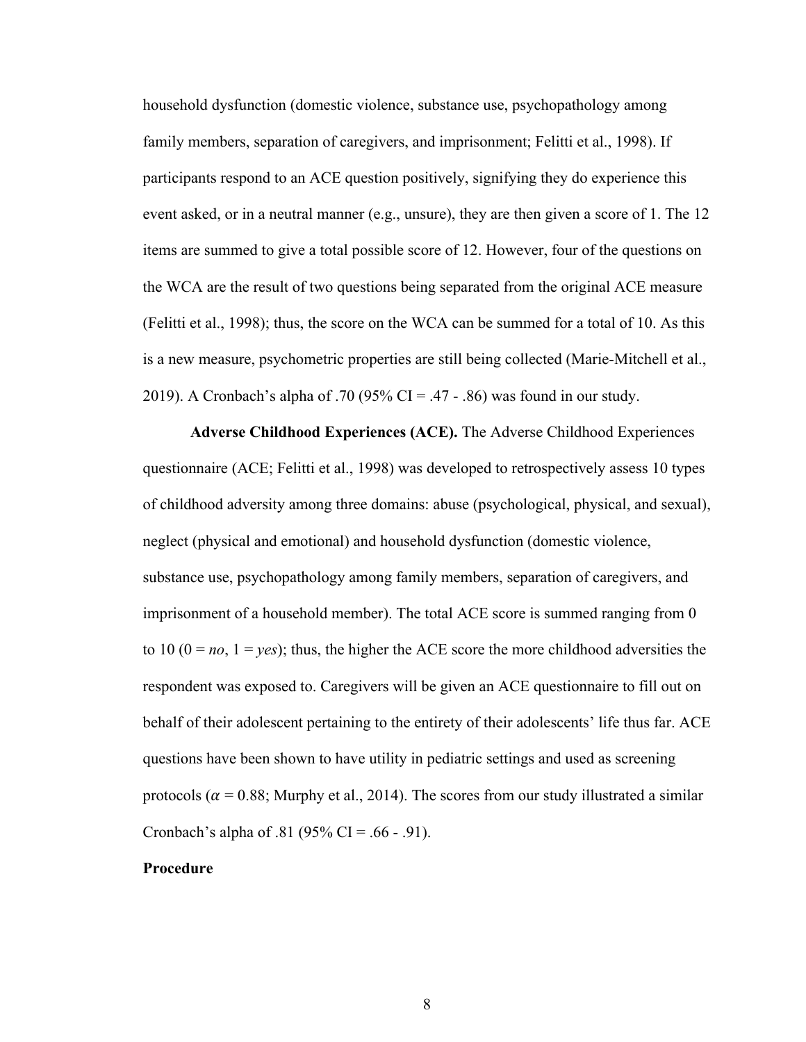household dysfunction (domestic violence, substance use, psychopathology among family members, separation of caregivers, and imprisonment; Felitti et al., 1998). If participants respond to an ACE question positively, signifying they do experience this event asked, or in a neutral manner (e.g., unsure), they are then given a score of 1. The 12 items are summed to give a total possible score of 12. However, four of the questions on the WCA are the result of two questions being separated from the original ACE measure (Felitti et al., 1998); thus, the score on the WCA can be summed for a total of 10. As this is a new measure, psychometric properties are still being collected (Marie-Mitchell et al., 2019). A Cronbach's alpha of .70 (95% CI = .47 - .86) was found in our study.

**Adverse Childhood Experiences (ACE).** The Adverse Childhood Experiences questionnaire (ACE; Felitti et al., 1998) was developed to retrospectively assess 10 types of childhood adversity among three domains: abuse (psychological, physical, and sexual), neglect (physical and emotional) and household dysfunction (domestic violence, substance use, psychopathology among family members, separation of caregivers, and imprisonment of a household member). The total ACE score is summed ranging from 0 to 10 (0 = *no*, 1 = *yes*); thus, the higher the ACE score the more childhood adversities the respondent was exposed to. Caregivers will be given an ACE questionnaire to fill out on behalf of their adolescent pertaining to the entirety of their adolescents' life thus far. ACE questions have been shown to have utility in pediatric settings and used as screening protocols ($\alpha$ = 0.88; Murphy et al., 2014). The scores from our study illustrated a similar Cronbach's alpha of .81 (95% CI = .66 - .91).

**Procedure**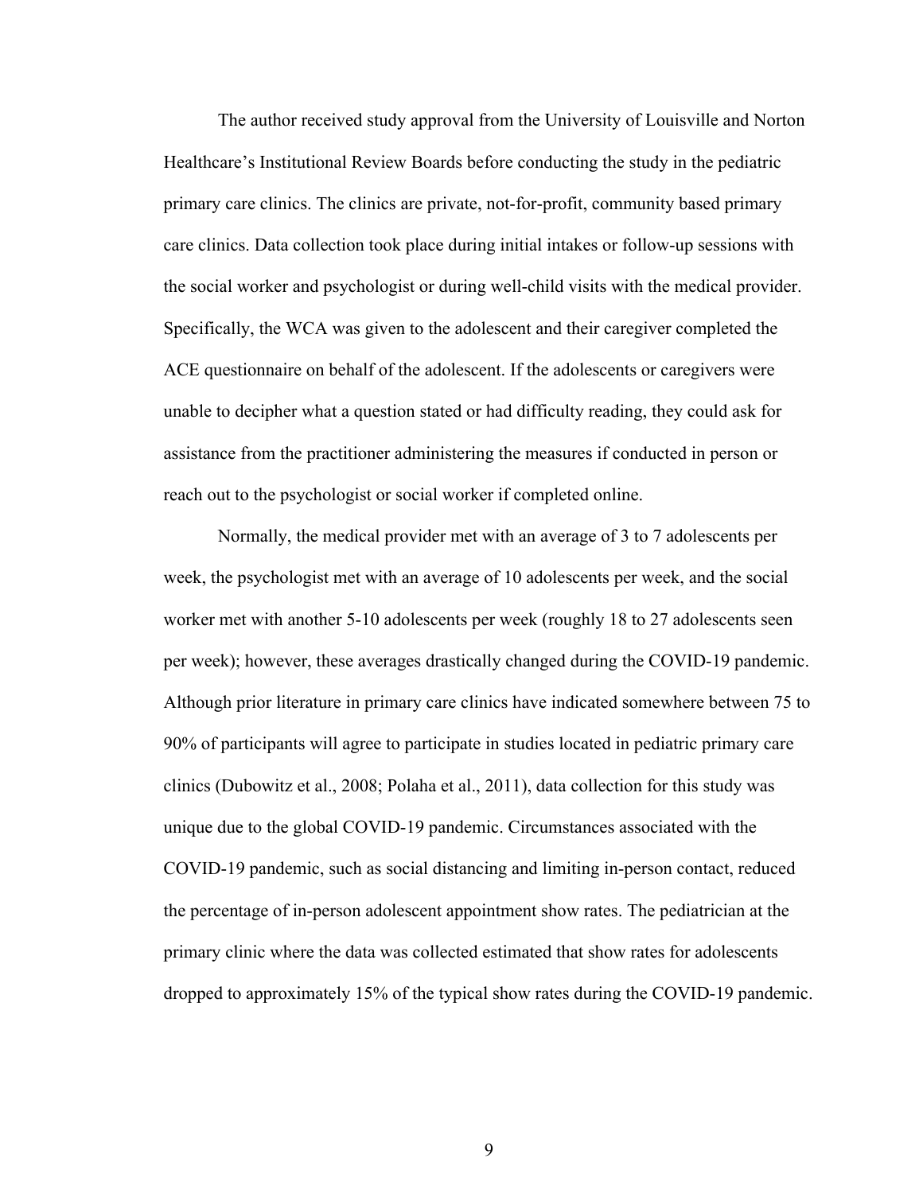The author received study approval from the University of Louisville and Norton Healthcare's Institutional Review Boards before conducting the study in the pediatric primary care clinics. The clinics are private, not-for-profit, community based primary care clinics. Data collection took place during initial intakes or follow-up sessions with the social worker and psychologist or during well-child visits with the medical provider. Specifically, the WCA was given to the adolescent and their caregiver completed the ACE questionnaire on behalf of the adolescent. If the adolescents or caregivers were unable to decipher what a question stated or had difficulty reading, they could ask for assistance from the practitioner administering the measures if conducted in person or reach out to the psychologist or social worker if completed online.

Normally, the medical provider met with an average of 3 to 7 adolescents per week, the psychologist met with an average of 10 adolescents per week, and the social worker met with another 5-10 adolescents per week (roughly 18 to 27 adolescents seen per week); however, these averages drastically changed during the COVID-19 pandemic. Although prior literature in primary care clinics have indicated somewhere between 75 to 90% of participants will agree to participate in studies located in pediatric primary care clinics (Dubowitz et al., 2008; Polaha et al., 2011), data collection for this study was unique due to the global COVID-19 pandemic. Circumstances associated with the COVID-19 pandemic, such as social distancing and limiting in-person contact, reduced the percentage of in-person adolescent appointment show rates. The pediatrician at the primary clinic where the data was collected estimated that show rates for adolescents dropped to approximately 15% of the typical show rates during the COVID-19 pandemic.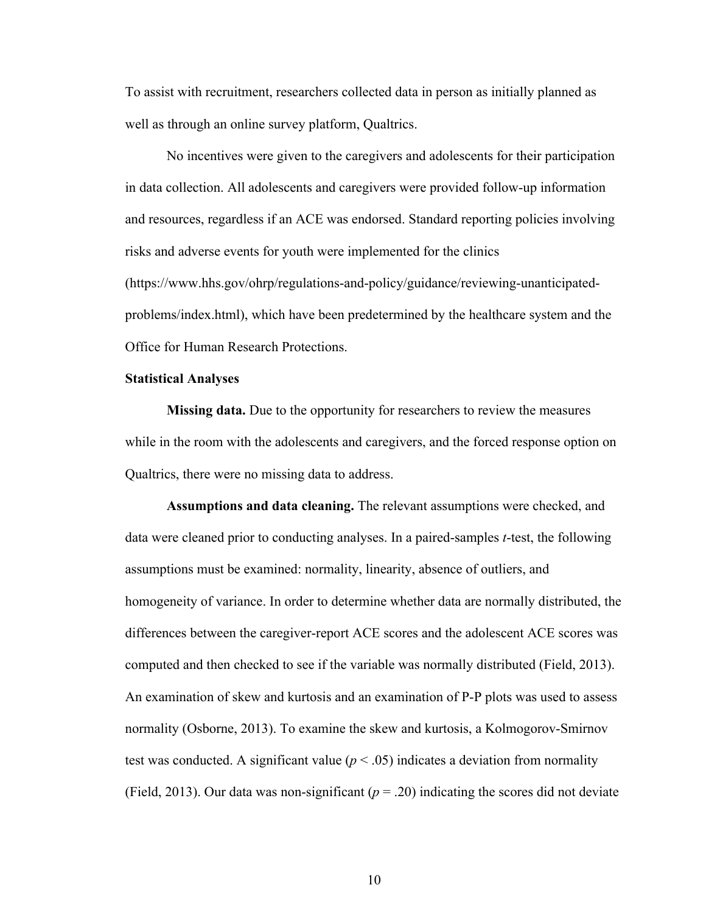To assist with recruitment, researchers collected data in person as initially planned as well as through an online survey platform, Qualtrics.

No incentives were given to the caregivers and adolescents for their participation in data collection. All adolescents and caregivers were provided follow-up information and resources, regardless if an ACE was endorsed. Standard reporting policies involving risks and adverse events for youth were implemented for the clinics (https://www.hhs.gov/ohrp/regulations-and-policy/guidance/reviewing-unanticipated-problems/index.html), which have been predetermined by the healthcare system and the Office for Human Research Protections.

## Statistical Analyses

**Missing data.** Due to the opportunity for researchers to review the measures while in the room with the adolescents and caregivers, and the forced response option on Qualtrics, there were no missing data to address.

**Assumptions and data cleaning.** The relevant assumptions were checked, and data were cleaned prior to conducting analyses. In a paired-samples *t*-test, the following assumptions must be examined: normality, linearity, absence of outliers, and homogeneity of variance. In order to determine whether data are normally distributed, the differences between the caregiver-report ACE scores and the adolescent ACE scores was computed and then checked to see if the variable was normally distributed (Field, 2013). An examination of skew and kurtosis and an examination of P-P plots was used to assess normality (Osborne, 2013). To examine the skew and kurtosis, a Kolmogorov-Smirnov test was conducted. A significant value ($p < .05$) indicates a deviation from normality (Field, 2013). Our data was non-significant ($p = .20$) indicating the scores did not deviate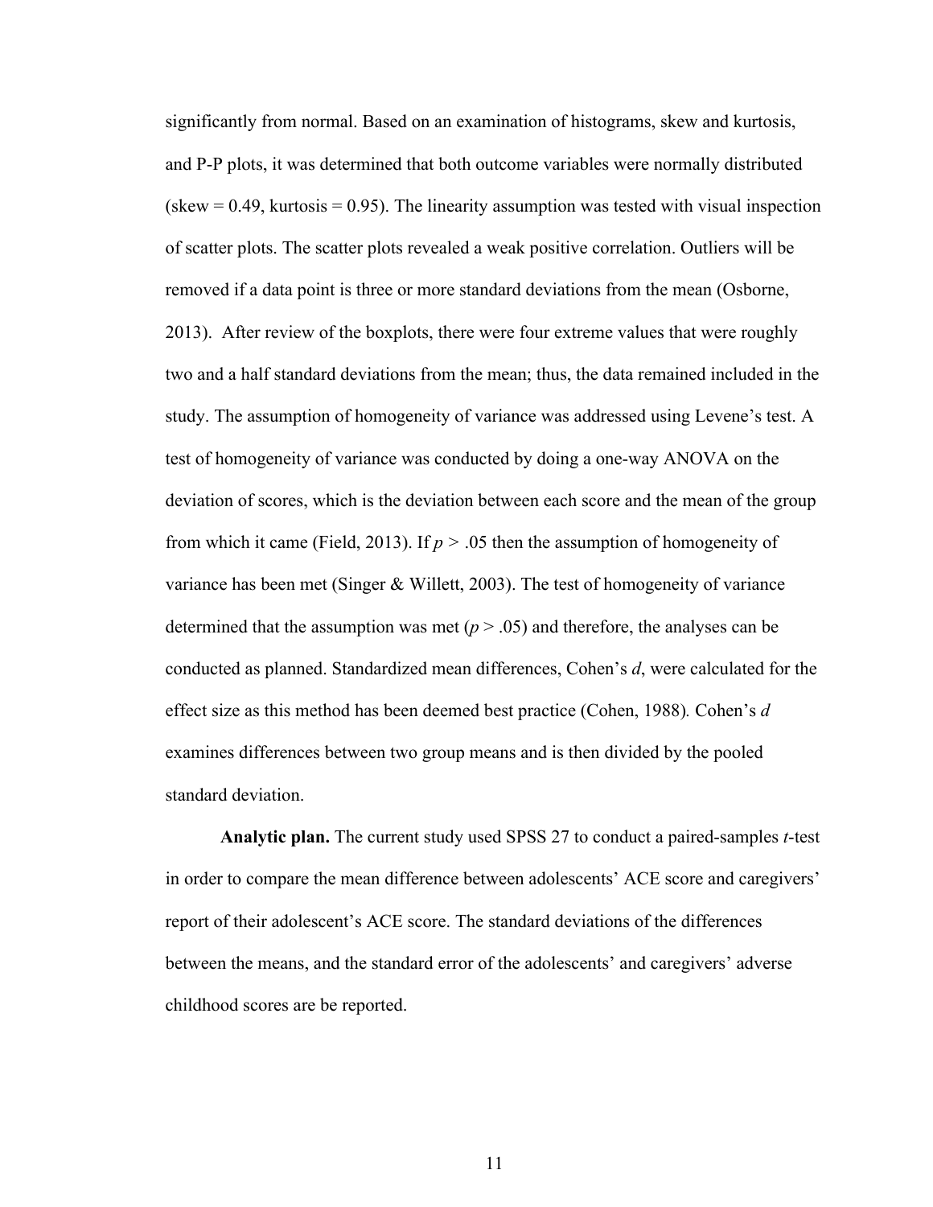significantly from normal. Based on an examination of histograms, skew and kurtosis, and P-P plots, it was determined that both outcome variables were normally distributed (skew = 0.49, kurtosis = 0.95). The linearity assumption was tested with visual inspection of scatter plots. The scatter plots revealed a weak positive correlation. Outliers will be removed if a data point is three or more standard deviations from the mean (Osborne, 2013).  After review of the boxplots, there were four extreme values that were roughly two and a half standard deviations from the mean; thus, the data remained included in the study. The assumption of homogeneity of variance was addressed using Levene's test. A test of homogeneity of variance was conducted by doing a one-way ANOVA on the deviation of scores, which is the deviation between each score and the mean of the group from which it came (Field, 2013). If $p > .05$ then the assumption of homogeneity of variance has been met (Singer & Willett, 2003). The test of homogeneity of variance determined that the assumption was met ($p > .05$) and therefore, the analyses can be conducted as planned. Standardized mean differences, Cohen's *d*, were calculated for the effect size as this method has been deemed best practice (Cohen, 1988). Cohen's *d* examines differences between two group means and is then divided by the pooled standard deviation.

**Analytic plan.** The current study used SPSS 27 to conduct a paired-samples *t*-test in order to compare the mean difference between adolescents' ACE score and caregivers' report of their adolescent's ACE score. The standard deviations of the differences between the means, and the standard error of the adolescents' and caregivers' adverse childhood scores are be reported.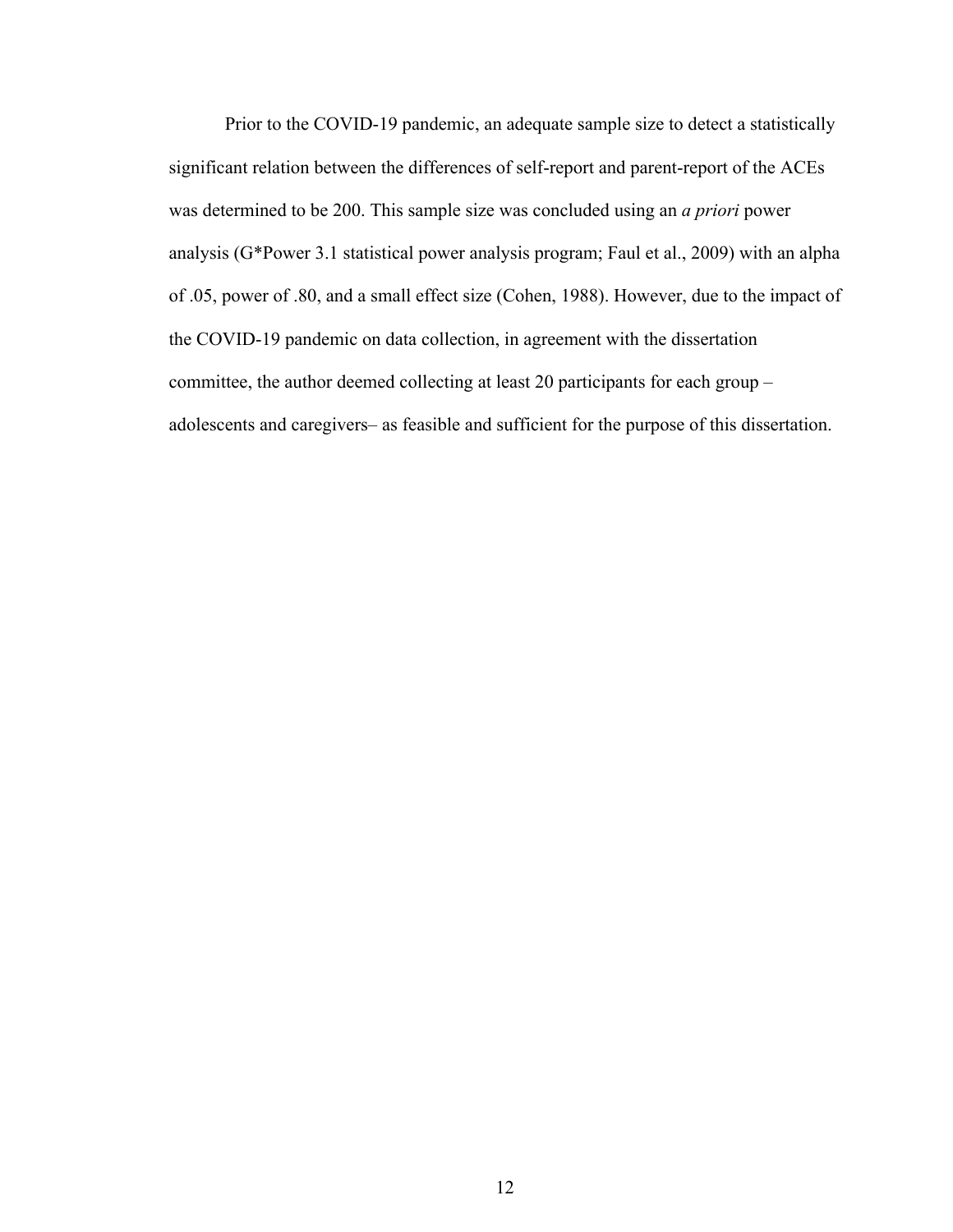Prior to the COVID-19 pandemic, an adequate sample size to detect a statistically significant relation between the differences of self-report and parent-report of the ACEs was determined to be 200. This sample size was concluded using an *a priori* power analysis (G*Power 3.1 statistical power analysis program; Faul et al., 2009) with an alpha of .05, power of .80, and a small effect size (Cohen, 1988). However, due to the impact of the COVID-19 pandemic on data collection, in agreement with the dissertation committee, the author deemed collecting at least 20 participants for each group – adolescents and caregivers– as feasible and sufficient for the purpose of this dissertation.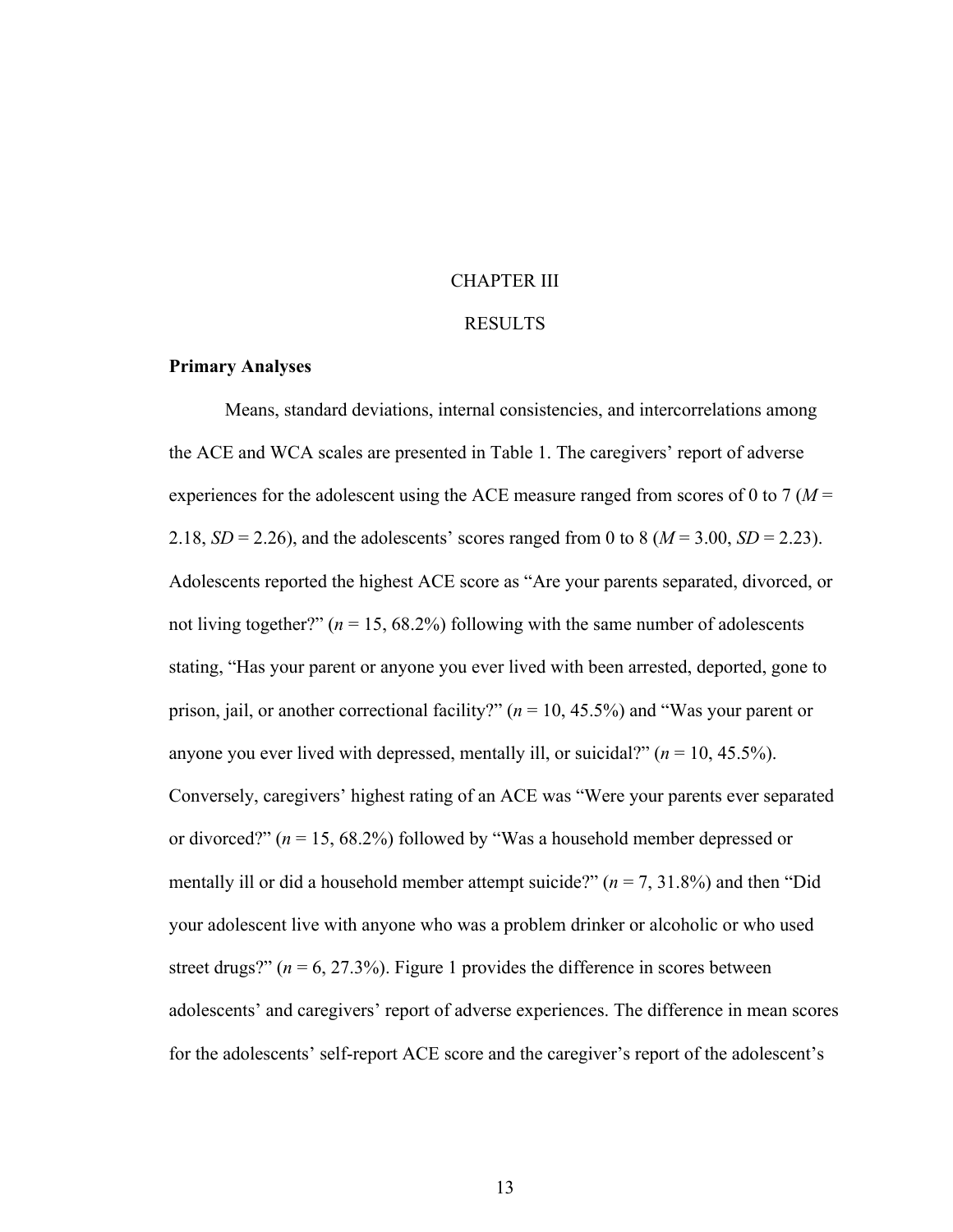# CHAPTER III

# RESULTS

## Primary Analyses

Means, standard deviations, internal consistencies, and intercorrelations among the ACE and WCA scales are presented in Table 1. The caregivers' report of adverse experiences for the adolescent using the ACE measure ranged from scores of 0 to 7 ($M$ = 2.18, $SD$ = 2.26), and the adolescents' scores ranged from 0 to 8 ($M$ = 3.00, $SD$ = 2.23). Adolescents reported the highest ACE score as "Are your parents separated, divorced, or not living together?" ($n$ = 15, 68.2%) following with the same number of adolescents stating, "Has your parent or anyone you ever lived with been arrested, deported, gone to prison, jail, or another correctional facility?" ($n$ = 10, 45.5%) and "Was your parent or anyone you ever lived with depressed, mentally ill, or suicidal?" ($n$ = 10, 45.5%). Conversely, caregivers' highest rating of an ACE was "Were your parents ever separated or divorced?" ($n$ = 15, 68.2%) followed by "Was a household member depressed or mentally ill or did a household member attempt suicide?" ($n$ = 7, 31.8%) and then "Did your adolescent live with anyone who was a problem drinker or alcoholic or who used street drugs?" ($n$ = 6, 27.3%). Figure 1 provides the difference in scores between adolescents' and caregivers' report of adverse experiences. The difference in mean scores for the adolescents' self-report ACE score and the caregiver's report of the adolescent's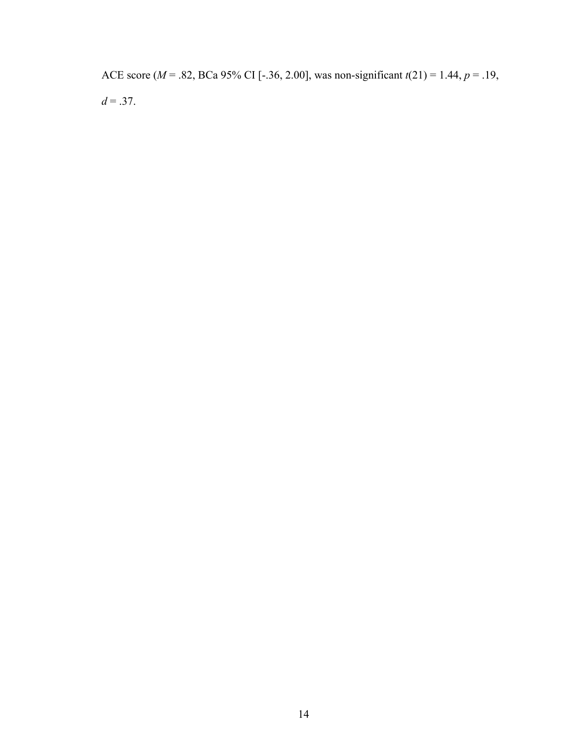ACE score ($M$ = .82, BCa 95% CI [-.36, 2.00], was non-significant $t(21)$ = 1.44, $p$ = .19, $d$ = .37.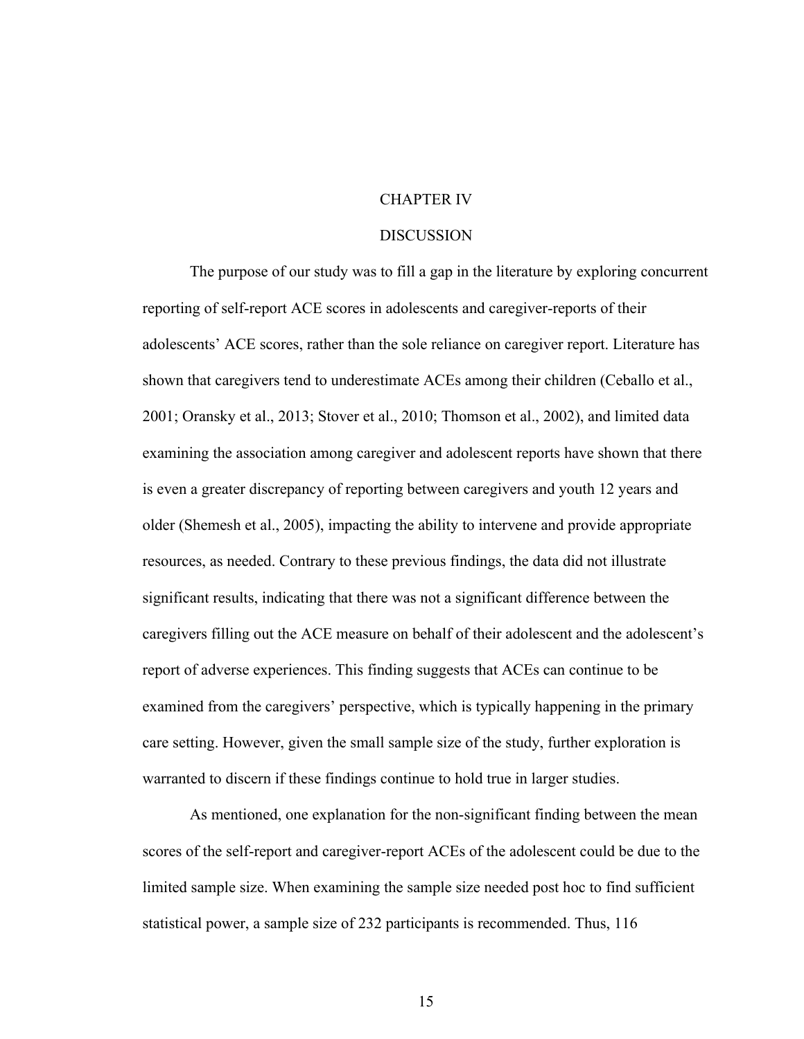# CHAPTER IV

# DISCUSSION

The purpose of our study was to fill a gap in the literature by exploring concurrent reporting of self-report ACE scores in adolescents and caregiver-reports of their adolescents' ACE scores, rather than the sole reliance on caregiver report. Literature has shown that caregivers tend to underestimate ACEs among their children (Ceballo et al., 2001; Oransky et al., 2013; Stover et al., 2010; Thomson et al., 2002), and limited data examining the association among caregiver and adolescent reports have shown that there is even a greater discrepancy of reporting between caregivers and youth 12 years and older (Shemesh et al., 2005), impacting the ability to intervene and provide appropriate resources, as needed. Contrary to these previous findings, the data did not illustrate significant results, indicating that there was not a significant difference between the caregivers filling out the ACE measure on behalf of their adolescent and the adolescent's report of adverse experiences. This finding suggests that ACEs can continue to be examined from the caregivers' perspective, which is typically happening in the primary care setting. However, given the small sample size of the study, further exploration is warranted to discern if these findings continue to hold true in larger studies.

As mentioned, one explanation for the non-significant finding between the mean scores of the self-report and caregiver-report ACEs of the adolescent could be due to the limited sample size. When examining the sample size needed post hoc to find sufficient statistical power, a sample size of 232 participants is recommended. Thus, 116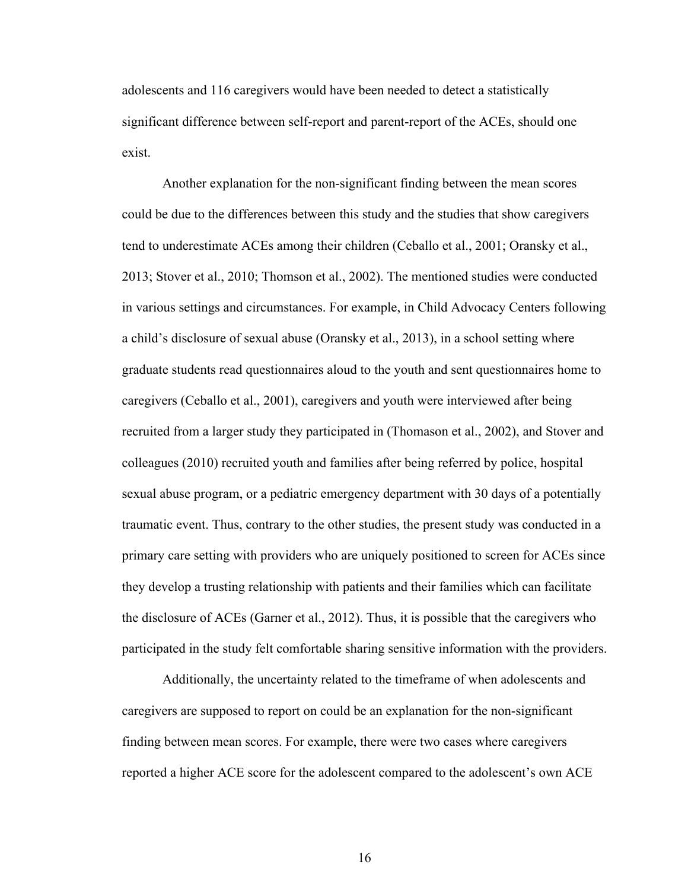adolescents and 116 caregivers would have been needed to detect a statistically significant difference between self-report and parent-report of the ACEs, should one exist.

Another explanation for the non-significant finding between the mean scores could be due to the differences between this study and the studies that show caregivers tend to underestimate ACEs among their children (Ceballo et al., 2001; Oransky et al., 2013; Stover et al., 2010; Thomson et al., 2002). The mentioned studies were conducted in various settings and circumstances. For example, in Child Advocacy Centers following a child's disclosure of sexual abuse (Oransky et al., 2013), in a school setting where graduate students read questionnaires aloud to the youth and sent questionnaires home to caregivers (Ceballo et al., 2001), caregivers and youth were interviewed after being recruited from a larger study they participated in (Thomason et al., 2002), and Stover and colleagues (2010) recruited youth and families after being referred by police, hospital sexual abuse program, or a pediatric emergency department with 30 days of a potentially traumatic event. Thus, contrary to the other studies, the present study was conducted in a primary care setting with providers who are uniquely positioned to screen for ACEs since they develop a trusting relationship with patients and their families which can facilitate the disclosure of ACEs (Garner et al., 2012). Thus, it is possible that the caregivers who participated in the study felt comfortable sharing sensitive information with the providers.

Additionally, the uncertainty related to the timeframe of when adolescents and caregivers are supposed to report on could be an explanation for the non-significant finding between mean scores. For example, there were two cases where caregivers reported a higher ACE score for the adolescent compared to the adolescent's own ACE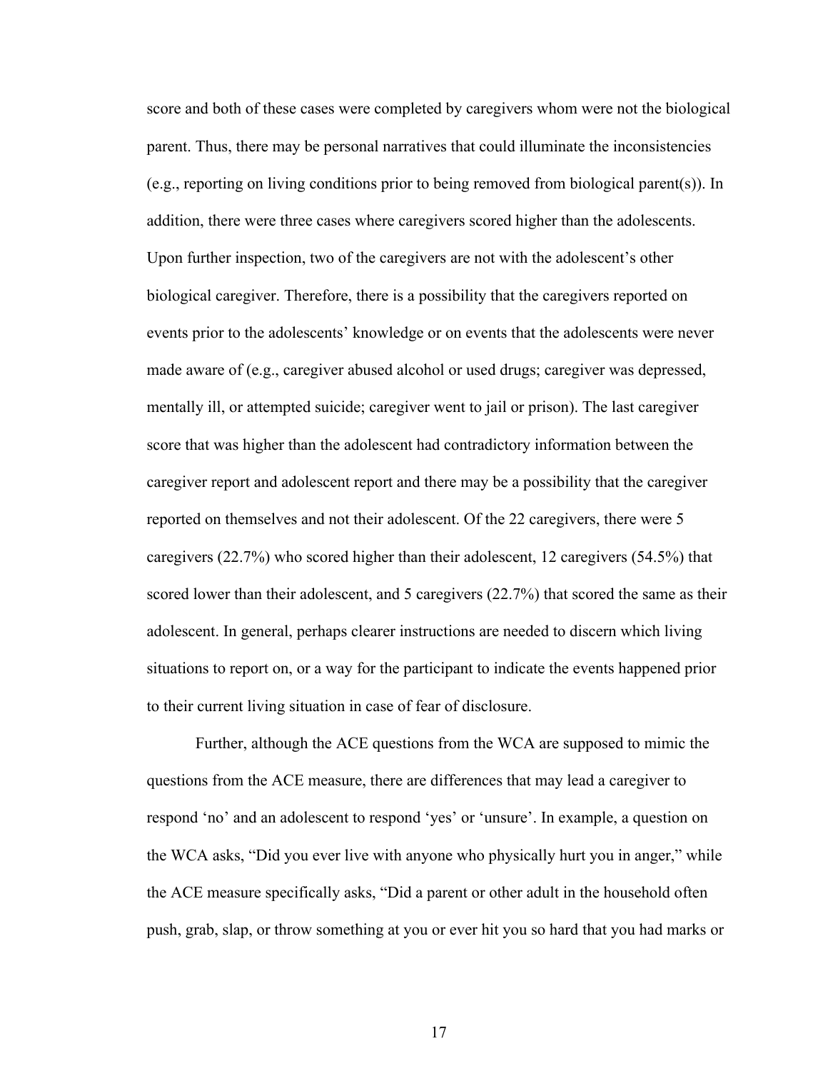score and both of these cases were completed by caregivers whom were not the biological parent. Thus, there may be personal narratives that could illuminate the inconsistencies (e.g., reporting on living conditions prior to being removed from biological parent(s)). In addition, there were three cases where caregivers scored higher than the adolescents. Upon further inspection, two of the caregivers are not with the adolescent's other biological caregiver. Therefore, there is a possibility that the caregivers reported on events prior to the adolescents' knowledge or on events that the adolescents were never made aware of (e.g., caregiver abused alcohol or used drugs; caregiver was depressed, mentally ill, or attempted suicide; caregiver went to jail or prison). The last caregiver score that was higher than the adolescent had contradictory information between the caregiver report and adolescent report and there may be a possibility that the caregiver reported on themselves and not their adolescent. Of the 22 caregivers, there were 5 caregivers (22.7%) who scored higher than their adolescent, 12 caregivers (54.5%) that scored lower than their adolescent, and 5 caregivers (22.7%) that scored the same as their adolescent. In general, perhaps clearer instructions are needed to discern which living situations to report on, or a way for the participant to indicate the events happened prior to their current living situation in case of fear of disclosure.

Further, although the ACE questions from the WCA are supposed to mimic the questions from the ACE measure, there are differences that may lead a caregiver to respond 'no' and an adolescent to respond 'yes' or 'unsure'. In example, a question on the WCA asks, "Did you ever live with anyone who physically hurt you in anger," while the ACE measure specifically asks, "Did a parent or other adult in the household often push, grab, slap, or throw something at you or ever hit you so hard that you had marks or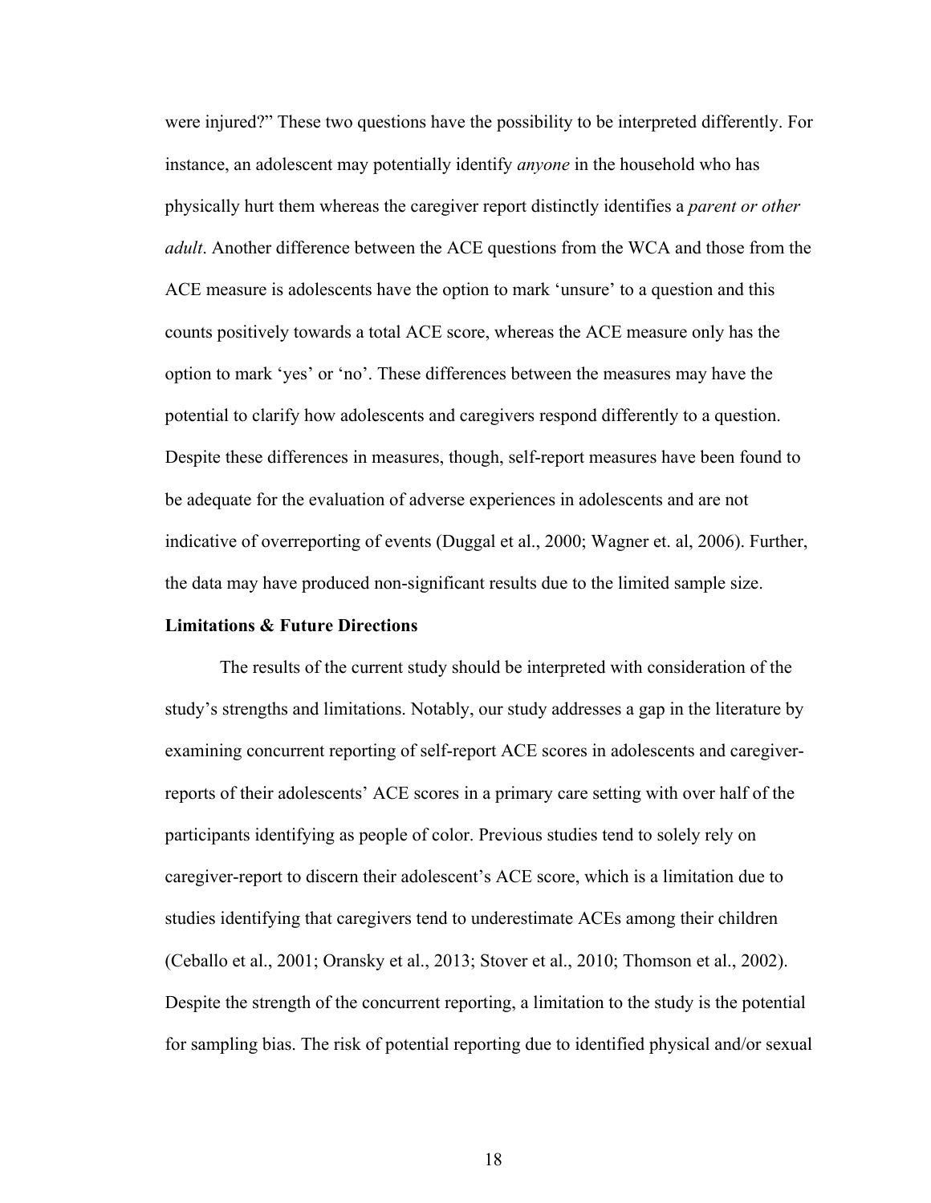were injured?" These two questions have the possibility to be interpreted differently. For instance, an adolescent may potentially identify *anyone* in the household who has physically hurt them whereas the caregiver report distinctly identifies a *parent or other adult*. Another difference between the ACE questions from the WCA and those from the ACE measure is adolescents have the option to mark 'unsure' to a question and this counts positively towards a total ACE score, whereas the ACE measure only has the option to mark 'yes' or 'no'. These differences between the measures may have the potential to clarify how adolescents and caregivers respond differently to a question. Despite these differences in measures, though, self-report measures have been found to be adequate for the evaluation of adverse experiences in adolescents and are not indicative of overreporting of events (Duggal et al., 2000; Wagner et. al, 2006). Further, the data may have produced non-significant results due to the limited sample size.

**Limitations & Future Directions**

The results of the current study should be interpreted with consideration of the study's strengths and limitations. Notably, our study addresses a gap in the literature by examining concurrent reporting of self-report ACE scores in adolescents and caregiver-reports of their adolescents' ACE scores in a primary care setting with over half of the participants identifying as people of color. Previous studies tend to solely rely on caregiver-report to discern their adolescent's ACE score, which is a limitation due to studies identifying that caregivers tend to underestimate ACEs among their children (Ceballo et al., 2001; Oransky et al., 2013; Stover et al., 2010; Thomson et al., 2002). Despite the strength of the concurrent reporting, a limitation to the study is the potential for sampling bias. The risk of potential reporting due to identified physical and/or sexual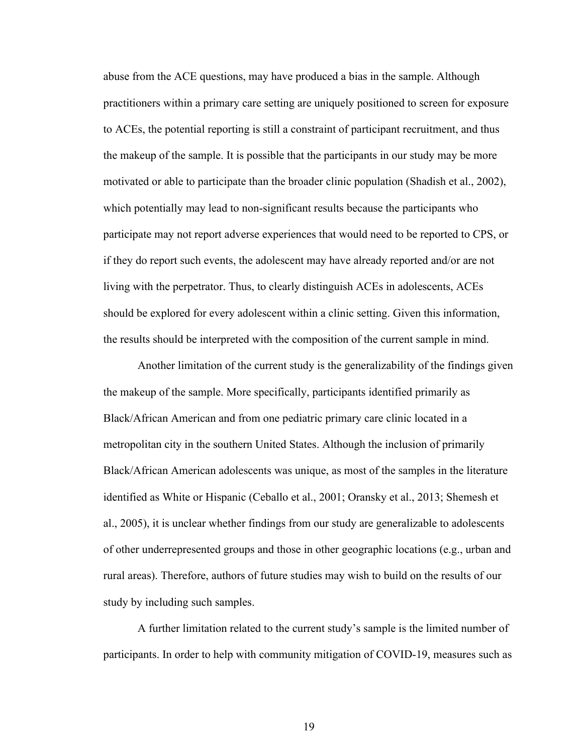abuse from the ACE questions, may have produced a bias in the sample. Although practitioners within a primary care setting are uniquely positioned to screen for exposure to ACEs, the potential reporting is still a constraint of participant recruitment, and thus the makeup of the sample. It is possible that the participants in our study may be more motivated or able to participate than the broader clinic population (Shadish et al., 2002), which potentially may lead to non-significant results because the participants who participate may not report adverse experiences that would need to be reported to CPS, or if they do report such events, the adolescent may have already reported and/or are not living with the perpetrator. Thus, to clearly distinguish ACEs in adolescents, ACEs should be explored for every adolescent within a clinic setting. Given this information, the results should be interpreted with the composition of the current sample in mind.

Another limitation of the current study is the generalizability of the findings given the makeup of the sample. More specifically, participants identified primarily as Black/African American and from one pediatric primary care clinic located in a metropolitan city in the southern United States. Although the inclusion of primarily Black/African American adolescents was unique, as most of the samples in the literature identified as White or Hispanic (Ceballo et al., 2001; Oransky et al., 2013; Shemesh et al., 2005), it is unclear whether findings from our study are generalizable to adolescents of other underrepresented groups and those in other geographic locations (e.g., urban and rural areas). Therefore, authors of future studies may wish to build on the results of our study by including such samples.

A further limitation related to the current study's sample is the limited number of participants. In order to help with community mitigation of COVID-19, measures such as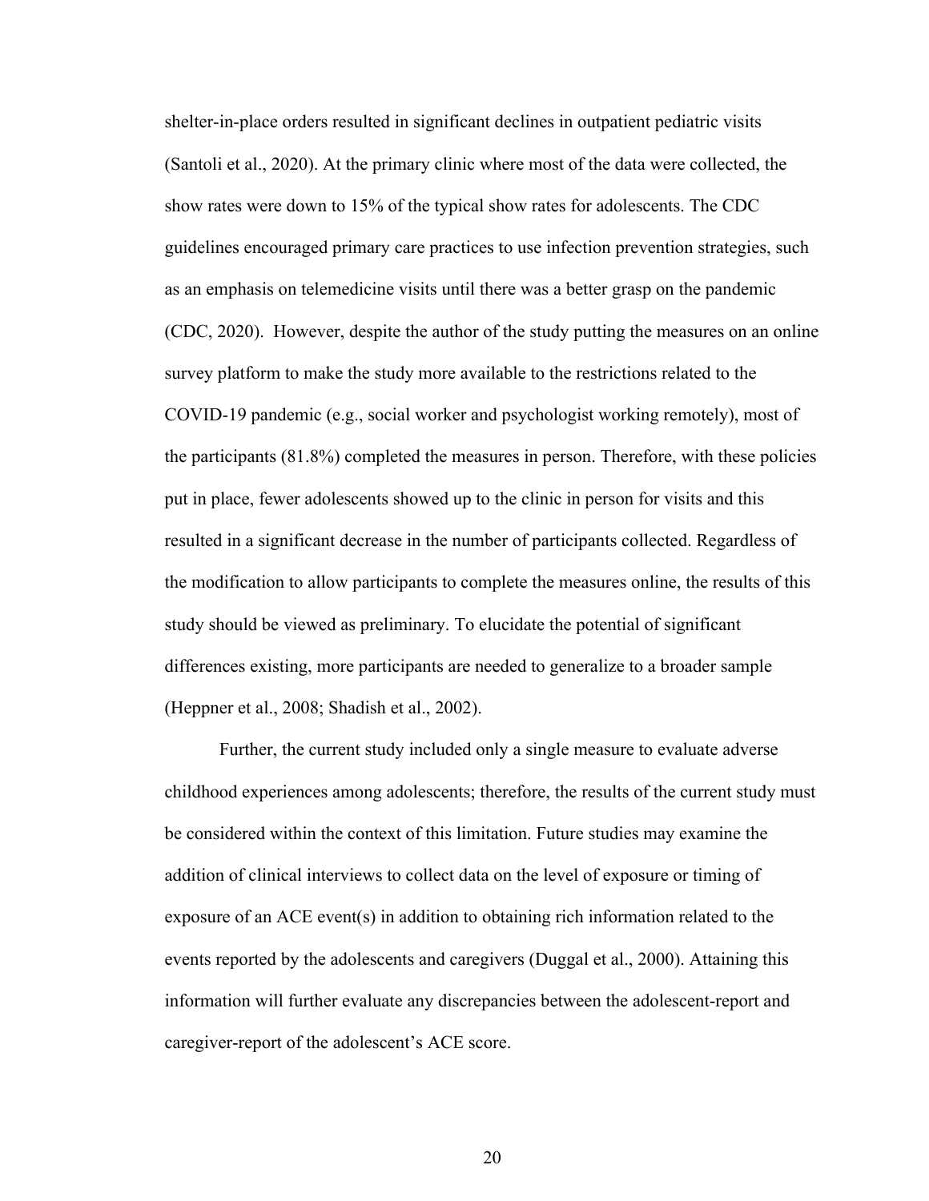shelter-in-place orders resulted in significant declines in outpatient pediatric visits (Santoli et al., 2020). At the primary clinic where most of the data were collected, the show rates were down to 15% of the typical show rates for adolescents. The CDC guidelines encouraged primary care practices to use infection prevention strategies, such as an emphasis on telemedicine visits until there was a better grasp on the pandemic (CDC, 2020). However, despite the author of the study putting the measures on an online survey platform to make the study more available to the restrictions related to the COVID-19 pandemic (e.g., social worker and psychologist working remotely), most of the participants (81.8%) completed the measures in person. Therefore, with these policies put in place, fewer adolescents showed up to the clinic in person for visits and this resulted in a significant decrease in the number of participants collected. Regardless of the modification to allow participants to complete the measures online, the results of this study should be viewed as preliminary. To elucidate the potential of significant differences existing, more participants are needed to generalize to a broader sample (Heppner et al., 2008; Shadish et al., 2002).

Further, the current study included only a single measure to evaluate adverse childhood experiences among adolescents; therefore, the results of the current study must be considered within the context of this limitation. Future studies may examine the addition of clinical interviews to collect data on the level of exposure or timing of exposure of an ACE event(s) in addition to obtaining rich information related to the events reported by the adolescents and caregivers (Duggal et al., 2000). Attaining this information will further evaluate any discrepancies between the adolescent-report and caregiver-report of the adolescent's ACE score.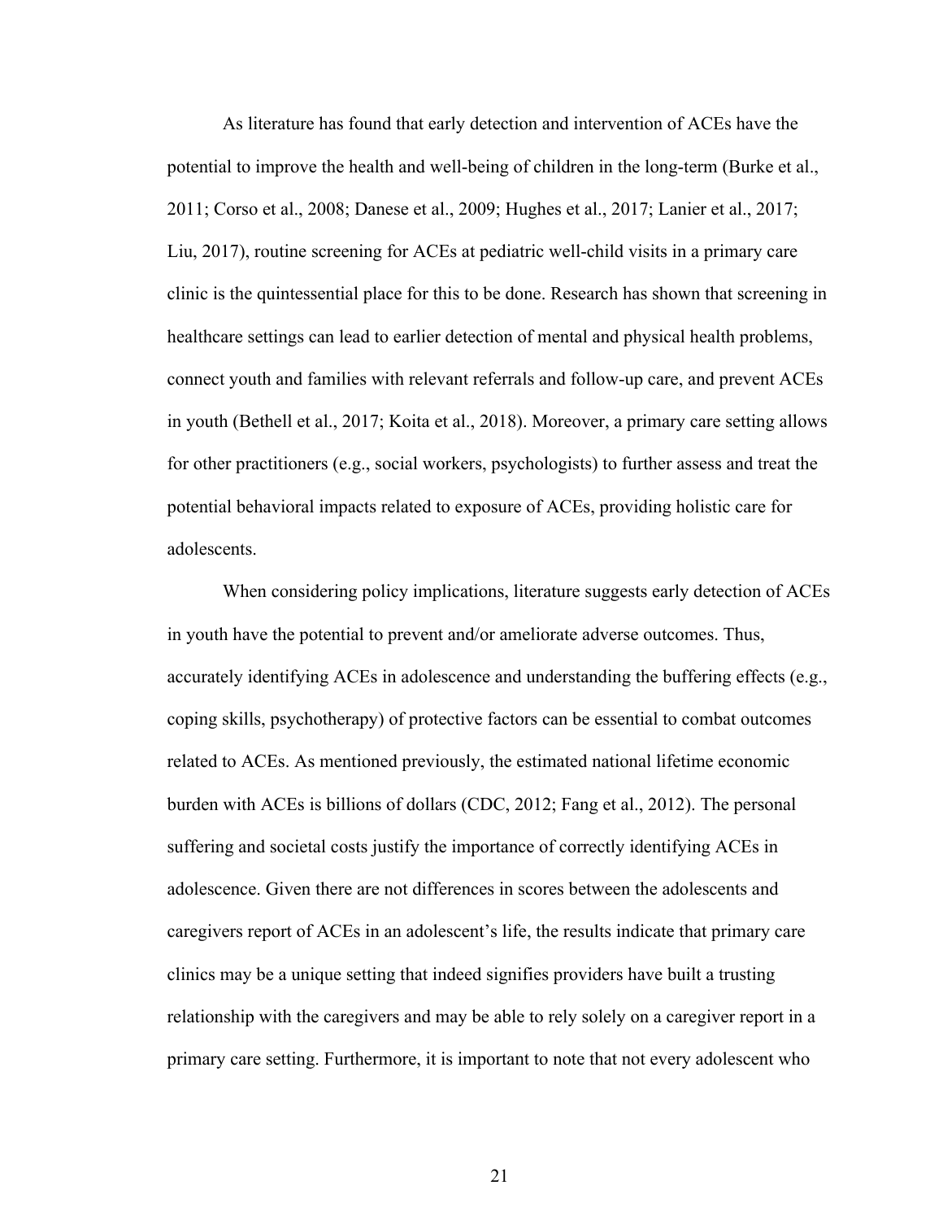As literature has found that early detection and intervention of ACEs have the potential to improve the health and well-being of children in the long-term (Burke et al., 2011; Corso et al., 2008; Danese et al., 2009; Hughes et al., 2017; Lanier et al., 2017; Liu, 2017), routine screening for ACEs at pediatric well-child visits in a primary care clinic is the quintessential place for this to be done. Research has shown that screening in healthcare settings can lead to earlier detection of mental and physical health problems, connect youth and families with relevant referrals and follow-up care, and prevent ACEs in youth (Bethell et al., 2017; Koita et al., 2018). Moreover, a primary care setting allows for other practitioners (e.g., social workers, psychologists) to further assess and treat the potential behavioral impacts related to exposure of ACEs, providing holistic care for adolescents.

When considering policy implications, literature suggests early detection of ACEs in youth have the potential to prevent and/or ameliorate adverse outcomes. Thus, accurately identifying ACEs in adolescence and understanding the buffering effects (e.g., coping skills, psychotherapy) of protective factors can be essential to combat outcomes related to ACEs. As mentioned previously, the estimated national lifetime economic burden with ACEs is billions of dollars (CDC, 2012; Fang et al., 2012). The personal suffering and societal costs justify the importance of correctly identifying ACEs in adolescence. Given there are not differences in scores between the adolescents and caregivers report of ACEs in an adolescent's life, the results indicate that primary care clinics may be a unique setting that indeed signifies providers have built a trusting relationship with the caregivers and may be able to rely solely on a caregiver report in a primary care setting. Furthermore, it is important to note that not every adolescent who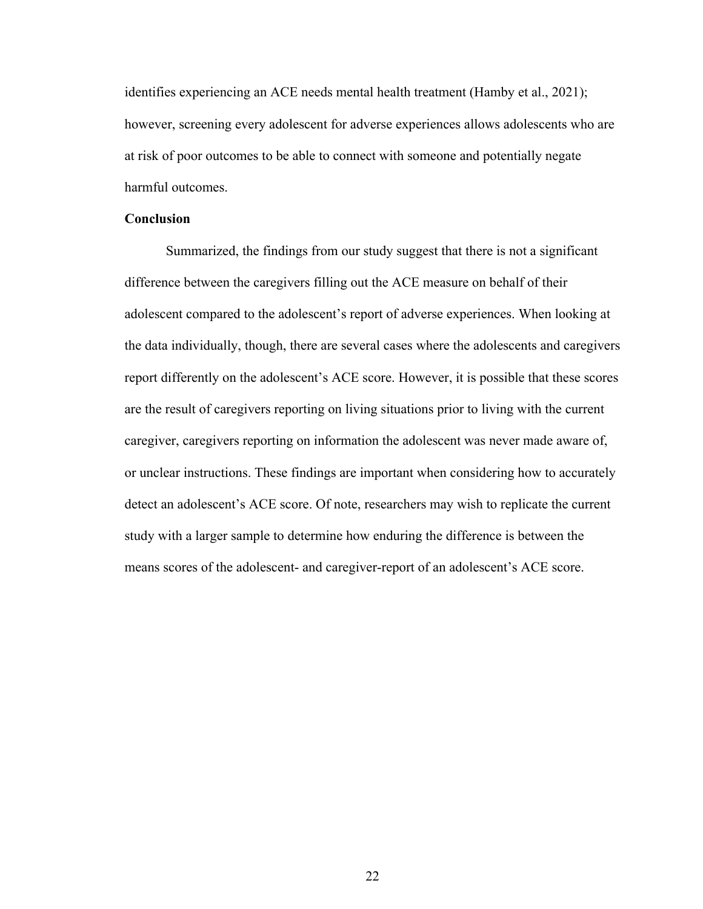identifies experiencing an ACE needs mental health treatment (Hamby et al., 2021); however, screening every adolescent for adverse experiences allows adolescents who are at risk of poor outcomes to be able to connect with someone and potentially negate harmful outcomes.

**Conclusion**

Summarized, the findings from our study suggest that there is not a significant difference between the caregivers filling out the ACE measure on behalf of their adolescent compared to the adolescent's report of adverse experiences. When looking at the data individually, though, there are several cases where the adolescents and caregivers report differently on the adolescent's ACE score. However, it is possible that these scores are the result of caregivers reporting on living situations prior to living with the current caregiver, caregivers reporting on information the adolescent was never made aware of, or unclear instructions. These findings are important when considering how to accurately detect an adolescent's ACE score. Of note, researchers may wish to replicate the current study with a larger sample to determine how enduring the difference is between the means scores of the adolescent- and caregiver-report of an adolescent's ACE score.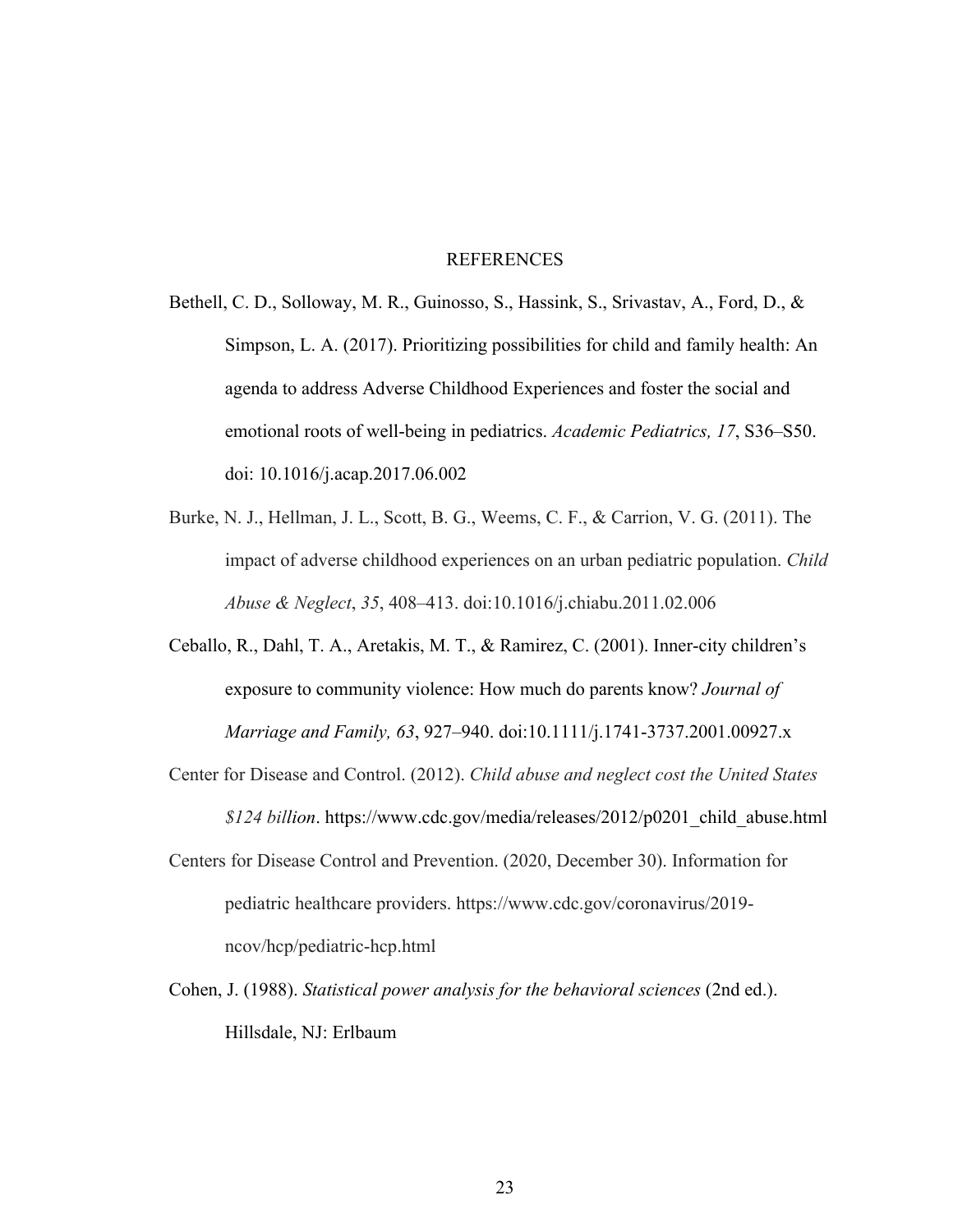# REFERENCES

Bethell, C. D., Solloway, M. R., Guinosso, S., Hassink, S., Srivastav, A., Ford, D., & Simpson, L. A. (2017). Prioritizing possibilities for child and family health: An agenda to address Adverse Childhood Experiences and foster the social and emotional roots of well-being in pediatrics. *Academic Pediatrics, 17*, S36–S50. doi: 10.1016/j.acap.2017.06.002

Burke, N. J., Hellman, J. L., Scott, B. G., Weems, C. F., & Carrion, V. G. (2011). The impact of adverse childhood experiences on an urban pediatric population. *Child Abuse & Neglect*, *35*, 408–413. doi:10.1016/j.chiabu.2011.02.006

Ceballo, R., Dahl, T. A., Aretakis, M. T., & Ramirez, C. (2001). Inner-city children's exposure to community violence: How much do parents know? *Journal of Marriage and Family, 63*, 927–940. doi:10.1111/j.1741-3737.2001.00927.x

Center for Disease and Control. (2012). *Child abuse and neglect cost the United States $124 billion*. https://www.cdc.gov/media/releases/2012/p0201_child_abuse.html

Centers for Disease Control and Prevention. (2020, December 30). Information for pediatric healthcare providers. https://www.cdc.gov/coronavirus/2019-ncov/hcp/pediatric-hcp.html

Cohen, J. (1988). *Statistical power analysis for the behavioral sciences* (2nd ed.). Hillsdale, NJ: Erlbaum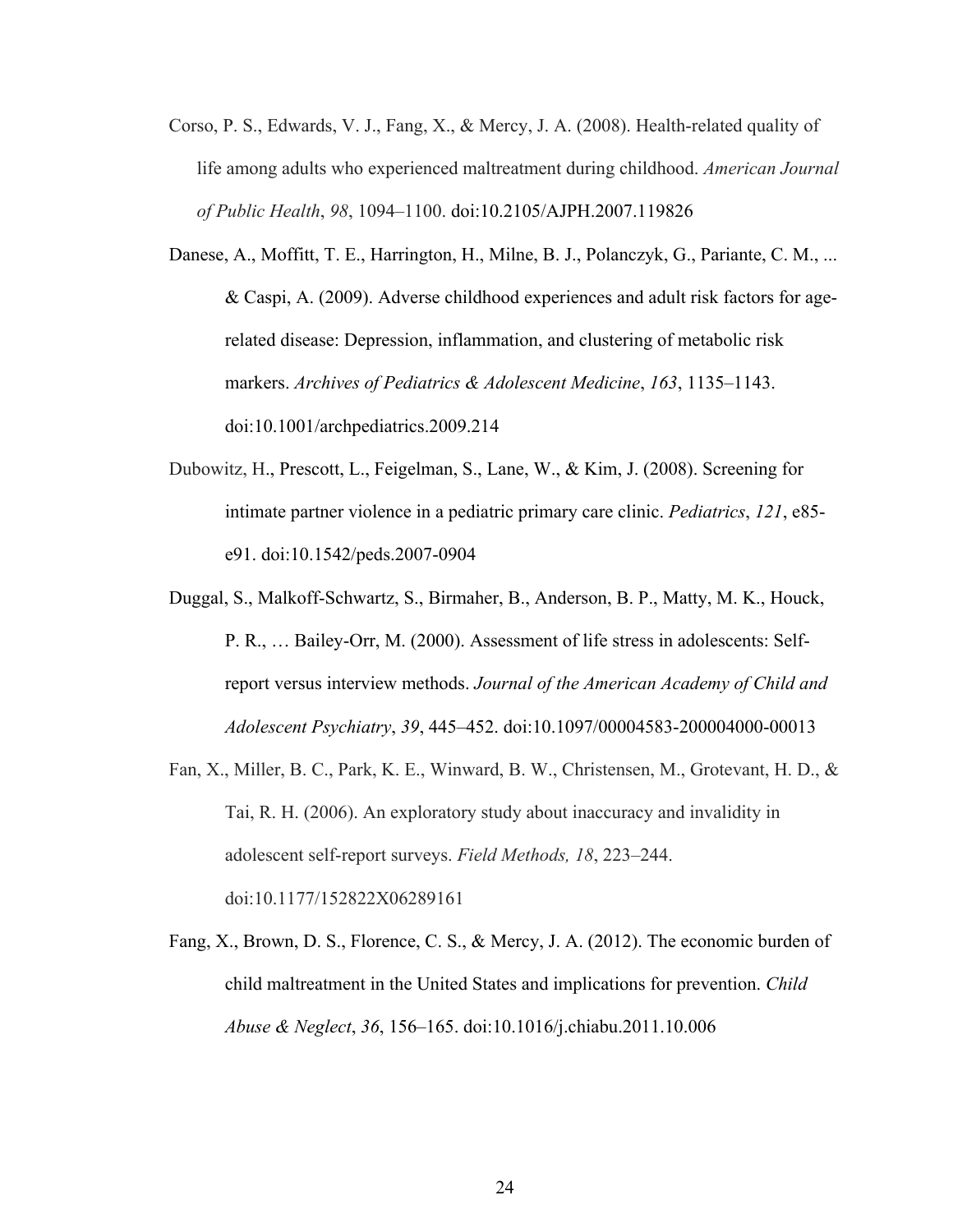Corso, P. S., Edwards, V. J., Fang, X., & Mercy, J. A. (2008). Health-related quality of life among adults who experienced maltreatment during childhood. *American Journal of Public Health*, *98*, 1094–1100. doi:10.2105/AJPH.2007.119826

Danese, A., Moffitt, T. E., Harrington, H., Milne, B. J., Polanczyk, G., Pariante, C. M., ... & Caspi, A. (2009). Adverse childhood experiences and adult risk factors for age-related disease: Depression, inflammation, and clustering of metabolic risk markers. *Archives of Pediatrics & Adolescent Medicine*, *163*, 1135–1143. doi:10.1001/archpediatrics.2009.214

Dubowitz, H., Prescott, L., Feigelman, S., Lane, W., & Kim, J. (2008). Screening for intimate partner violence in a pediatric primary care clinic. *Pediatrics*, *121*, e85-e91. doi:10.1542/peds.2007-0904

Duggal, S., Malkoff-Schwartz, S., Birmaher, B., Anderson, B. P., Matty, M. K., Houck, P. R., … Bailey-Orr, M. (2000). Assessment of life stress in adolescents: Self-report versus interview methods. *Journal of the American Academy of Child and Adolescent Psychiatry*, *39*, 445–452. doi:10.1097/00004583-200004000-00013

Fan, X., Miller, B. C., Park, K. E., Winward, B. W., Christensen, M., Grotevant, H. D., & Tai, R. H. (2006). An exploratory study about inaccuracy and invalidity in adolescent self-report surveys. *Field Methods, 18*, 223–244. doi:10.1177/152822X06289161

Fang, X., Brown, D. S., Florence, C. S., & Mercy, J. A. (2012). The economic burden of child maltreatment in the United States and implications for prevention. *Child Abuse & Neglect*, *36*, 156–165. doi:10.1016/j.chiabu.2011.10.006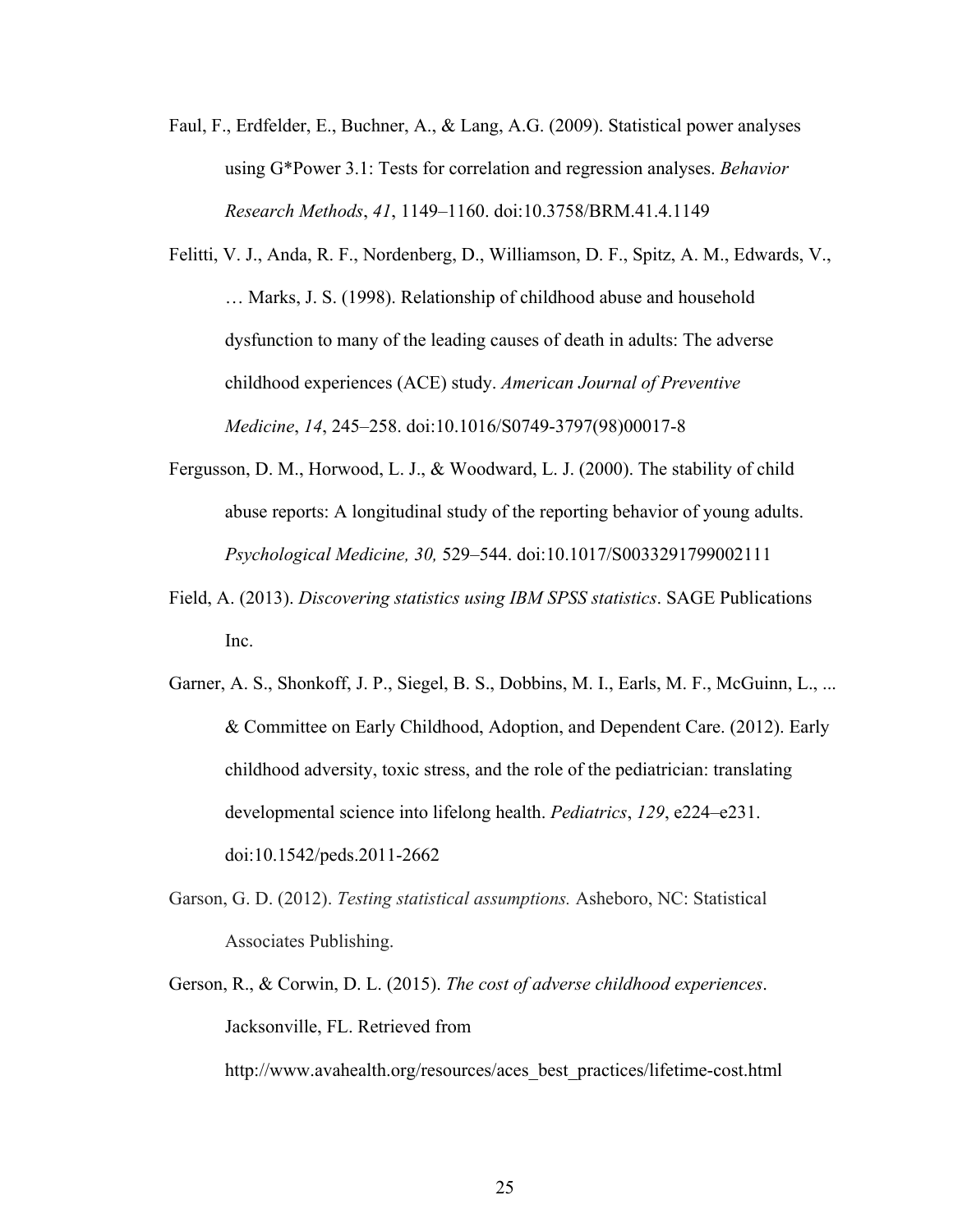Faul, F., Erdfelder, E., Buchner, A., & Lang, A.G. (2009). Statistical power analyses using G*Power 3.1: Tests for correlation and regression analyses. *Behavior Research Methods*, *41*, 1149–1160. doi:10.3758/BRM.41.4.1149

Felitti, V. J., Anda, R. F., Nordenberg, D., Williamson, D. F., Spitz, A. M., Edwards, V., … Marks, J. S. (1998). Relationship of childhood abuse and household dysfunction to many of the leading causes of death in adults: The adverse childhood experiences (ACE) study. *American Journal of Preventive Medicine*, *14*, 245–258. doi:10.1016/S0749-3797(98)00017-8

Fergusson, D. M., Horwood, L. J., & Woodward, L. J. (2000). The stability of child abuse reports: A longitudinal study of the reporting behavior of young adults. *Psychological Medicine, 30,* 529–544. doi:10.1017/S0033291799002111

Field, A. (2013). *Discovering statistics using IBM SPSS statistics*. SAGE Publications Inc.

Garner, A. S., Shonkoff, J. P., Siegel, B. S., Dobbins, M. I., Earls, M. F., McGuinn, L., ... & Committee on Early Childhood, Adoption, and Dependent Care. (2012). Early childhood adversity, toxic stress, and the role of the pediatrician: translating developmental science into lifelong health. *Pediatrics*, *129*, e224–e231. doi:10.1542/peds.2011-2662

Garson, G. D. (2012). *Testing statistical assumptions.* Asheboro, NC: Statistical Associates Publishing.

Gerson, R., & Corwin, D. L. (2015). *The cost of adverse childhood experiences*. Jacksonville, FL. Retrieved from http://www.avahealth.org/resources/aces_best_practices/lifetime-cost.html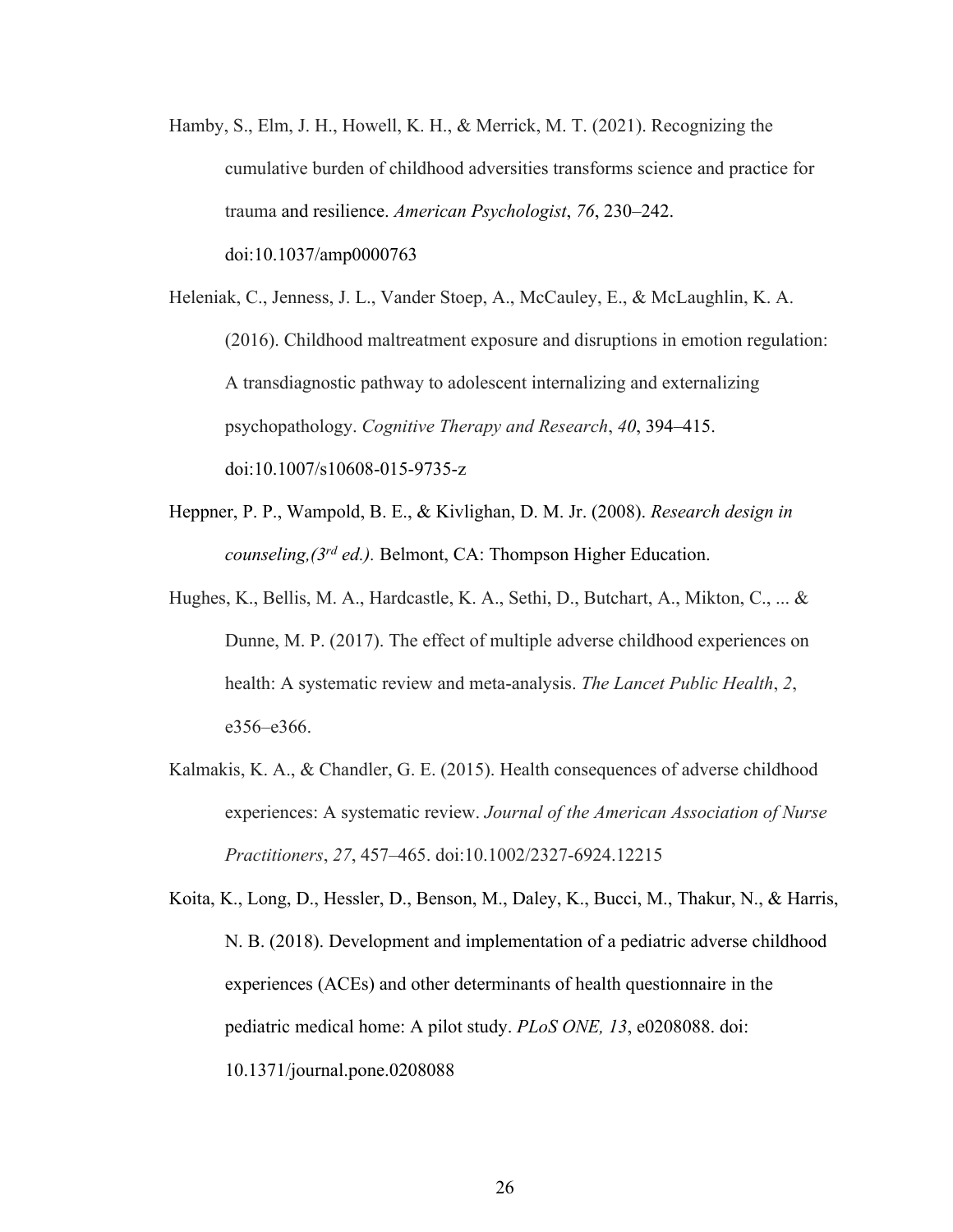Hamby, S., Elm, J. H., Howell, K. H., & Merrick, M. T. (2021). Recognizing the cumulative burden of childhood adversities transforms science and practice for trauma and resilience. *American Psychologist*, *76*, 230–242. doi:10.1037/amp0000763

Heleniak, C., Jenness, J. L., Vander Stoep, A., McCauley, E., & McLaughlin, K. A. (2016). Childhood maltreatment exposure and disruptions in emotion regulation: A transdiagnostic pathway to adolescent internalizing and externalizing psychopathology. *Cognitive Therapy and Research*, *40*, 394–415. doi:10.1007/s10608-015-9735-z

Heppner, P. P., Wampold, B. E., & Kivlighan, D. M. Jr. (2008). *Research design in counseling,(3rd ed.).* Belmont, CA: Thompson Higher Education.

Hughes, K., Bellis, M. A., Hardcastle, K. A., Sethi, D., Butchart, A., Mikton, C., ... & Dunne, M. P. (2017). The effect of multiple adverse childhood experiences on health: A systematic review and meta-analysis. *The Lancet Public Health*, *2*, e356–e366.

Kalmakis, K. A., & Chandler, G. E. (2015). Health consequences of adverse childhood experiences: A systematic review. *Journal of the American Association of Nurse Practitioners*, *27*, 457–465. doi:10.1002/2327-6924.12215

Koita, K., Long, D., Hessler, D., Benson, M., Daley, K., Bucci, M., Thakur, N., & Harris, N. B. (2018). Development and implementation of a pediatric adverse childhood experiences (ACEs) and other determinants of health questionnaire in the pediatric medical home: A pilot study. *PLoS ONE, 13*, e0208088. doi: 10.1371/journal.pone.0208088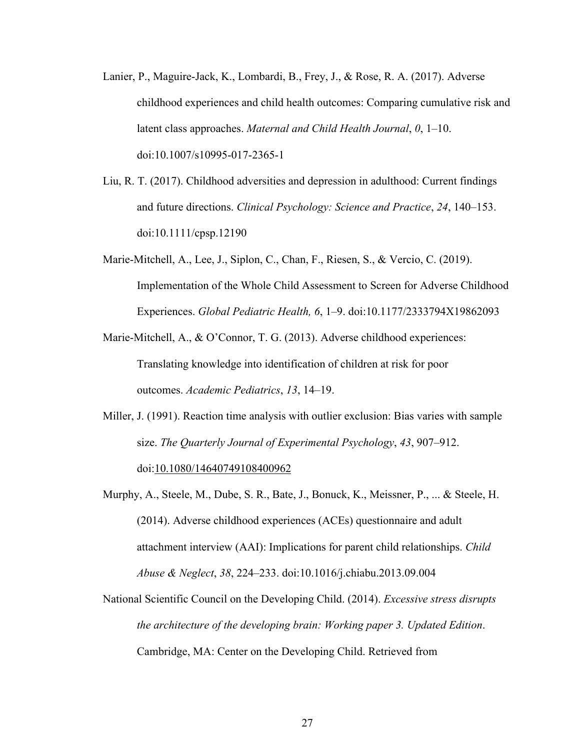Lanier, P., Maguire-Jack, K., Lombardi, B., Frey, J., & Rose, R. A. (2017). Adverse childhood experiences and child health outcomes: Comparing cumulative risk and latent class approaches. *Maternal and Child Health Journal*, *0*, 1–10. doi:10.1007/s10995-017-2365-1

Liu, R. T. (2017). Childhood adversities and depression in adulthood: Current findings and future directions. *Clinical Psychology: Science and Practice*, *24*, 140–153. doi:10.1111/cpsp.12190

Marie-Mitchell, A., Lee, J., Siplon, C., Chan, F., Riesen, S., & Vercio, C. (2019). Implementation of the Whole Child Assessment to Screen for Adverse Childhood Experiences. *Global Pediatric Health, 6*, 1–9. doi:10.1177/2333794X19862093

Marie-Mitchell, A., & O'Connor, T. G. (2013). Adverse childhood experiences: Translating knowledge into identification of children at risk for poor outcomes. *Academic Pediatrics*, *13*, 14–19.

Miller, J. (1991). Reaction time analysis with outlier exclusion: Bias varies with sample size. *The Quarterly Journal of Experimental Psychology*, *43*, 907–912. doi:10.1080/14640749108400962

Murphy, A., Steele, M., Dube, S. R., Bate, J., Bonuck, K., Meissner, P., ... & Steele, H. (2014). Adverse childhood experiences (ACEs) questionnaire and adult attachment interview (AAI): Implications for parent child relationships. *Child Abuse & Neglect*, *38*, 224–233. doi:10.1016/j.chiabu.2013.09.004

National Scientific Council on the Developing Child. (2014). *Excessive stress disrupts the architecture of the developing brain: Working paper 3. Updated Edition*. Cambridge, MA: Center on the Developing Child. Retrieved from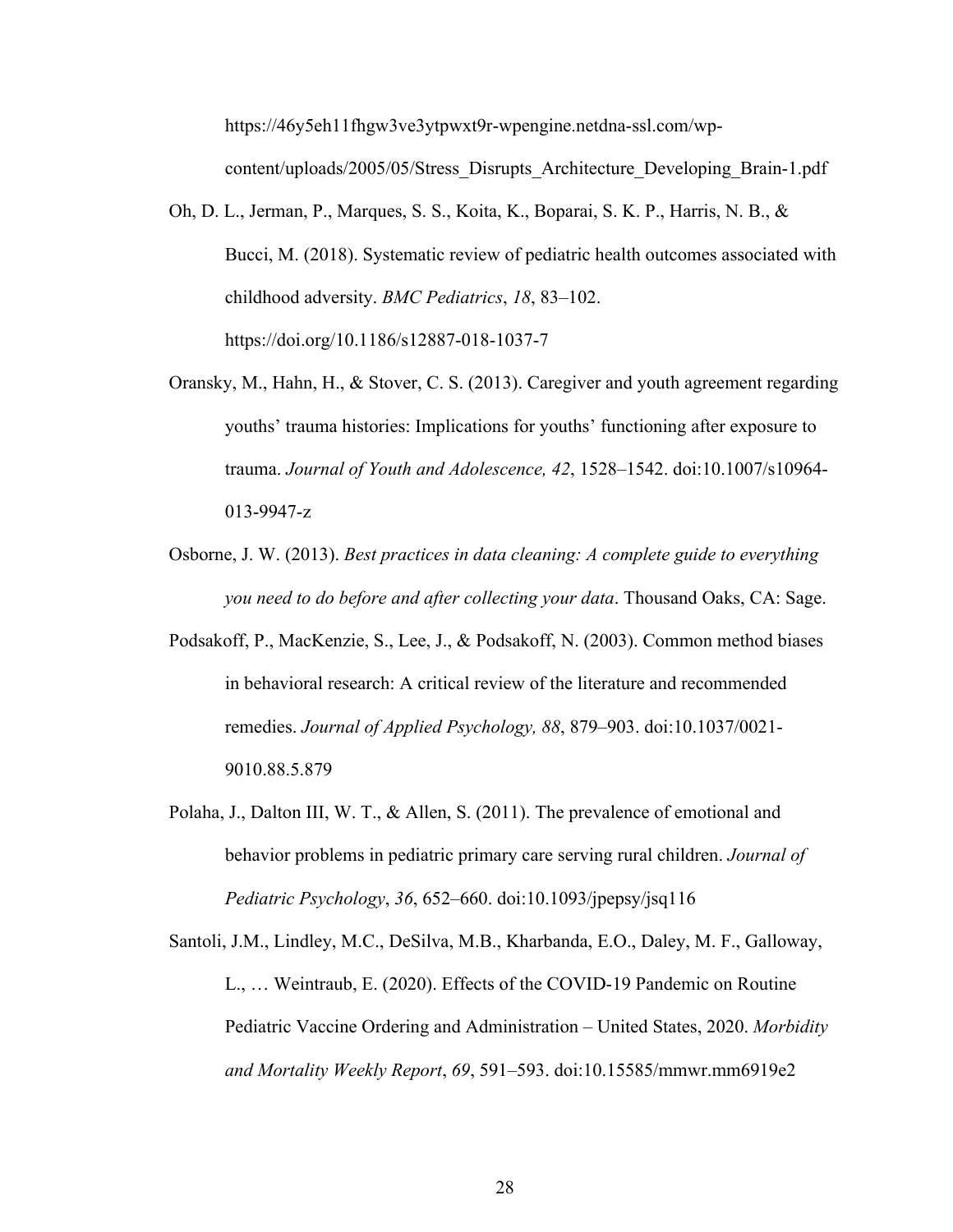https://46y5eh11fhgw3ve3ytpwxt9r-wpengine.netdna-ssl.com/wp-content/uploads/2005/05/Stress_Disrupts_Architecture_Developing_Brain-1.pdf

Oh, D. L., Jerman, P., Marques, S. S., Koita, K., Boparai, S. K. P., Harris, N. B., & Bucci, M. (2018). Systematic review of pediatric health outcomes associated with childhood adversity. *BMC Pediatrics*, *18*, 83–102. https://doi.org/10.1186/s12887-018-1037-7

Oransky, M., Hahn, H., & Stover, C. S. (2013). Caregiver and youth agreement regarding youths' trauma histories: Implications for youths' functioning after exposure to trauma. *Journal of Youth and Adolescence, 42*, 1528–1542. doi:10.1007/s10964-013-9947-z

Osborne, J. W. (2013). *Best practices in data cleaning: A complete guide to everything you need to do before and after collecting your data*. Thousand Oaks, CA: Sage.

Podsakoff, P., MacKenzie, S., Lee, J., & Podsakoff, N. (2003). Common method biases in behavioral research: A critical review of the literature and recommended remedies. *Journal of Applied Psychology, 88*, 879–903. doi:10.1037/0021-9010.88.5.879

Polaha, J., Dalton III, W. T., & Allen, S. (2011). The prevalence of emotional and behavior problems in pediatric primary care serving rural children. *Journal of Pediatric Psychology*, *36*, 652–660. doi:10.1093/jpepsy/jsq116

Santoli, J.M., Lindley, M.C., DeSilva, M.B., Kharbanda, E.O., Daley, M. F., Galloway, L., … Weintraub, E. (2020). Effects of the COVID-19 Pandemic on Routine Pediatric Vaccine Ordering and Administration – United States, 2020. *Morbidity and Mortality Weekly Report*, *69*, 591–593. doi:10.15585/mmwr.mm6919e2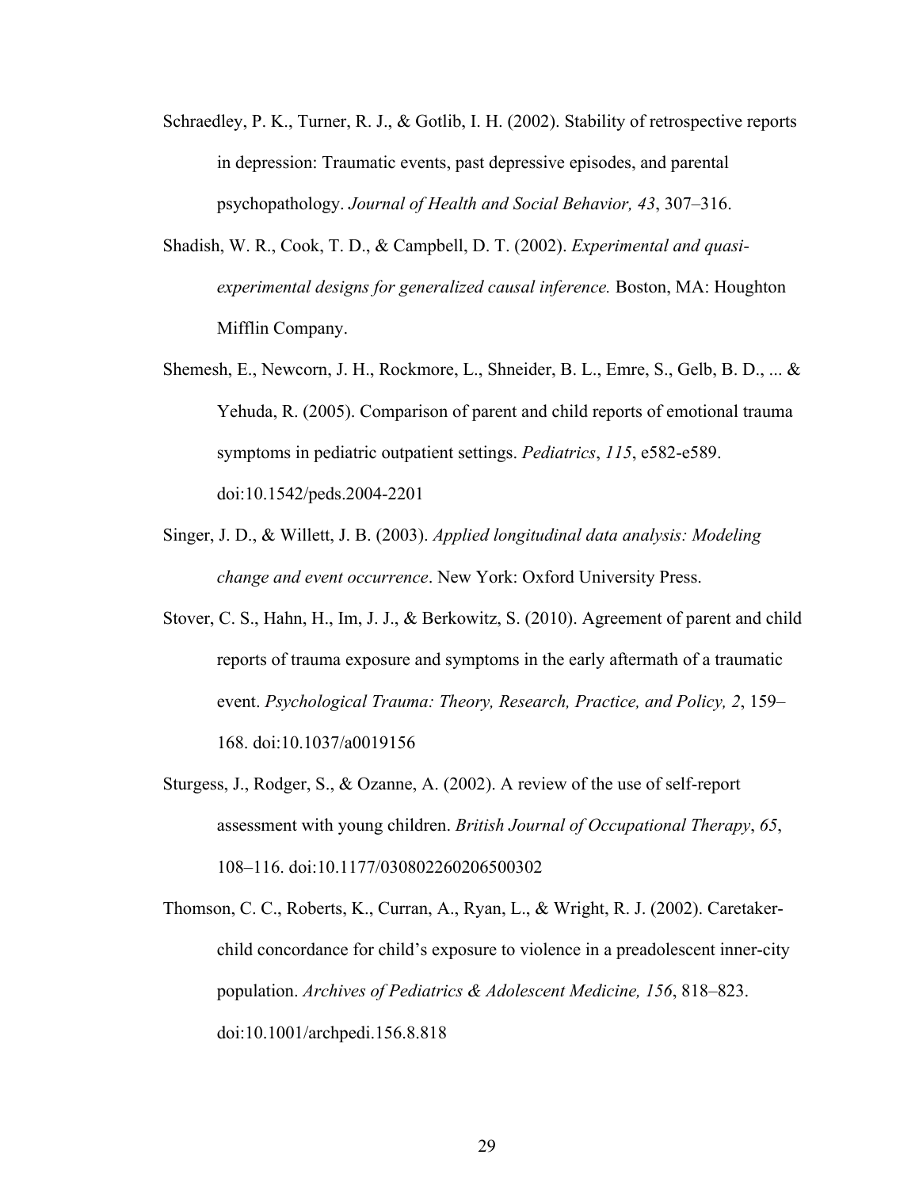Schraedley, P. K., Turner, R. J., & Gotlib, I. H. (2002). Stability of retrospective reports in depression: Traumatic events, past depressive episodes, and parental psychopathology. *Journal of Health and Social Behavior, 43*, 307–316.

Shadish, W. R., Cook, T. D., & Campbell, D. T. (2002). *Experimental and quasi-experimental designs for generalized causal inference.* Boston, MA: Houghton Mifflin Company.

Shemesh, E., Newcorn, J. H., Rockmore, L., Shneider, B. L., Emre, S., Gelb, B. D., ... & Yehuda, R. (2005). Comparison of parent and child reports of emotional trauma symptoms in pediatric outpatient settings. *Pediatrics*, *115*, e582-e589. doi:10.1542/peds.2004-2201

Singer, J. D., & Willett, J. B. (2003). *Applied longitudinal data analysis: Modeling change and event occurrence*. New York: Oxford University Press.

Stover, C. S., Hahn, H., Im, J. J., & Berkowitz, S. (2010). Agreement of parent and child reports of trauma exposure and symptoms in the early aftermath of a traumatic event. *Psychological Trauma: Theory, Research, Practice, and Policy, 2*, 159–168. doi:10.1037/a0019156

Sturgess, J., Rodger, S., & Ozanne, A. (2002). A review of the use of self-report assessment with young children. *British Journal of Occupational Therapy*, *65*, 108–116. doi:10.1177/030802260206500302

Thomson, C. C., Roberts, K., Curran, A., Ryan, L., & Wright, R. J. (2002). Caretaker-child concordance for child's exposure to violence in a preadolescent inner-city population. *Archives of Pediatrics & Adolescent Medicine, 156*, 818–823. doi:10.1001/archpedi.156.8.818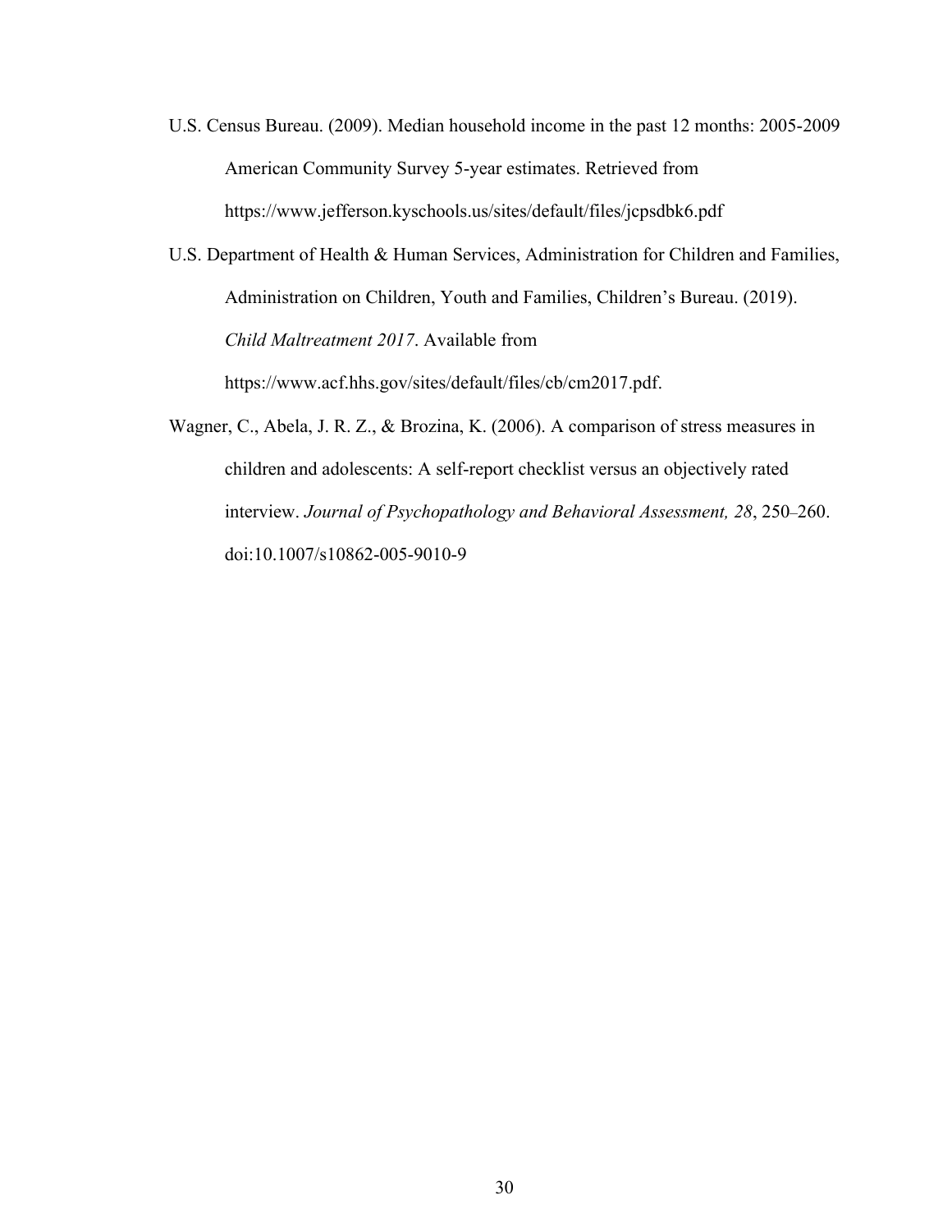U.S. Census Bureau. (2009). Median household income in the past 12 months: 2005-2009 American Community Survey 5-year estimates. Retrieved from https://www.jefferson.kyschools.us/sites/default/files/jcpsdbk6.pdf

U.S. Department of Health & Human Services, Administration for Children and Families, Administration on Children, Youth and Families, Children's Bureau. (2019). *Child Maltreatment 2017*. Available from https://www.acf.hhs.gov/sites/default/files/cb/cm2017.pdf.

Wagner, C., Abela, J. R. Z., & Brozina, K. (2006). A comparison of stress measures in children and adolescents: A self-report checklist versus an objectively rated interview. *Journal of Psychopathology and Behavioral Assessment, 28*, 250–260. doi:10.1007/s10862-005-9010-9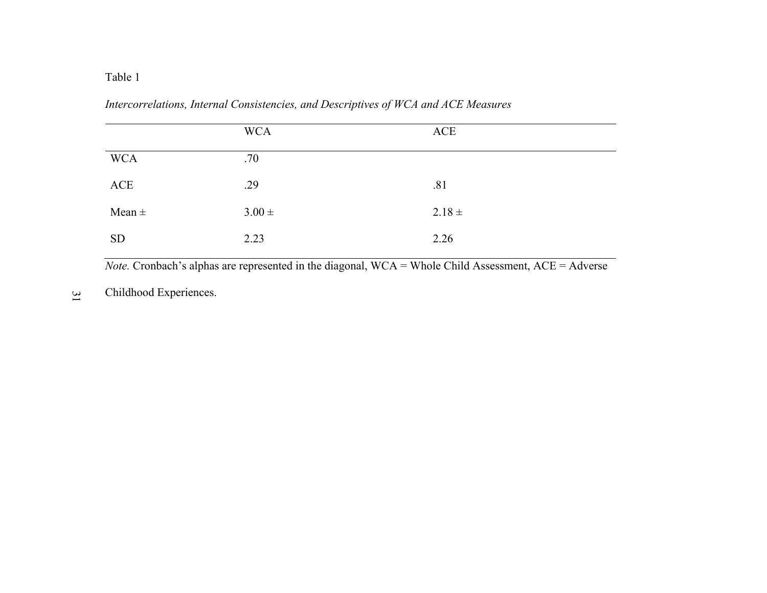Table 1

*Intercorrelations, Internal Consistencies, and Descriptives of WCA and ACE Measures*

| | WCA | ACE |
|---|---|---|
| WCA | .70 | |
| ACE | .29 | .81 |
| Mean ± | 3.00 ± | 2.18 ± |
| SD | 2.23 | 2.26 |

*Note.* Cronbach's alphas are represented in the diagonal, WCA = Whole Child Assessment, ACE = Adverse Childhood Experiences.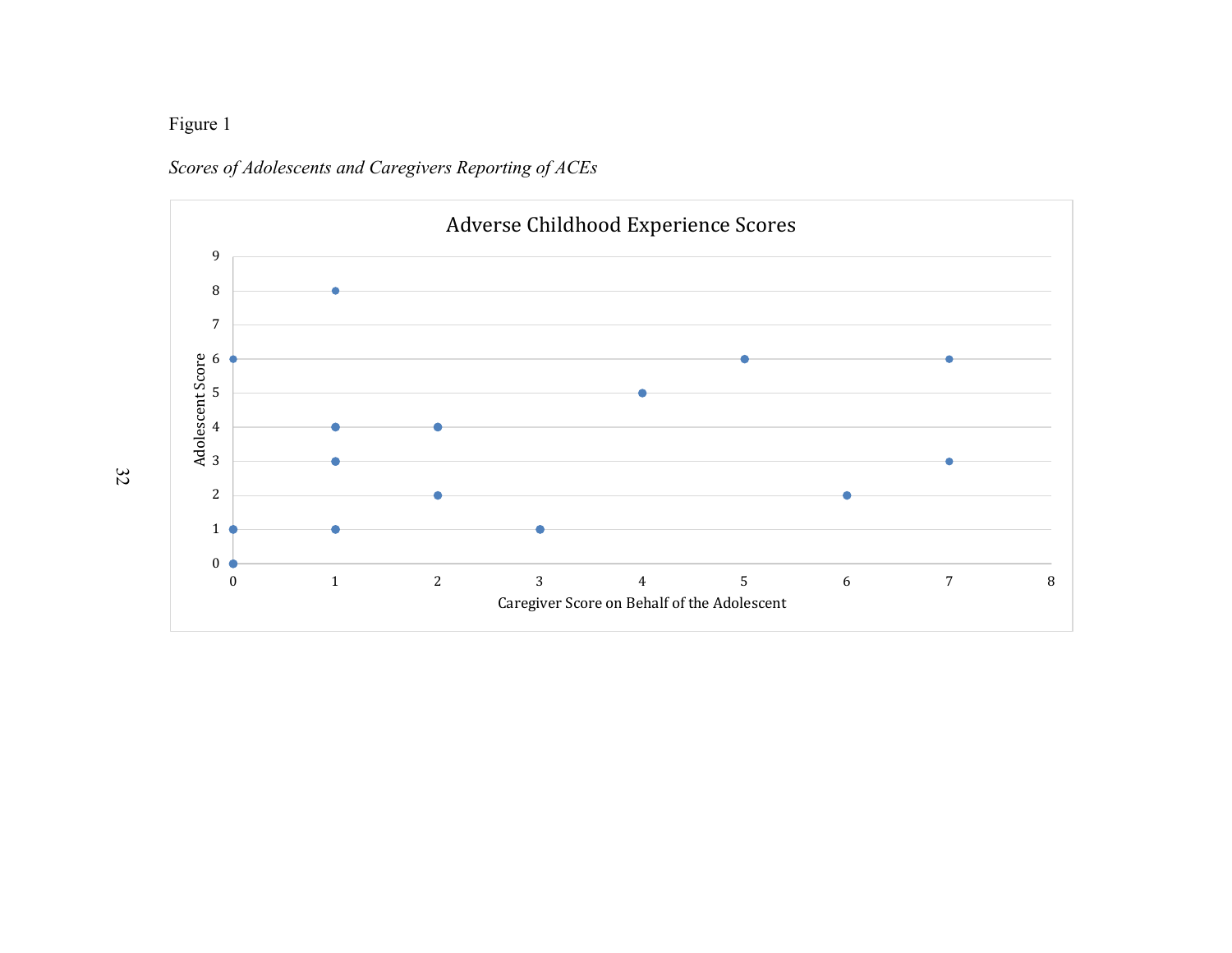Figure 1

*Scores of Adolescents and Caregivers Reporting of ACEs*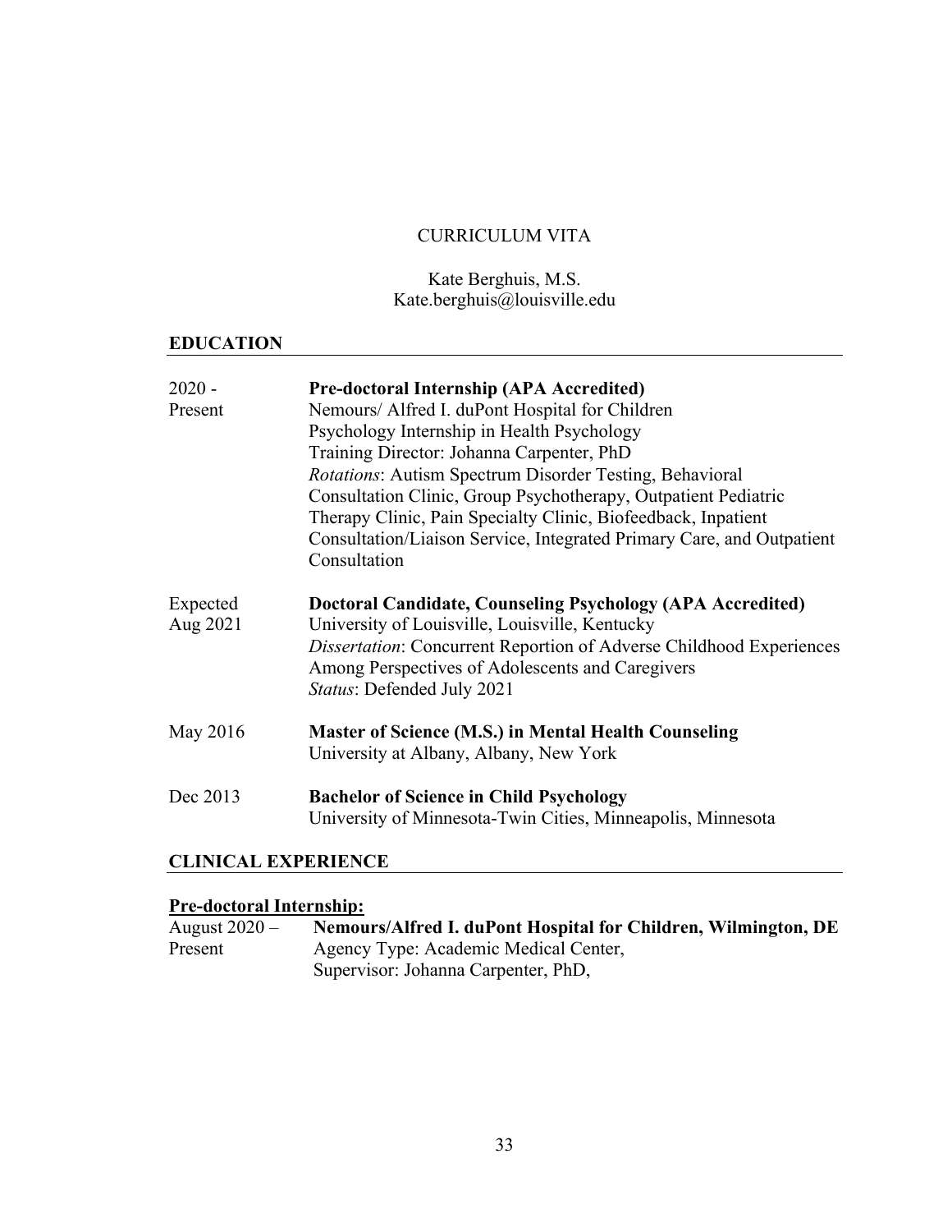# CURRICULUM VITA

Kate Berghuis, M.S.
Kate.berghuis@louisville.edu

## EDUCATION

| | |
|---|---|
| 2020 - Present | **Pre-doctoral Internship (APA Accredited)**<br>Nemours/ Alfred I. duPont Hospital for Children<br>Psychology Internship in Health Psychology<br>Training Director: Johanna Carpenter, PhD<br>*Rotations*: Autism Spectrum Disorder Testing, Behavioral Consultation Clinic, Group Psychotherapy, Outpatient Pediatric Therapy Clinic, Pain Specialty Clinic, Biofeedback, Inpatient Consultation/Liaison Service, Integrated Primary Care, and Outpatient Consultation |
| Expected Aug 2021 | **Doctoral Candidate, Counseling Psychology (APA Accredited)**<br>University of Louisville, Louisville, Kentucky<br>*Dissertation*: Concurrent Reportion of Adverse Childhood Experiences Among Perspectives of Adolescents and Caregivers<br>*Status*: Defended July 2021 |
| May 2016 | **Master of Science (M.S.) in Mental Health Counseling**<br>University at Albany, Albany, New York |
| Dec 2013 | **Bachelor of Science in Child Psychology**<br>University of Minnesota-Twin Cities, Minneapolis, Minnesota |

## CLINICAL EXPERIENCE

### Pre-doctoral Internship:

| | |
|---|---|
| August 2020 – Present | **Nemours/Alfred I. duPont Hospital for Children, Wilmington, DE**<br>Agency Type: Academic Medical Center,<br>Supervisor: Johanna Carpenter, PhD, |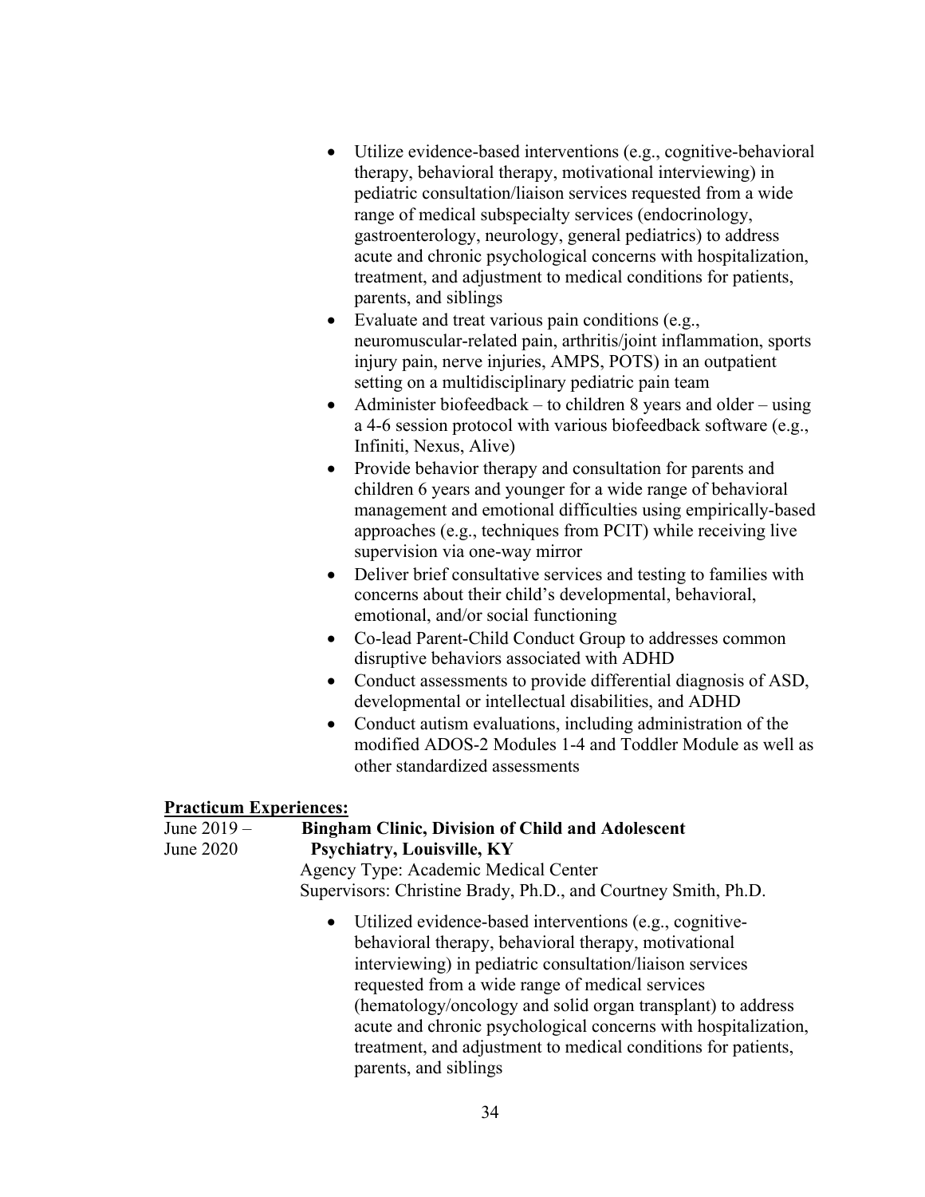- Utilize evidence-based interventions (e.g., cognitive-behavioral therapy, behavioral therapy, motivational interviewing) in pediatric consultation/liaison services requested from a wide range of medical subspecialty services (endocrinology, gastroenterology, neurology, general pediatrics) to address acute and chronic psychological concerns with hospitalization, treatment, and adjustment to medical conditions for patients, parents, and siblings
- Evaluate and treat various pain conditions (e.g., neuromuscular-related pain, arthritis/joint inflammation, sports injury pain, nerve injuries, AMPS, POTS) in an outpatient setting on a multidisciplinary pediatric pain team
- Administer biofeedback – to children 8 years and older – using a 4-6 session protocol with various biofeedback software (e.g., Infiniti, Nexus, Alive)
- Provide behavior therapy and consultation for parents and children 6 years and younger for a wide range of behavioral management and emotional difficulties using empirically-based approaches (e.g., techniques from PCIT) while receiving live supervision via one-way mirror
- Deliver brief consultative services and testing to families with concerns about their child's developmental, behavioral, emotional, and/or social functioning
- Co-lead Parent-Child Conduct Group to addresses common disruptive behaviors associated with ADHD
- Conduct assessments to provide differential diagnosis of ASD, developmental or intellectual disabilities, and ADHD
- Conduct autism evaluations, including administration of the modified ADOS-2 Modules 1-4 and Toddler Module as well as other standardized assessments

**<u>Practicum Experiences:</u>**

June 2019 – June 2020 **Bingham Clinic, Division of Child and Adolescent Psychiatry, Louisville, KY**

Agency Type: Academic Medical Center

Supervisors: Christine Brady, Ph.D., and Courtney Smith, Ph.D.

- Utilized evidence-based interventions (e.g., cognitive-behavioral therapy, behavioral therapy, motivational interviewing) in pediatric consultation/liaison services requested from a wide range of medical services (hematology/oncology and solid organ transplant) to address acute and chronic psychological concerns with hospitalization, treatment, and adjustment to medical conditions for patients, parents, and siblings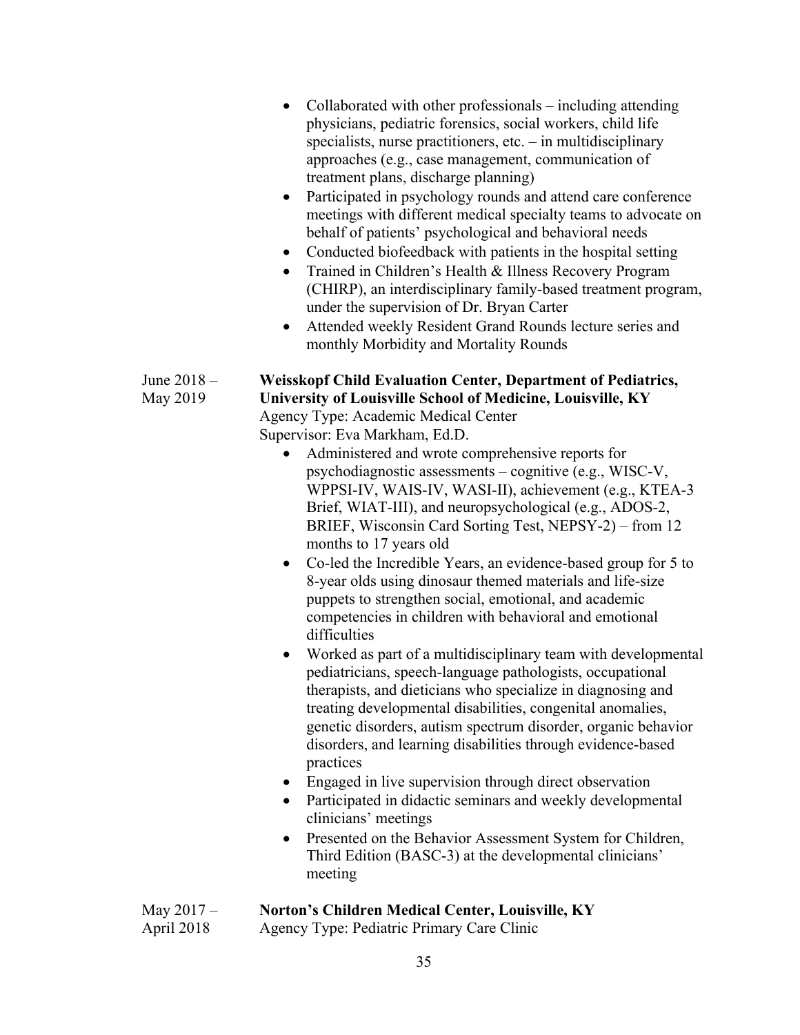- Collaborated with other professionals – including attending physicians, pediatric forensics, social workers, child life specialists, nurse practitioners, etc. – in multidisciplinary approaches (e.g., case management, communication of treatment plans, discharge planning)
- Participated in psychology rounds and attend care conference meetings with different medical specialty teams to advocate on behalf of patients' psychological and behavioral needs
- Conducted biofeedback with patients in the hospital setting
- Trained in Children's Health & Illness Recovery Program (CHIRP), an interdisciplinary family-based treatment program, under the supervision of Dr. Bryan Carter
- Attended weekly Resident Grand Rounds lecture series and monthly Morbidity and Mortality Rounds

June 2018 – May 2019

**Weisskopf Child Evaluation Center, Department of Pediatrics, University of Louisville School of Medicine, Louisville, KY**
Agency Type: Academic Medical Center
Supervisor: Eva Markham, Ed.D.

- Administered and wrote comprehensive reports for psychodiagnostic assessments – cognitive (e.g., WISC-V, WPPSI-IV, WAIS-IV, WASI-II), achievement (e.g., KTEA-3 Brief, WIAT-III), and neuropsychological (e.g., ADOS-2, BRIEF, Wisconsin Card Sorting Test, NEPSY-2) – from 12 months to 17 years old
- Co-led the Incredible Years, an evidence-based group for 5 to 8-year olds using dinosaur themed materials and life-size puppets to strengthen social, emotional, and academic competencies in children with behavioral and emotional difficulties
- Worked as part of a multidisciplinary team with developmental pediatricians, speech-language pathologists, occupational therapists, and dieticians who specialize in diagnosing and treating developmental disabilities, congenital anomalies, genetic disorders, autism spectrum disorder, organic behavior disorders, and learning disabilities through evidence-based practices
- Engaged in live supervision through direct observation
- Participated in didactic seminars and weekly developmental clinicians' meetings
- Presented on the Behavior Assessment System for Children, Third Edition (BASC-3) at the developmental clinicians' meeting

May 2017 – April 2018

**Norton's Children Medical Center, Louisville, KY**
Agency Type: Pediatric Primary Care Clinic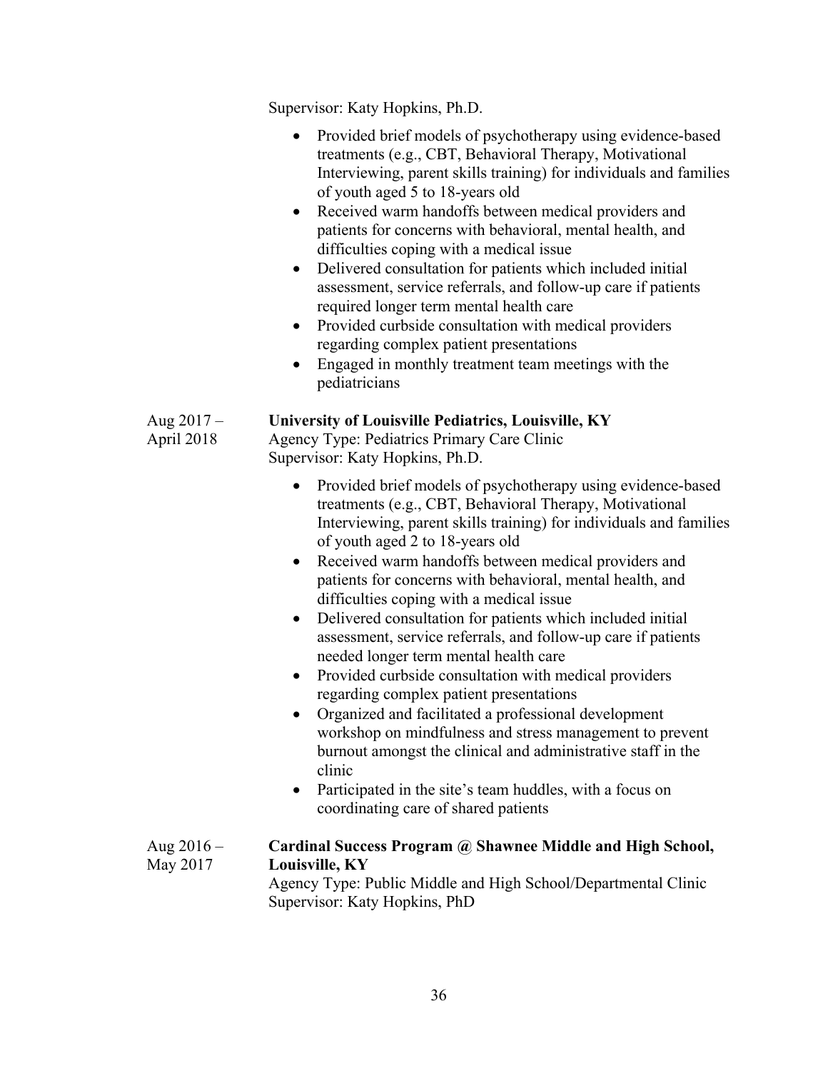Supervisor: Katy Hopkins, Ph.D.

- Provided brief models of psychotherapy using evidence-based treatments (e.g., CBT, Behavioral Therapy, Motivational Interviewing, parent skills training) for individuals and families of youth aged 5 to 18-years old
- Received warm handoffs between medical providers and patients for concerns with behavioral, mental health, and difficulties coping with a medical issue
- Delivered consultation for patients which included initial assessment, service referrals, and follow-up care if patients required longer term mental health care
- Provided curbside consultation with medical providers regarding complex patient presentations
- Engaged in monthly treatment team meetings with the pediatricians

Aug 2017 – April 2018 **University of Louisville Pediatrics, Louisville, KY**
Agency Type: Pediatrics Primary Care Clinic
Supervisor: Katy Hopkins, Ph.D.

- Provided brief models of psychotherapy using evidence-based treatments (e.g., CBT, Behavioral Therapy, Motivational Interviewing, parent skills training) for individuals and families of youth aged 2 to 18-years old
- Received warm handoffs between medical providers and patients for concerns with behavioral, mental health, and difficulties coping with a medical issue
- Delivered consultation for patients which included initial assessment, service referrals, and follow-up care if patients needed longer term mental health care
- Provided curbside consultation with medical providers regarding complex patient presentations
- Organized and facilitated a professional development workshop on mindfulness and stress management to prevent burnout amongst the clinical and administrative staff in the clinic
- Participated in the site's team huddles, with a focus on coordinating care of shared patients

Aug 2016 – May 2017 **Cardinal Success Program @ Shawnee Middle and High School, Louisville, KY**
Agency Type: Public Middle and High School/Departmental Clinic
Supervisor: Katy Hopkins, PhD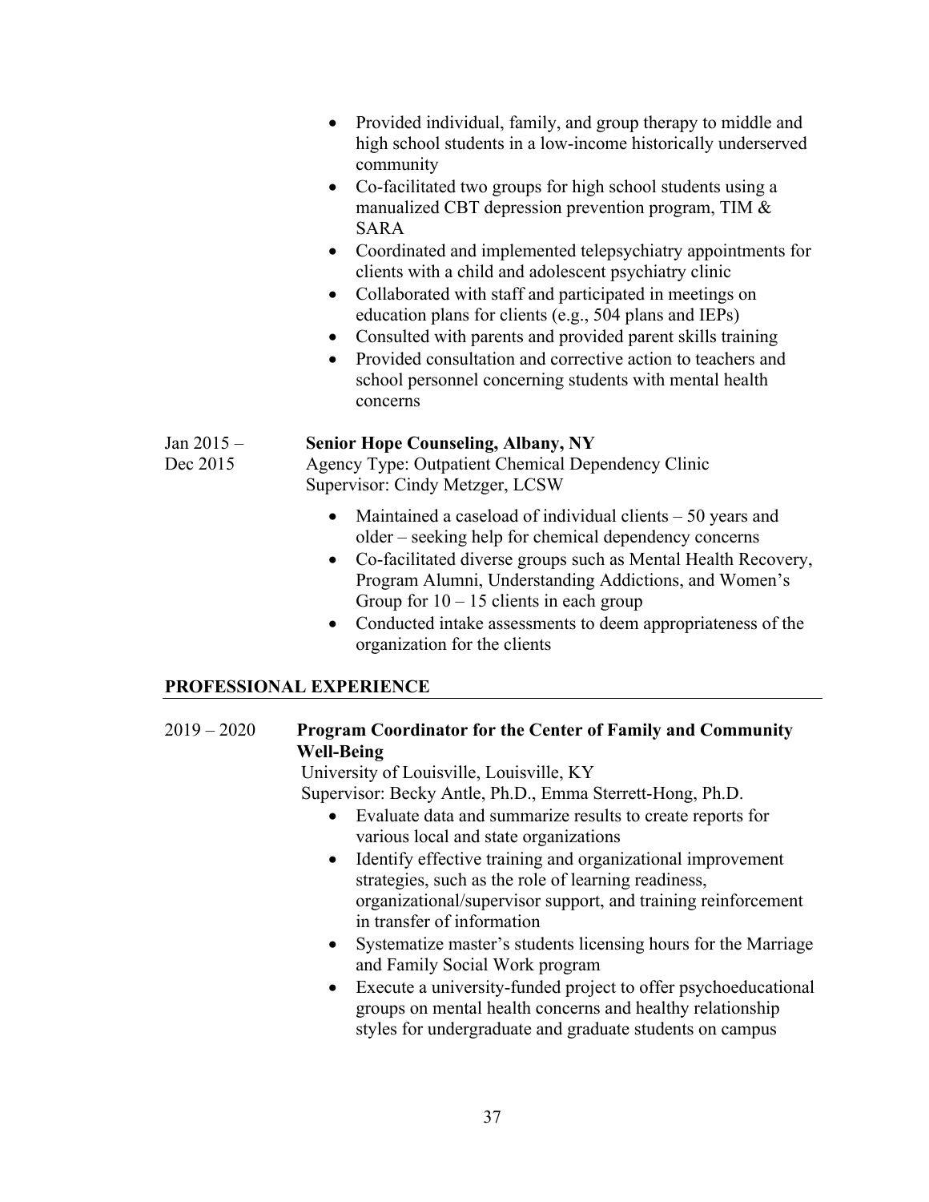- Provided individual, family, and group therapy to middle and high school students in a low-income historically underserved community
- Co-facilitated two groups for high school students using a manualized CBT depression prevention program, TIM & SARA
- Coordinated and implemented telepsychiatry appointments for clients with a child and adolescent psychiatry clinic
- Collaborated with staff and participated in meetings on education plans for clients (e.g., 504 plans and IEPs)
- Consulted with parents and provided parent skills training
- Provided consultation and corrective action to teachers and school personnel concerning students with mental health concerns

Jan 2015 – Dec 2015 **Senior Hope Counseling, Albany, NY**
Agency Type: Outpatient Chemical Dependency Clinic
Supervisor: Cindy Metzger, LCSW

- Maintained a caseload of individual clients – 50 years and older – seeking help for chemical dependency concerns
- Co-facilitated diverse groups such as Mental Health Recovery, Program Alumni, Understanding Addictions, and Women's Group for 10 – 15 clients in each group
- Conducted intake assessments to deem appropriateness of the organization for the clients

## PROFESSIONAL EXPERIENCE

2019 – 2020 **Program Coordinator for the Center of Family and Community Well-Being**
University of Louisville, Louisville, KY
Supervisor: Becky Antle, Ph.D., Emma Sterrett-Hong, Ph.D.

- Evaluate data and summarize results to create reports for various local and state organizations
- Identify effective training and organizational improvement strategies, such as the role of learning readiness, organizational/supervisor support, and training reinforcement in transfer of information
- Systematize master's students licensing hours for the Marriage and Family Social Work program
- Execute a university-funded project to offer psychoeducational groups on mental health concerns and healthy relationship styles for undergraduate and graduate students on campus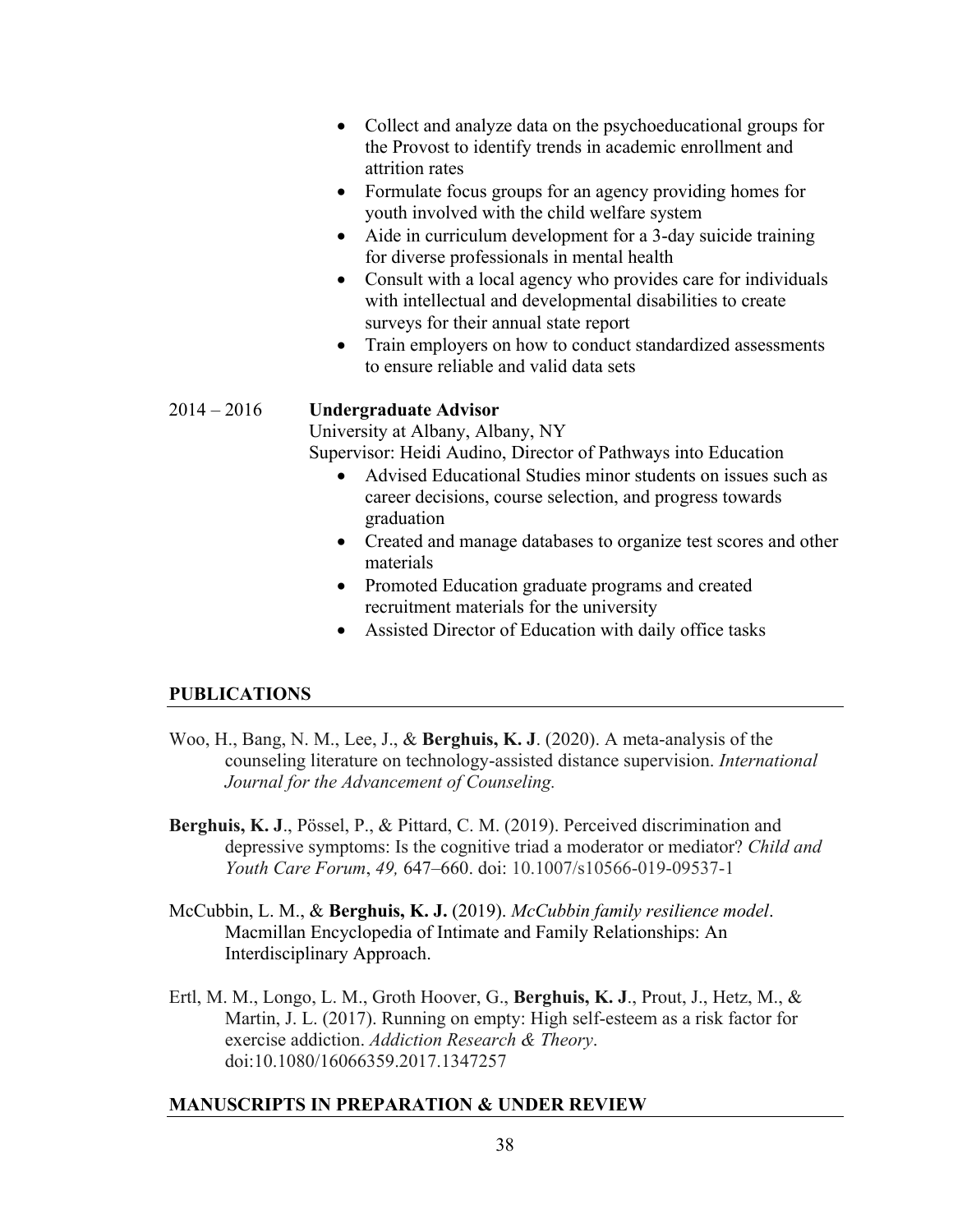- Collect and analyze data on the psychoeducational groups for the Provost to identify trends in academic enrollment and attrition rates
- Formulate focus groups for an agency providing homes for youth involved with the child welfare system
- Aide in curriculum development for a 3-day suicide training for diverse professionals in mental health
- Consult with a local agency who provides care for individuals with intellectual and developmental disabilities to create surveys for their annual state report
- Train employers on how to conduct standardized assessments to ensure reliable and valid data sets

2014 – 2016 **Undergraduate Advisor**
University at Albany, Albany, NY
Supervisor: Heidi Audino, Director of Pathways into Education

- Advised Educational Studies minor students on issues such as career decisions, course selection, and progress towards graduation
- Created and manage databases to organize test scores and other materials
- Promoted Education graduate programs and created recruitment materials for the university
- Assisted Director of Education with daily office tasks

## PUBLICATIONS

Woo, H., Bang, N. M., Lee, J., & **Berghuis, K. J**. (2020). A meta-analysis of the counseling literature on technology-assisted distance supervision. *International Journal for the Advancement of Counseling.*

**Berghuis, K. J**., Pössel, P., & Pittard, C. M. (2019). Perceived discrimination and depressive symptoms: Is the cognitive triad a moderator or mediator? *Child and Youth Care Forum*, *49,* 647–660. doi: 10.1007/s10566-019-09537-1

McCubbin, L. M., & **Berghuis, K. J.** (2019). *McCubbin family resilience model*. Macmillan Encyclopedia of Intimate and Family Relationships: An Interdisciplinary Approach.

Ertl, M. M., Longo, L. M., Groth Hoover, G., **Berghuis, K. J**., Prout, J., Hetz, M., & Martin, J. L. (2017). Running on empty: High self-esteem as a risk factor for exercise addiction. *Addiction Research & Theory*. doi:10.1080/16066359.2017.1347257

## MANUSCRIPTS IN PREPARATION & UNDER REVIEW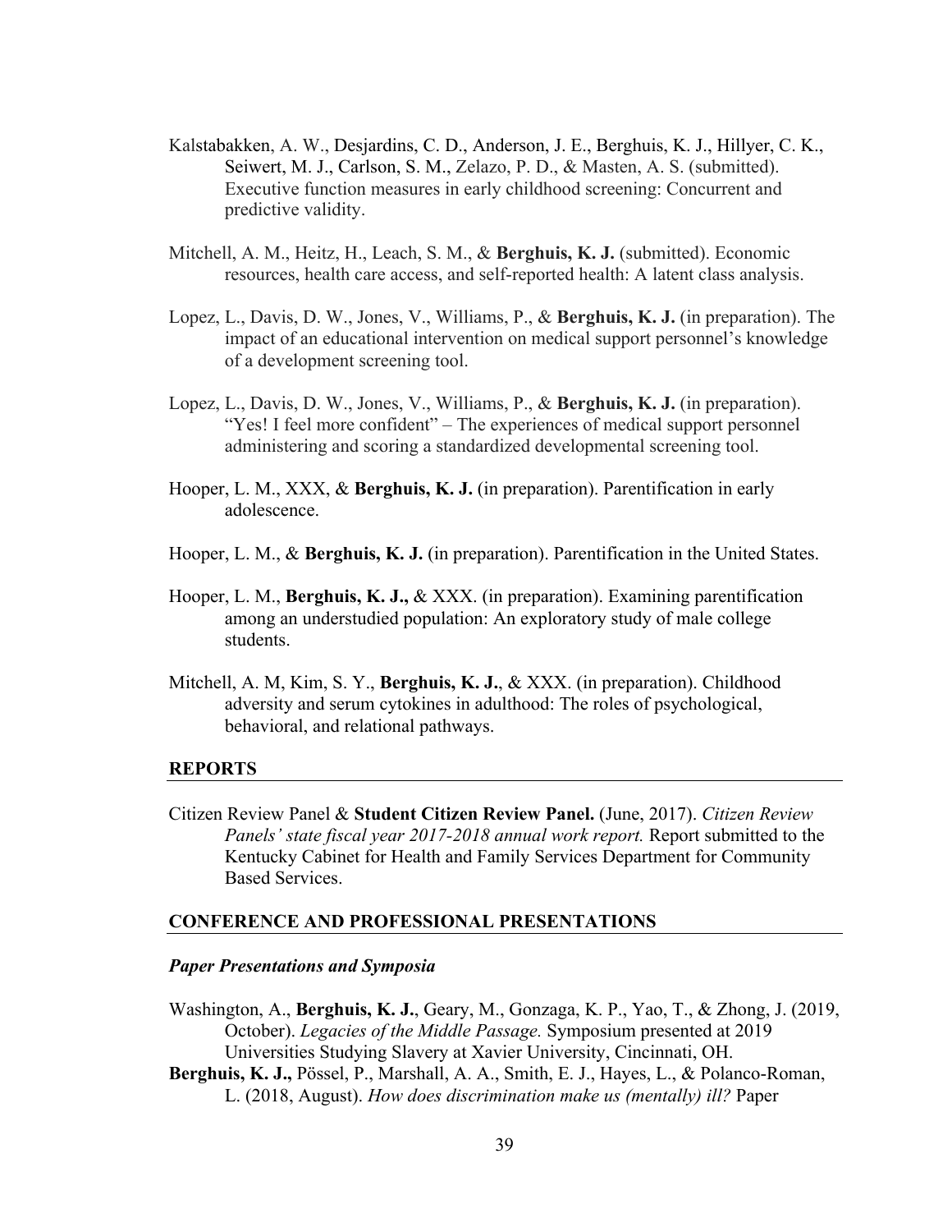Kalstabakken, A. W., Desjardins, C. D., Anderson, J. E., Berghuis, K. J., Hillyer, C. K., Seiwert, M. J., Carlson, S. M., Zelazo, P. D., & Masten, A. S. (submitted). Executive function measures in early childhood screening: Concurrent and predictive validity.

Mitchell, A. M., Heitz, H., Leach, S. M., & **Berghuis, K. J.** (submitted). Economic resources, health care access, and self-reported health: A latent class analysis.

Lopez, L., Davis, D. W., Jones, V., Williams, P., & **Berghuis, K. J.** (in preparation). The impact of an educational intervention on medical support personnel's knowledge of a development screening tool.

Lopez, L., Davis, D. W., Jones, V., Williams, P., & **Berghuis, K. J.** (in preparation). "Yes! I feel more confident" – The experiences of medical support personnel administering and scoring a standardized developmental screening tool.

Hooper, L. M., XXX, & **Berghuis, K. J.** (in preparation). Parentification in early adolescence.

Hooper, L. M., & **Berghuis, K. J.** (in preparation). Parentification in the United States.

Hooper, L. M., **Berghuis, K. J.,** & XXX. (in preparation). Examining parentification among an understudied population: An exploratory study of male college students.

Mitchell, A. M, Kim, S. Y., **Berghuis, K. J.**, & XXX. (in preparation). Childhood adversity and serum cytokines in adulthood: The roles of psychological, behavioral, and relational pathways.

## REPORTS

Citizen Review Panel & **Student Citizen Review Panel.** (June, 2017). *Citizen Review Panels' state fiscal year 2017-2018 annual work report.* Report submitted to the Kentucky Cabinet for Health and Family Services Department for Community Based Services.

## CONFERENCE AND PROFESSIONAL PRESENTATIONS

### *Paper Presentations and Symposia*

Washington, A., **Berghuis, K. J.**, Geary, M., Gonzaga, K. P., Yao, T., & Zhong, J. (2019, October). *Legacies of the Middle Passage.* Symposium presented at 2019 Universities Studying Slavery at Xavier University, Cincinnati, OH.

**Berghuis, K. J.,** Pössel, P., Marshall, A. A., Smith, E. J., Hayes, L., & Polanco-Roman, L. (2018, August). *How does discrimination make us (mentally) ill?* Paper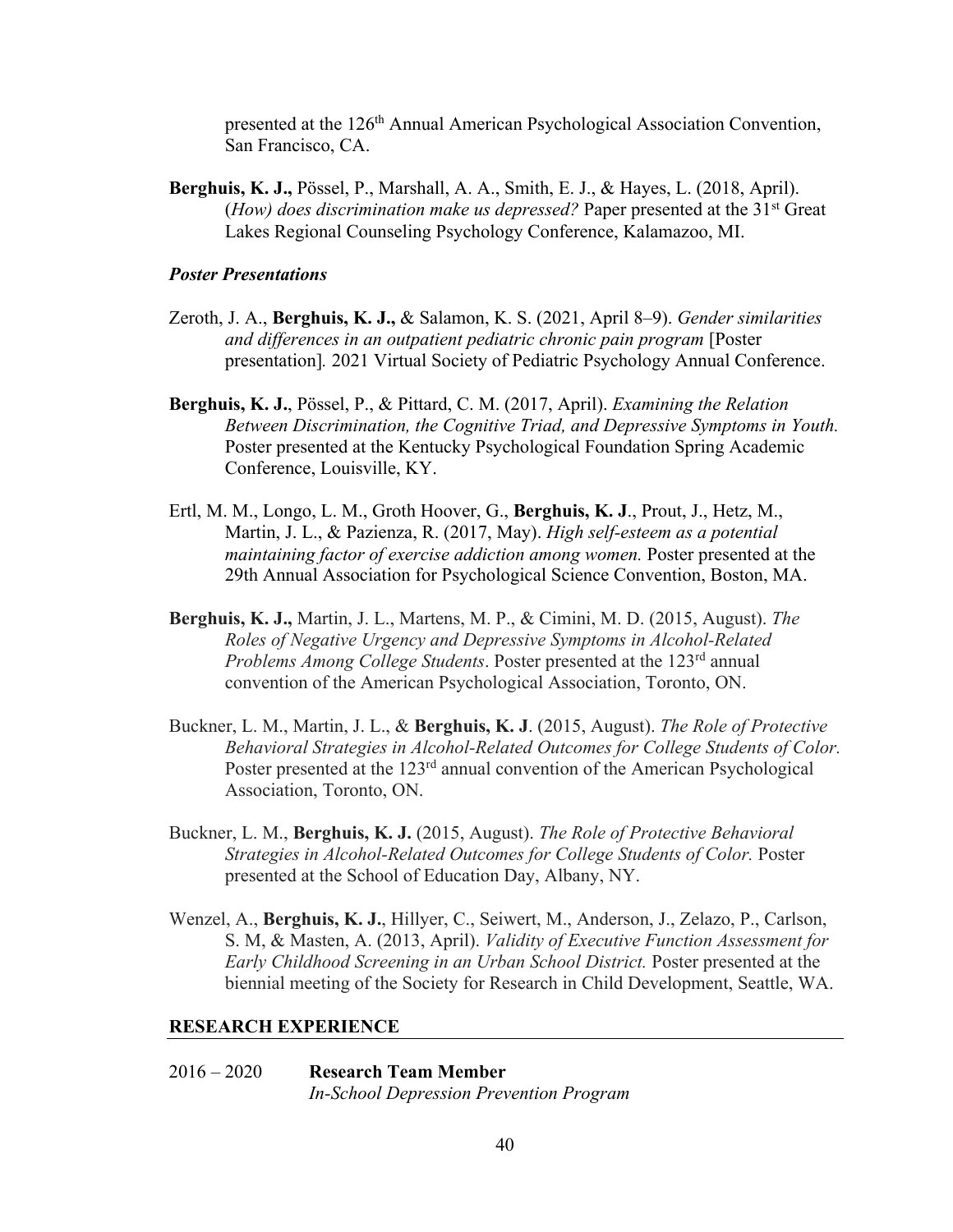presented at the 126th Annual American Psychological Association Convention, San Francisco, CA.

**Berghuis, K. J.,** Pössel, P., Marshall, A. A., Smith, E. J., & Hayes, L. (2018, April). (*How) does discrimination make us depressed?* Paper presented at the 31st Great Lakes Regional Counseling Psychology Conference, Kalamazoo, MI.

### *Poster Presentations*

Zeroth, J. A., **Berghuis, K. J.,** & Salamon, K. S. (2021, April 8–9). *Gender similarities and differences in an outpatient pediatric chronic pain program* [Poster presentation]*.* 2021 Virtual Society of Pediatric Psychology Annual Conference.

**Berghuis, K. J.**, Pössel, P., & Pittard, C. M. (2017, April). *Examining the Relation Between Discrimination, the Cognitive Triad, and Depressive Symptoms in Youth.* Poster presented at the Kentucky Psychological Foundation Spring Academic Conference, Louisville, KY.

Ertl, M. M., Longo, L. M., Groth Hoover, G., **Berghuis, K. J**., Prout, J., Hetz, M., Martin, J. L., & Pazienza, R. (2017, May). *High self-esteem as a potential maintaining factor of exercise addiction among women.* Poster presented at the 29th Annual Association for Psychological Science Convention, Boston, MA.

**Berghuis, K. J.,** Martin, J. L., Martens, M. P., & Cimini, M. D. (2015, August). *The Roles of Negative Urgency and Depressive Symptoms in Alcohol-Related Problems Among College Students*. Poster presented at the 123rd annual convention of the American Psychological Association, Toronto, ON.

Buckner, L. M., Martin, J. L., & **Berghuis, K. J**. (2015, August). *The Role of Protective Behavioral Strategies in Alcohol-Related Outcomes for College Students of Color.* Poster presented at the 123rd annual convention of the American Psychological Association, Toronto, ON.

Buckner, L. M., **Berghuis, K. J.** (2015, August). *The Role of Protective Behavioral Strategies in Alcohol-Related Outcomes for College Students of Color.* Poster presented at the School of Education Day, Albany, NY.

Wenzel, A., **Berghuis, K. J.**, Hillyer, C., Seiwert, M., Anderson, J., Zelazo, P., Carlson, S. M, & Masten, A. (2013, April). *Validity of Executive Function Assessment for Early Childhood Screening in an Urban School District.* Poster presented at the biennial meeting of the Society for Research in Child Development, Seattle, WA.

## RESEARCH EXPERIENCE

2016 – 2020 **Research Team Member**
*In-School Depression Prevention Program*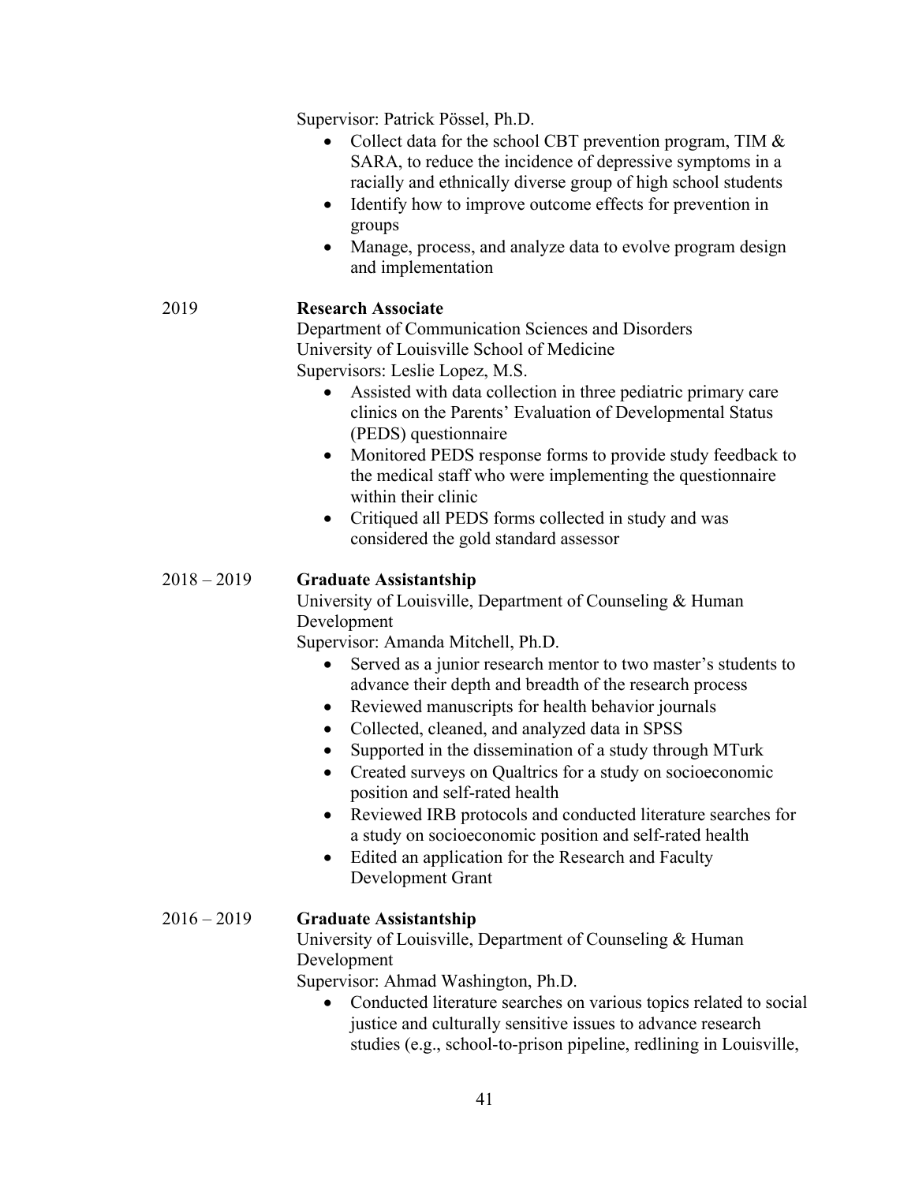Supervisor: Patrick Pössel, Ph.D.

- Collect data for the school CBT prevention program, TIM & SARA, to reduce the incidence of depressive symptoms in a racially and ethnically diverse group of high school students
- Identify how to improve outcome effects for prevention in groups
- Manage, process, and analyze data to evolve program design and implementation

2019 **Research Associate**

Department of Communication Sciences and Disorders
University of Louisville School of Medicine
Supervisors: Leslie Lopez, M.S.

- Assisted with data collection in three pediatric primary care clinics on the Parents' Evaluation of Developmental Status (PEDS) questionnaire
- Monitored PEDS response forms to provide study feedback to the medical staff who were implementing the questionnaire within their clinic
- Critiqued all PEDS forms collected in study and was considered the gold standard assessor

2018 – 2019 **Graduate Assistantship**

University of Louisville, Department of Counseling & Human Development
Supervisor: Amanda Mitchell, Ph.D.

- Served as a junior research mentor to two master's students to advance their depth and breadth of the research process
- Reviewed manuscripts for health behavior journals
- Collected, cleaned, and analyzed data in SPSS
- Supported in the dissemination of a study through MTurk
- Created surveys on Qualtrics for a study on socioeconomic position and self-rated health
- Reviewed IRB protocols and conducted literature searches for a study on socioeconomic position and self-rated health
- Edited an application for the Research and Faculty Development Grant

2016 – 2019 **Graduate Assistantship**

University of Louisville, Department of Counseling & Human Development
Supervisor: Ahmad Washington, Ph.D.

- Conducted literature searches on various topics related to social justice and culturally sensitive issues to advance research studies (e.g., school-to-prison pipeline, redlining in Louisville,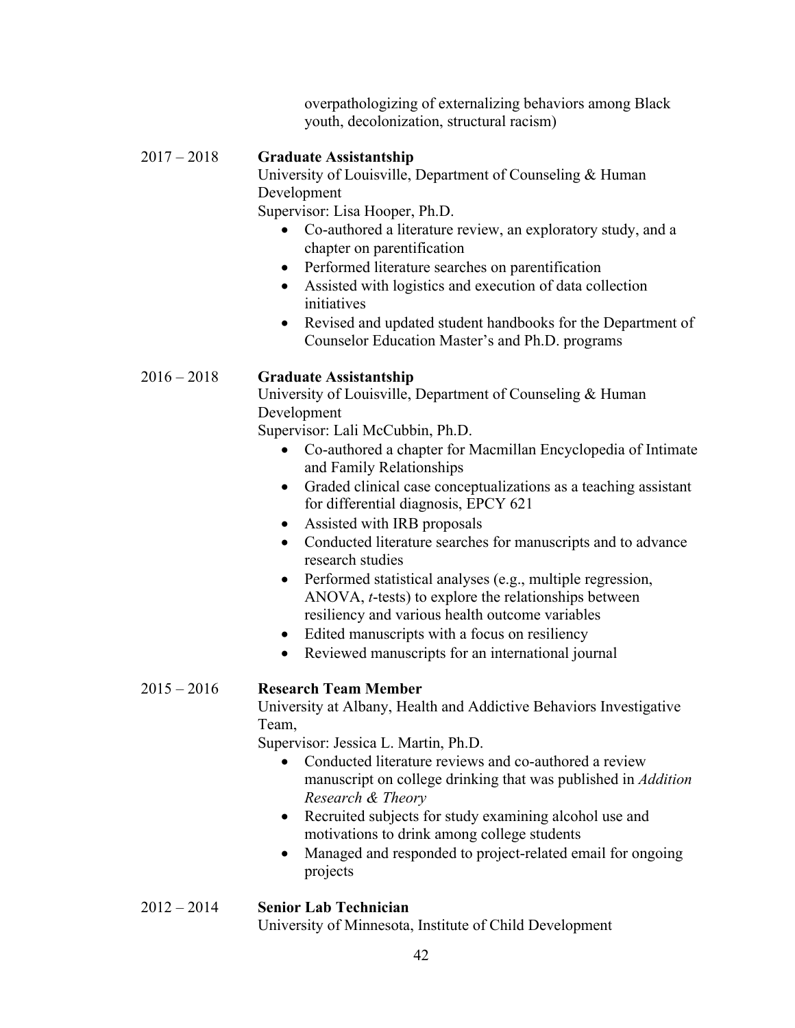overpathologizing of externalizing behaviors among Black youth, decolonization, structural racism)

2017 – 2018 **Graduate Assistantship**
University of Louisville, Department of Counseling & Human Development
Supervisor: Lisa Hooper, Ph.D.

- Co-authored a literature review, an exploratory study, and a chapter on parentification
- Performed literature searches on parentification
- Assisted with logistics and execution of data collection initiatives
- Revised and updated student handbooks for the Department of Counselor Education Master's and Ph.D. programs

2016 – 2018 **Graduate Assistantship**
University of Louisville, Department of Counseling & Human Development
Supervisor: Lali McCubbin, Ph.D.

- Co-authored a chapter for Macmillan Encyclopedia of Intimate and Family Relationships
- Graded clinical case conceptualizations as a teaching assistant for differential diagnosis, EPCY 621
- Assisted with IRB proposals
- Conducted literature searches for manuscripts and to advance research studies
- Performed statistical analyses (e.g., multiple regression, ANOVA, *t*-tests) to explore the relationships between resiliency and various health outcome variables
- Edited manuscripts with a focus on resiliency
- Reviewed manuscripts for an international journal

2015 – 2016 **Research Team Member**
University at Albany, Health and Addictive Behaviors Investigative Team,
Supervisor: Jessica L. Martin, Ph.D.

- Conducted literature reviews and co-authored a review manuscript on college drinking that was published in *Addition Research & Theory*
- Recruited subjects for study examining alcohol use and motivations to drink among college students
- Managed and responded to project-related email for ongoing projects

2012 – 2014 **Senior Lab Technician**
University of Minnesota, Institute of Child Development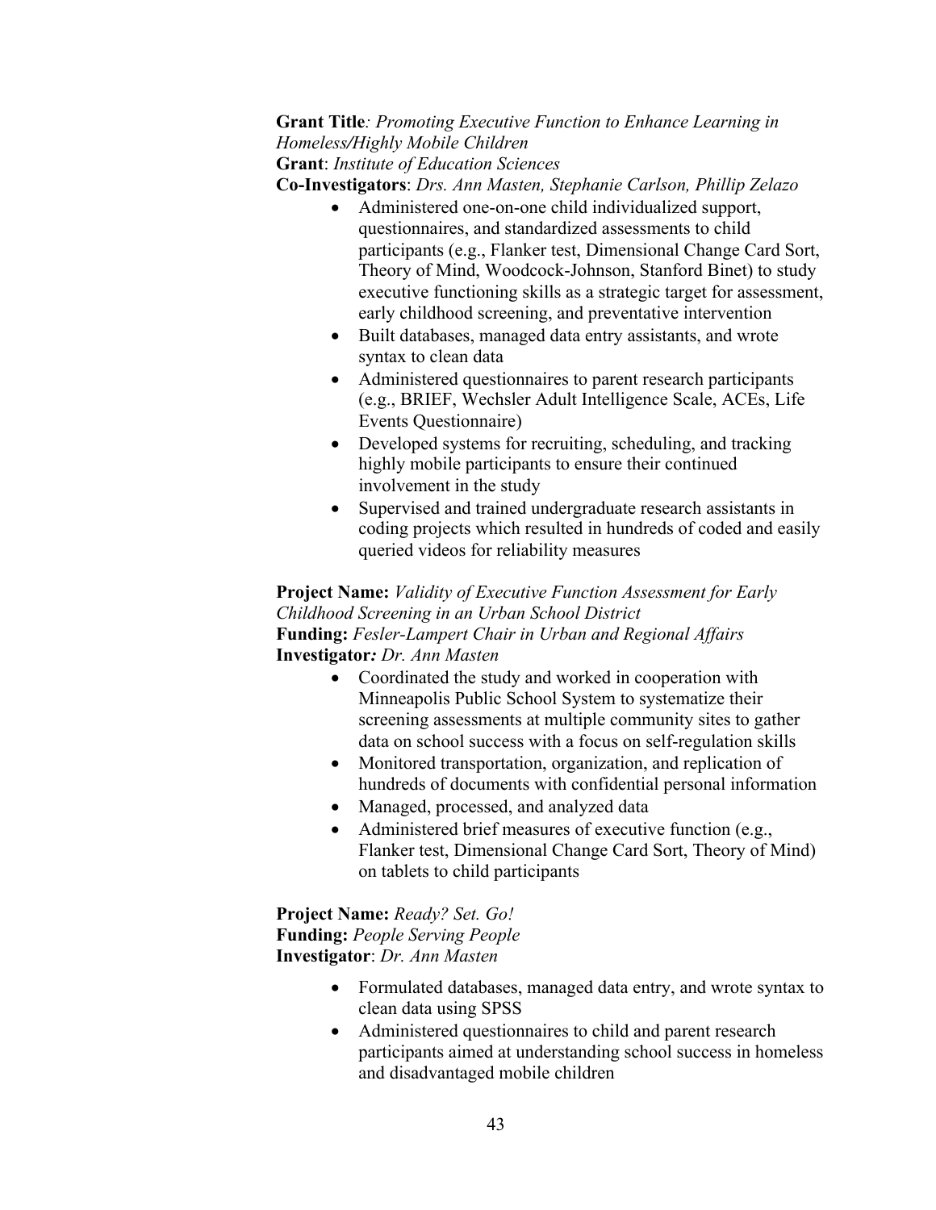**Grant Title***: Promoting Executive Function to Enhance Learning in Homeless/Highly Mobile Children*
**Grant**: *Institute of Education Sciences*
**Co-Investigators**: *Drs. Ann Masten, Stephanie Carlson, Phillip Zelazo*

- Administered one-on-one child individualized support, questionnaires, and standardized assessments to child participants (e.g., Flanker test, Dimensional Change Card Sort, Theory of Mind, Woodcock-Johnson, Stanford Binet) to study executive functioning skills as a strategic target for assessment, early childhood screening, and preventative intervention
- Built databases, managed data entry assistants, and wrote syntax to clean data
- Administered questionnaires to parent research participants (e.g., BRIEF, Wechsler Adult Intelligence Scale, ACEs, Life Events Questionnaire)
- Developed systems for recruiting, scheduling, and tracking highly mobile participants to ensure their continued involvement in the study
- Supervised and trained undergraduate research assistants in coding projects which resulted in hundreds of coded and easily queried videos for reliability measures

**Project Name:** *Validity of Executive Function Assessment for Early Childhood Screening in an Urban School District*
**Funding:** *Fesler-Lampert Chair in Urban and Regional Affairs*
**Investigator***: Dr. Ann Masten*

- Coordinated the study and worked in cooperation with Minneapolis Public School System to systematize their screening assessments at multiple community sites to gather data on school success with a focus on self-regulation skills
- Monitored transportation, organization, and replication of hundreds of documents with confidential personal information
- Managed, processed, and analyzed data
- Administered brief measures of executive function (e.g., Flanker test, Dimensional Change Card Sort, Theory of Mind) on tablets to child participants

**Project Name:** *Ready? Set. Go!*
**Funding:** *People Serving People*
**Investigator**: *Dr. Ann Masten*

- Formulated databases, managed data entry, and wrote syntax to clean data using SPSS
- Administered questionnaires to child and parent research participants aimed at understanding school success in homeless and disadvantaged mobile children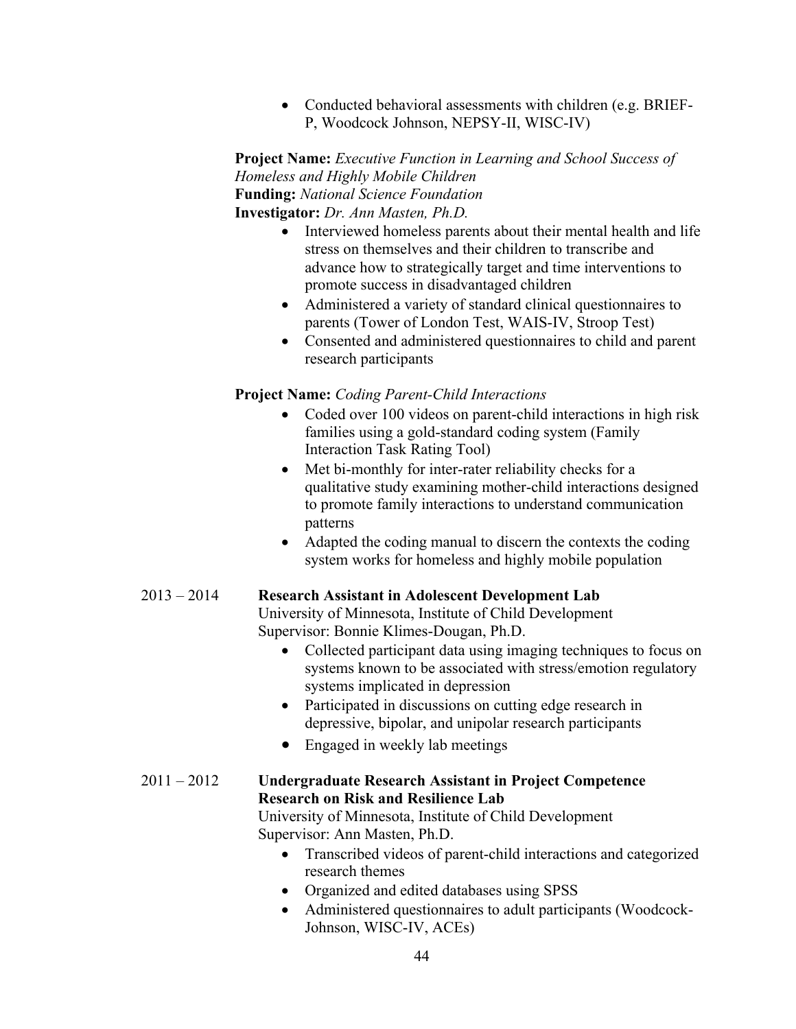- Conducted behavioral assessments with children (e.g. BRIEF-P, Woodcock Johnson, NEPSY-II, WISC-IV)

**Project Name:** *Executive Function in Learning and School Success of Homeless and Highly Mobile Children*
**Funding:** *National Science Foundation*
**Investigator:** *Dr. Ann Masten, Ph.D.*

- Interviewed homeless parents about their mental health and life stress on themselves and their children to transcribe and advance how to strategically target and time interventions to promote success in disadvantaged children
- Administered a variety of standard clinical questionnaires to parents (Tower of London Test, WAIS-IV, Stroop Test)
- Consented and administered questionnaires to child and parent research participants

**Project Name:** *Coding Parent-Child Interactions*

- Coded over 100 videos on parent-child interactions in high risk families using a gold-standard coding system (Family Interaction Task Rating Tool)
- Met bi-monthly for inter-rater reliability checks for a qualitative study examining mother-child interactions designed to promote family interactions to understand communication patterns
- Adapted the coding manual to discern the contexts the coding system works for homeless and highly mobile population

2013 – 2014 **Research Assistant in Adolescent Development Lab**
University of Minnesota, Institute of Child Development
Supervisor: Bonnie Klimes-Dougan, Ph.D.

- Collected participant data using imaging techniques to focus on systems known to be associated with stress/emotion regulatory systems implicated in depression
- Participated in discussions on cutting edge research in depressive, bipolar, and unipolar research participants
- Engaged in weekly lab meetings

2011 – 2012 **Undergraduate Research Assistant in Project Competence Research on Risk and Resilience Lab**
University of Minnesota, Institute of Child Development
Supervisor: Ann Masten, Ph.D.

- Transcribed videos of parent-child interactions and categorized research themes
- Organized and edited databases using SPSS
- Administered questionnaires to adult participants (Woodcock-Johnson, WISC-IV, ACEs)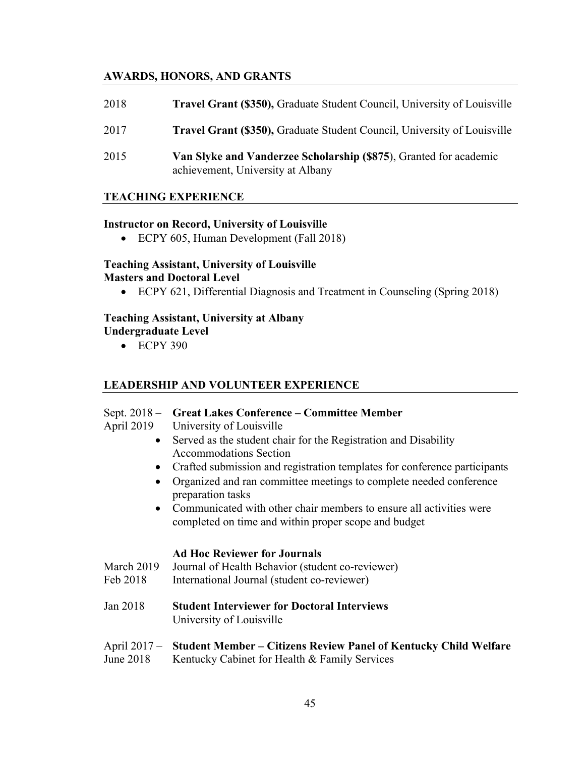## AWARDS, HONORS, AND GRANTS

2018 **Travel Grant ($350),** Graduate Student Council, University of Louisville

2017 **Travel Grant ($350),** Graduate Student Council, University of Louisville

2015 **Van Slyke and Vanderzee Scholarship ($875**), Granted for academic achievement, University at Albany

## TEACHING EXPERIENCE

**Instructor on Record, University of Louisville**

- ECPY 605, Human Development (Fall 2018)

**Teaching Assistant, University of Louisville**
**Masters and Doctoral Level**

- ECPY 621, Differential Diagnosis and Treatment in Counseling (Spring 2018)

**Teaching Assistant, University at Albany**
**Undergraduate Level**

- ECPY 390

## LEADERSHIP AND VOLUNTEER EXPERIENCE

Sept. 2018 – April 2019 **Great Lakes Conference – Committee Member**
University of Louisville

- Served as the student chair for the Registration and Disability Accommodations Section
- Crafted submission and registration templates for conference participants
- Organized and ran committee meetings to complete needed conference preparation tasks
- Communicated with other chair members to ensure all activities were completed on time and within proper scope and budget

**Ad Hoc Reviewer for Journals**

March 2019 Journal of Health Behavior (student co-reviewer)

Feb 2018 International Journal (student co-reviewer)

Jan 2018 **Student Interviewer for Doctoral Interviews**
University of Louisville

April 2017 – June 2018 **Student Member – Citizens Review Panel of Kentucky Child Welfare**
Kentucky Cabinet for Health & Family Services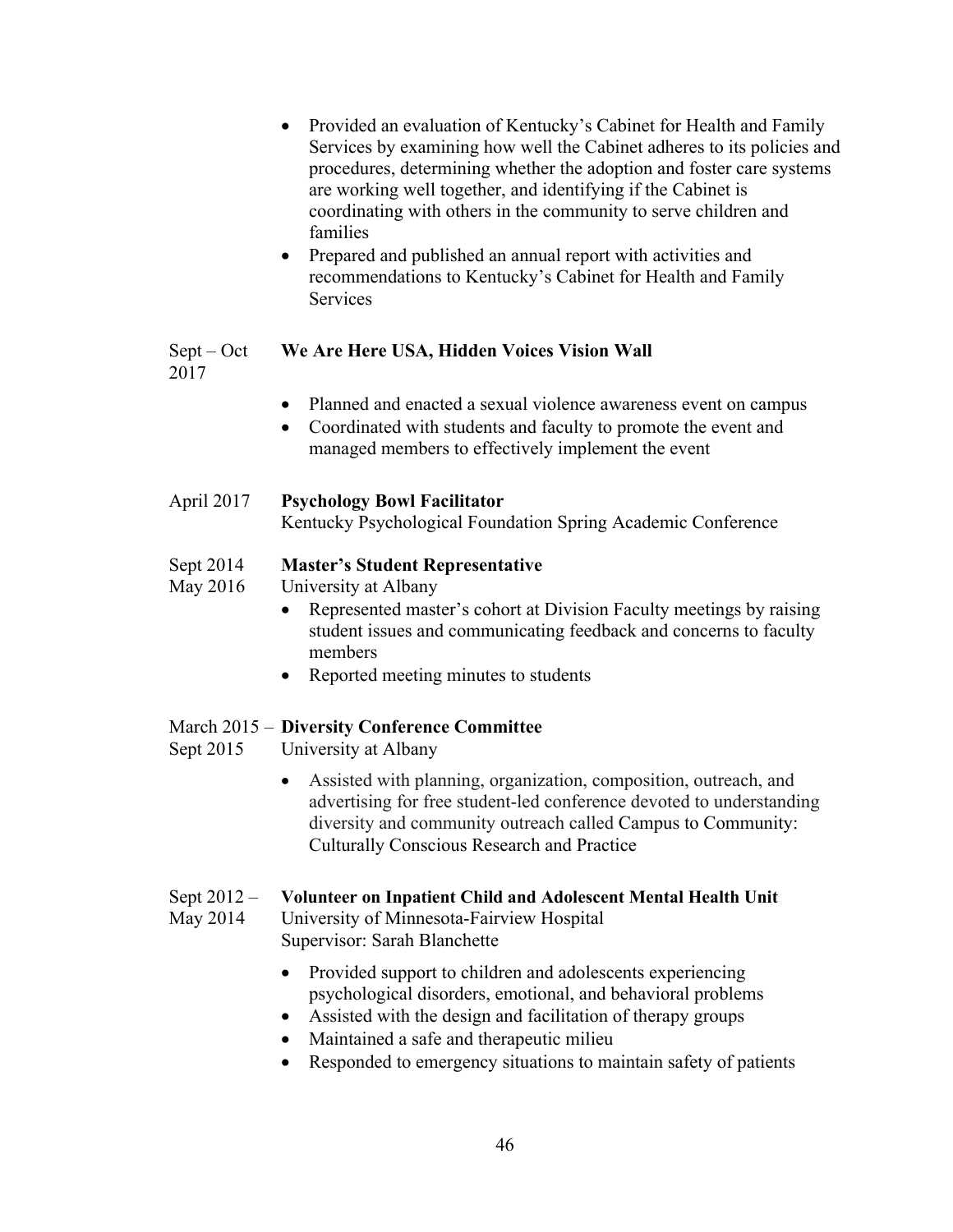- Provided an evaluation of Kentucky's Cabinet for Health and Family Services by examining how well the Cabinet adheres to its policies and procedures, determining whether the adoption and foster care systems are working well together, and identifying if the Cabinet is coordinating with others in the community to serve children and families
- Prepared and published an annual report with activities and recommendations to Kentucky's Cabinet for Health and Family Services

Sept – Oct 2017 **We Are Here USA, Hidden Voices Vision Wall**

- Planned and enacted a sexual violence awareness event on campus
- Coordinated with students and faculty to promote the event and managed members to effectively implement the event

April 2017 **Psychology Bowl Facilitator**
Kentucky Psychological Foundation Spring Academic Conference

Sept 2014 May 2016 **Master's Student Representative**
University at Albany

- Represented master's cohort at Division Faculty meetings by raising student issues and communicating feedback and concerns to faculty members
- Reported meeting minutes to students

March 2015 – Sept 2015 **Diversity Conference Committee**
University at Albany

- Assisted with planning, organization, composition, outreach, and advertising for free student-led conference devoted to understanding diversity and community outreach called Campus to Community: Culturally Conscious Research and Practice

Sept 2012 – May 2014 **Volunteer on Inpatient Child and Adolescent Mental Health Unit**
University of Minnesota-Fairview Hospital
Supervisor: Sarah Blanchette

- Provided support to children and adolescents experiencing psychological disorders, emotional, and behavioral problems
- Assisted with the design and facilitation of therapy groups
- Maintained a safe and therapeutic milieu
- Responded to emergency situations to maintain safety of patients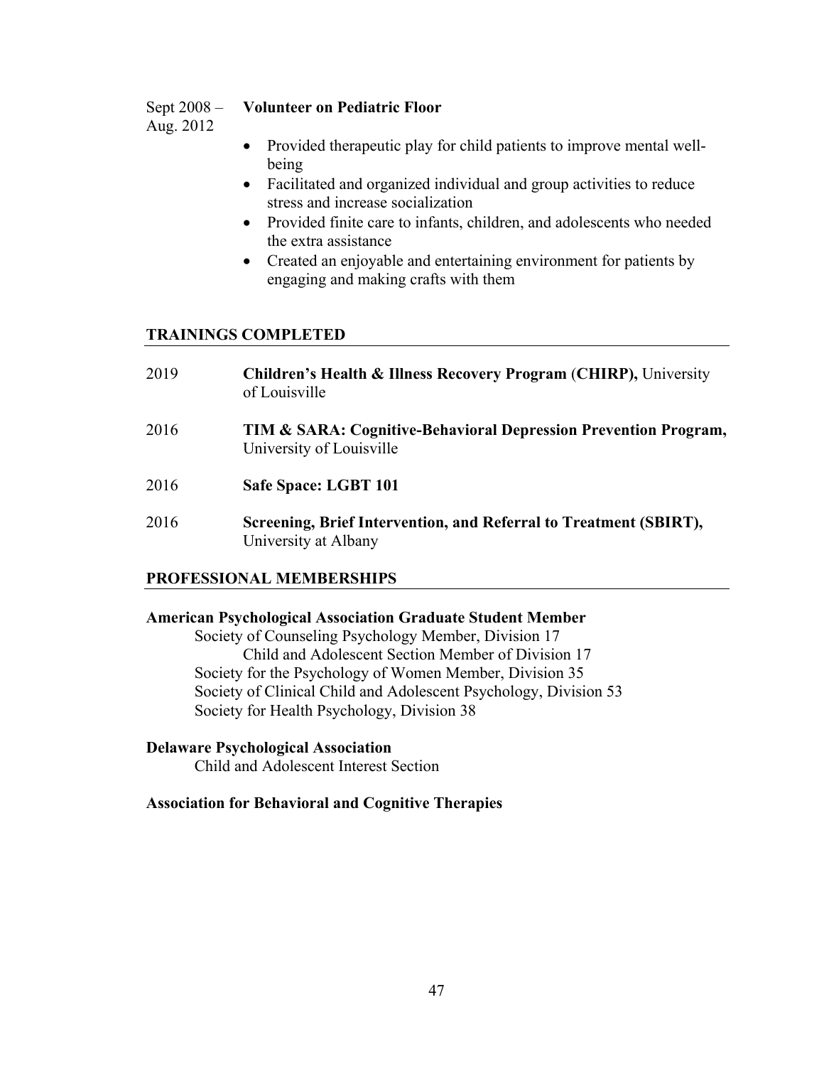Sept 2008 – Aug. 2012 **Volunteer on Pediatric Floor**

- Provided therapeutic play for child patients to improve mental well-being
- Facilitated and organized individual and group activities to reduce stress and increase socialization
- Provided finite care to infants, children, and adolescents who needed the extra assistance
- Created an enjoyable and entertaining environment for patients by engaging and making crafts with them

## TRAININGS COMPLETED

2019 **Children's Health & Illness Recovery Program (CHIRP),** University of Louisville

2016 **TIM & SARA: Cognitive-Behavioral Depression Prevention Program,** University of Louisville

2016 **Safe Space: LGBT 101**

2016 **Screening, Brief Intervention, and Referral to Treatment (SBIRT),** University at Albany

## PROFESSIONAL MEMBERSHIPS

**American Psychological Association Graduate Student Member**

- Society of Counseling Psychology Member, Division 17
  - Child and Adolescent Section Member of Division 17
- Society for the Psychology of Women Member, Division 35
- Society of Clinical Child and Adolescent Psychology, Division 53
- Society for Health Psychology, Division 38

**Delaware Psychological Association**

- Child and Adolescent Interest Section

**Association for Behavioral and Cognitive Therapies**